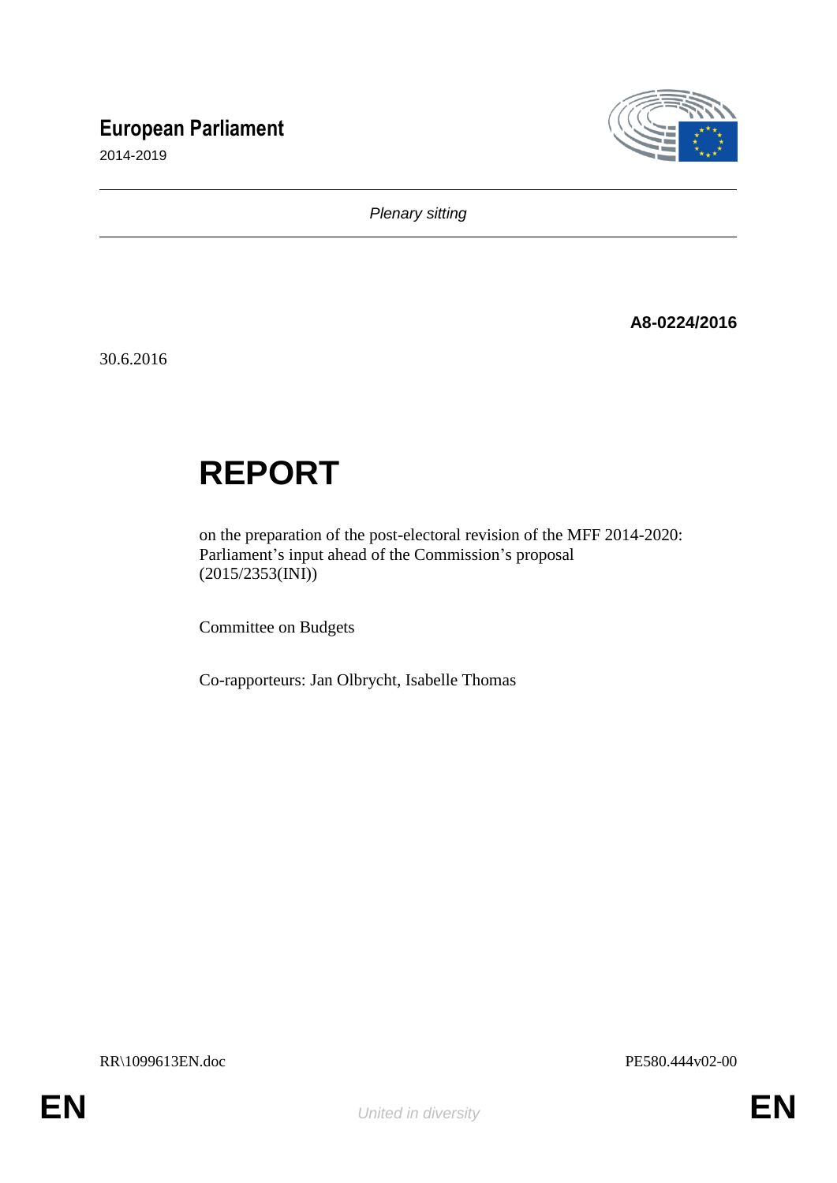European Parliament

2014-2019

*Plenary sitting*

**A8-0224/2016**

30.6.2016

# REPORT

on the preparation of the post-electoral revision of the MFF 2014-2020: Parliament's input ahead of the Commission's proposal
(2015/2353(INI))

Committee on Budgets

Co-rapporteurs: Jan Olbrycht, Isabelle Thomas

RR\1099613EN.doc PE580.444v02-00

EN *United in diversity* EN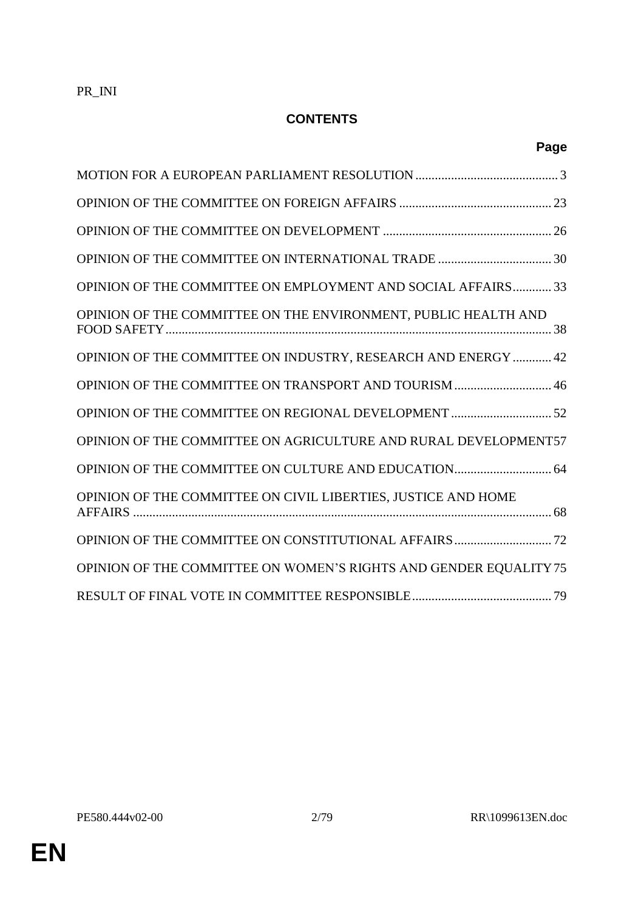PR_INI

# CONTENTS

| | Page |
|---|---|
| MOTION FOR A EUROPEAN PARLIAMENT RESOLUTION | 3 |
| OPINION OF THE COMMITTEE ON FOREIGN AFFAIRS | 23 |
| OPINION OF THE COMMITTEE ON DEVELOPMENT | 26 |
| OPINION OF THE COMMITTEE ON INTERNATIONAL TRADE | 30 |
| OPINION OF THE COMMITTEE ON EMPLOYMENT AND SOCIAL AFFAIRS | 33 |
| OPINION OF THE COMMITTEE ON THE ENVIRONMENT, PUBLIC HEALTH AND FOOD SAFETY | 38 |
| OPINION OF THE COMMITTEE ON INDUSTRY, RESEARCH AND ENERGY | 42 |
| OPINION OF THE COMMITTEE ON TRANSPORT AND TOURISM | 46 |
| OPINION OF THE COMMITTEE ON REGIONAL DEVELOPMENT | 52 |
| OPINION OF THE COMMITTEE ON AGRICULTURE AND RURAL DEVELOPMENT | 57 |
| OPINION OF THE COMMITTEE ON CULTURE AND EDUCATION | 64 |
| OPINION OF THE COMMITTEE ON CIVIL LIBERTIES, JUSTICE AND HOME AFFAIRS | 68 |
| OPINION OF THE COMMITTEE ON CONSTITUTIONAL AFFAIRS | 72 |
| OPINION OF THE COMMITTEE ON WOMEN'S RIGHTS AND GENDER EQUALITY | 75 |
| RESULT OF FINAL VOTE IN COMMITTEE RESPONSIBLE | 79 |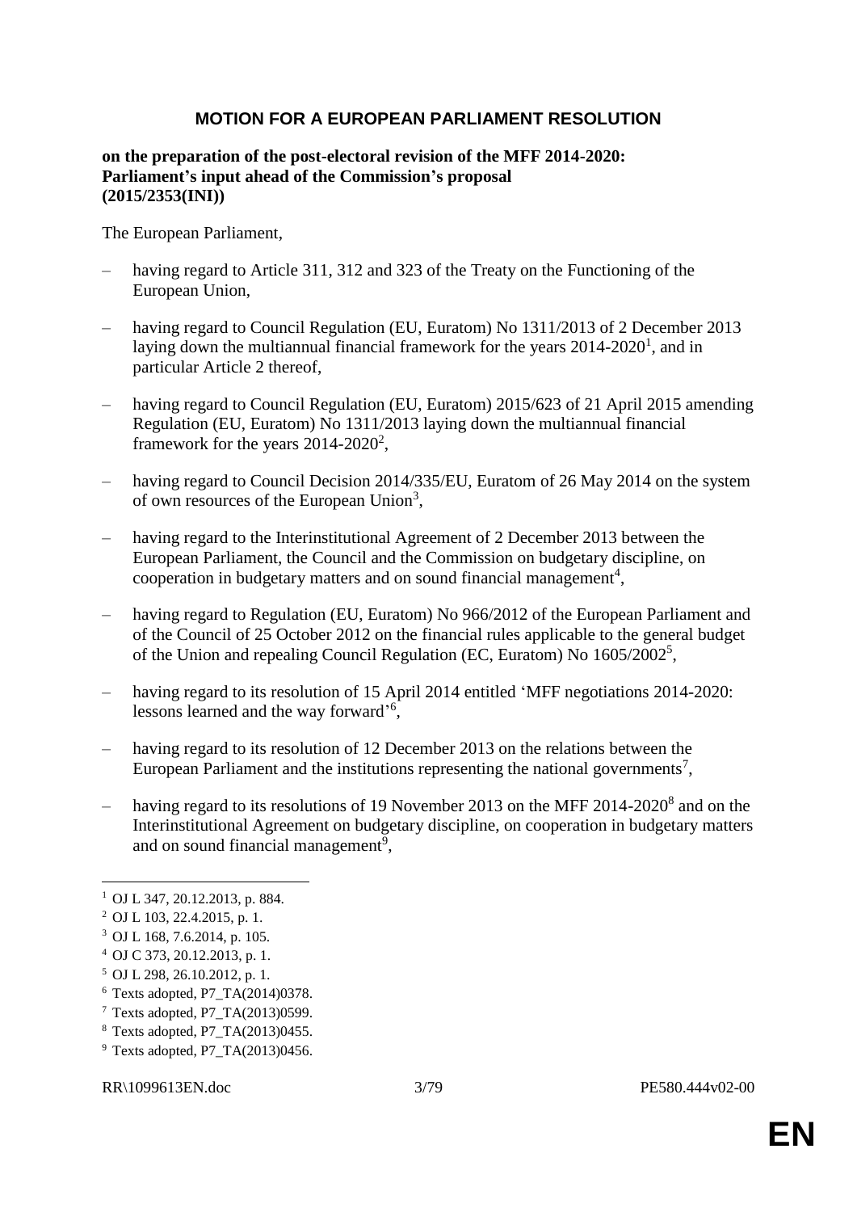## MOTION FOR A EUROPEAN PARLIAMENT RESOLUTION

**on the preparation of the post-electoral revision of the MFF 2014-2020: Parliament's input ahead of the Commission's proposal (2015/2353(INI))**

The European Parliament,

– having regard to Article 311, 312 and 323 of the Treaty on the Functioning of the European Union,

– having regard to Council Regulation (EU, Euratom) No 1311/2013 of 2 December 2013 laying down the multiannual financial framework for the years 2014-2020[1], and in particular Article 2 thereof,

– having regard to Council Regulation (EU, Euratom) 2015/623 of 21 April 2015 amending Regulation (EU, Euratom) No 1311/2013 laying down the multiannual financial framework for the years 2014-2020[2],

– having regard to Council Decision 2014/335/EU, Euratom of 26 May 2014 on the system of own resources of the European Union[3],

– having regard to the Interinstitutional Agreement of 2 December 2013 between the European Parliament, the Council and the Commission on budgetary discipline, on cooperation in budgetary matters and on sound financial management[4],

– having regard to Regulation (EU, Euratom) No 966/2012 of the European Parliament and of the Council of 25 October 2012 on the financial rules applicable to the general budget of the Union and repealing Council Regulation (EC, Euratom) No 1605/2002[5],

– having regard to its resolution of 15 April 2014 entitled 'MFF negotiations 2014-2020: lessons learned and the way forward'[6],

– having regard to its resolution of 12 December 2013 on the relations between the European Parliament and the institutions representing the national governments[7],

– having regard to its resolutions of 19 November 2013 on the MFF 2014-2020[8] and on the Interinstitutional Agreement on budgetary discipline, on cooperation in budgetary matters and on sound financial management[9],

---

[1] OJ L 347, 20.12.2013, p. 884.

[2] OJ L 103, 22.4.2015, p. 1.

[3] OJ L 168, 7.6.2014, p. 105.

[4] OJ C 373, 20.12.2013, p. 1.

[5] OJ L 298, 26.10.2012, p. 1.

[6] Texts adopted, P7_TA(2014)0378.

[7] Texts adopted, P7_TA(2013)0599.

[8] Texts adopted, P7_TA(2013)0455.

[9] Texts adopted, P7_TA(2013)0456.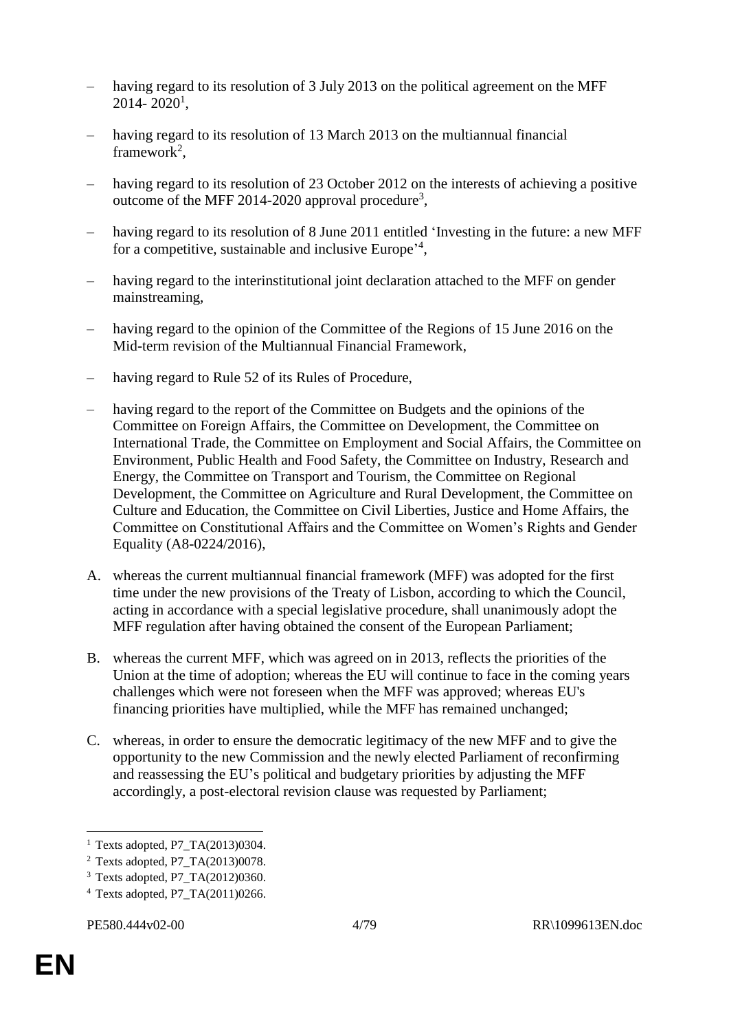– having regard to its resolution of 3 July 2013 on the political agreement on the MFF 2014- 2020[1],

– having regard to its resolution of 13 March 2013 on the multiannual financial framework[2],

– having regard to its resolution of 23 October 2012 on the interests of achieving a positive outcome of the MFF 2014-2020 approval procedure[3],

– having regard to its resolution of 8 June 2011 entitled 'Investing in the future: a new MFF for a competitive, sustainable and inclusive Europe'[4],

– having regard to the interinstitutional joint declaration attached to the MFF on gender mainstreaming,

– having regard to the opinion of the Committee of the Regions of 15 June 2016 on the Mid-term revision of the Multiannual Financial Framework,

– having regard to Rule 52 of its Rules of Procedure,

– having regard to the report of the Committee on Budgets and the opinions of the Committee on Foreign Affairs, the Committee on Development, the Committee on International Trade, the Committee on Employment and Social Affairs, the Committee on Environment, Public Health and Food Safety, the Committee on Industry, Research and Energy, the Committee on Transport and Tourism, the Committee on Regional Development, the Committee on Agriculture and Rural Development, the Committee on Culture and Education, the Committee on Civil Liberties, Justice and Home Affairs, the Committee on Constitutional Affairs and the Committee on Women's Rights and Gender Equality (A8-0224/2016),

A. whereas the current multiannual financial framework (MFF) was adopted for the first time under the new provisions of the Treaty of Lisbon, according to which the Council, acting in accordance with a special legislative procedure, shall unanimously adopt the MFF regulation after having obtained the consent of the European Parliament;

B. whereas the current MFF, which was agreed on in 2013, reflects the priorities of the Union at the time of adoption; whereas the EU will continue to face in the coming years challenges which were not foreseen when the MFF was approved; whereas EU's financing priorities have multiplied, while the MFF has remained unchanged;

C. whereas, in order to ensure the democratic legitimacy of the new MFF and to give the opportunity to the new Commission and the newly elected Parliament of reconfirming and reassessing the EU's political and budgetary priorities by adjusting the MFF accordingly, a post-electoral revision clause was requested by Parliament;

---

[1] Texts adopted, P7_TA(2013)0304.

[2] Texts adopted, P7_TA(2013)0078.

[3] Texts adopted, P7_TA(2012)0360.

[4] Texts adopted, P7_TA(2011)0266.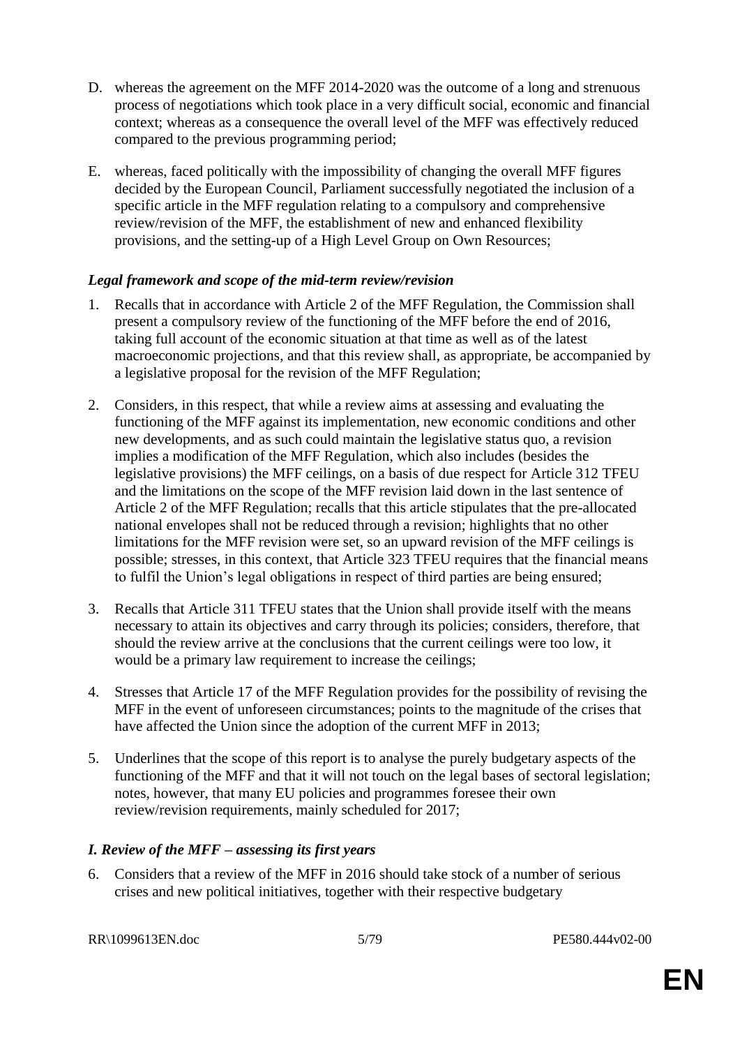D. whereas the agreement on the MFF 2014-2020 was the outcome of a long and strenuous process of negotiations which took place in a very difficult social, economic and financial context; whereas as a consequence the overall level of the MFF was effectively reduced compared to the previous programming period;

E. whereas, faced politically with the impossibility of changing the overall MFF figures decided by the European Council, Parliament successfully negotiated the inclusion of a specific article in the MFF regulation relating to a compulsory and comprehensive review/revision of the MFF, the establishment of new and enhanced flexibility provisions, and the setting-up of a High Level Group on Own Resources;

***Legal framework and scope of the mid-term review/revision***

1. Recalls that in accordance with Article 2 of the MFF Regulation, the Commission shall present a compulsory review of the functioning of the MFF before the end of 2016, taking full account of the economic situation at that time as well as of the latest macroeconomic projections, and that this review shall, as appropriate, be accompanied by a legislative proposal for the revision of the MFF Regulation;

2. Considers, in this respect, that while a review aims at assessing and evaluating the functioning of the MFF against its implementation, new economic conditions and other new developments, and as such could maintain the legislative status quo, a revision implies a modification of the MFF Regulation, which also includes (besides the legislative provisions) the MFF ceilings, on a basis of due respect for Article 312 TFEU and the limitations on the scope of the MFF revision laid down in the last sentence of Article 2 of the MFF Regulation; recalls that this article stipulates that the pre-allocated national envelopes shall not be reduced through a revision; highlights that no other limitations for the MFF revision were set, so an upward revision of the MFF ceilings is possible; stresses, in this context, that Article 323 TFEU requires that the financial means to fulfil the Union's legal obligations in respect of third parties are being ensured;

3. Recalls that Article 311 TFEU states that the Union shall provide itself with the means necessary to attain its objectives and carry through its policies; considers, therefore, that should the review arrive at the conclusions that the current ceilings were too low, it would be a primary law requirement to increase the ceilings;

4. Stresses that Article 17 of the MFF Regulation provides for the possibility of revising the MFF in the event of unforeseen circumstances; points to the magnitude of the crises that have affected the Union since the adoption of the current MFF in 2013;

5. Underlines that the scope of this report is to analyse the purely budgetary aspects of the functioning of the MFF and that it will not touch on the legal bases of sectoral legislation; notes, however, that many EU policies and programmes foresee their own review/revision requirements, mainly scheduled for 2017;

***I. Review of the MFF – assessing its first years***

6. Considers that a review of the MFF in 2016 should take stock of a number of serious crises and new political initiatives, together with their respective budgetary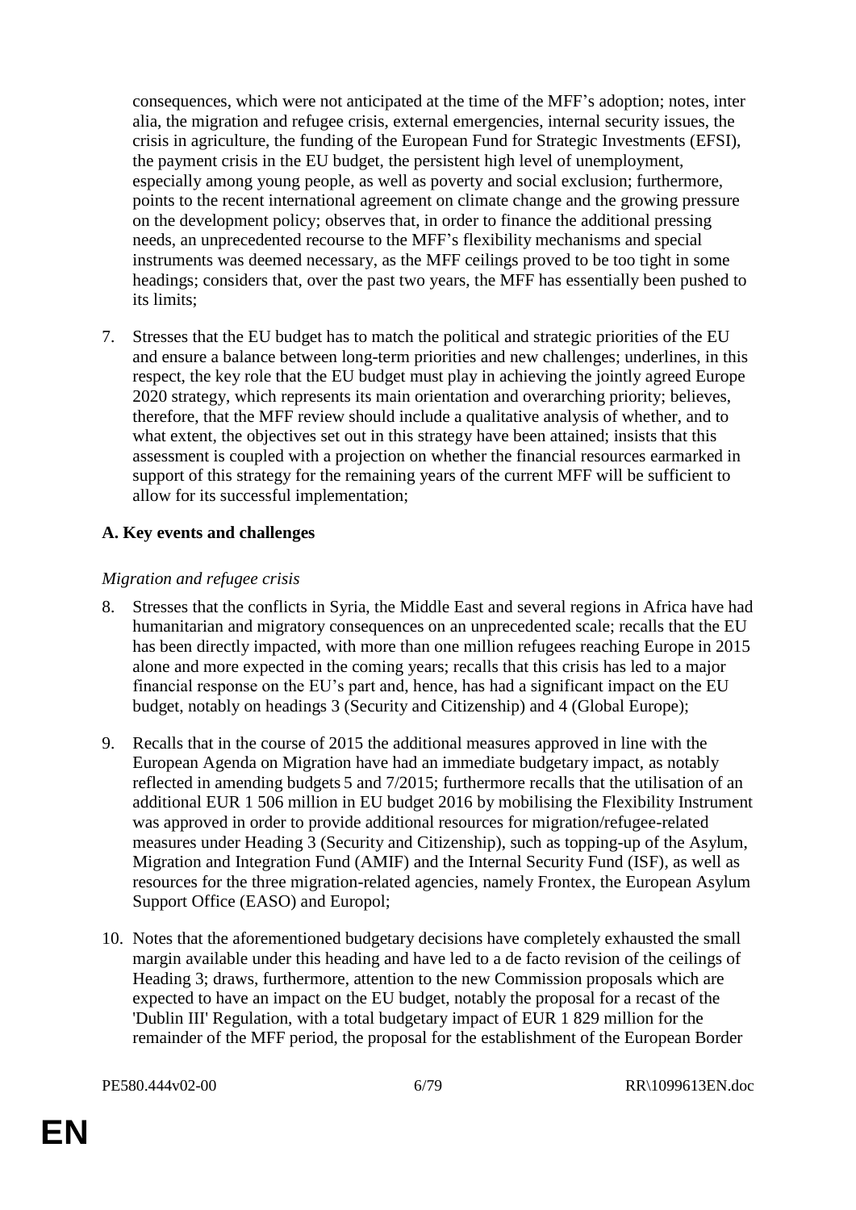consequences, which were not anticipated at the time of the MFF's adoption; notes, inter alia, the migration and refugee crisis, external emergencies, internal security issues, the crisis in agriculture, the funding of the European Fund for Strategic Investments (EFSI), the payment crisis in the EU budget, the persistent high level of unemployment, especially among young people, as well as poverty and social exclusion; furthermore, points to the recent international agreement on climate change and the growing pressure on the development policy; observes that, in order to finance the additional pressing needs, an unprecedented recourse to the MFF's flexibility mechanisms and special instruments was deemed necessary, as the MFF ceilings proved to be too tight in some headings; considers that, over the past two years, the MFF has essentially been pushed to its limits;

7. Stresses that the EU budget has to match the political and strategic priorities of the EU and ensure a balance between long-term priorities and new challenges; underlines, in this respect, the key role that the EU budget must play in achieving the jointly agreed Europe 2020 strategy, which represents its main orientation and overarching priority; believes, therefore, that the MFF review should include a qualitative analysis of whether, and to what extent, the objectives set out in this strategy have been attained; insists that this assessment is coupled with a projection on whether the financial resources earmarked in support of this strategy for the remaining years of the current MFF will be sufficient to allow for its successful implementation;

**A. Key events and challenges**

*Migration and refugee crisis*

8. Stresses that the conflicts in Syria, the Middle East and several regions in Africa have had humanitarian and migratory consequences on an unprecedented scale; recalls that the EU has been directly impacted, with more than one million refugees reaching Europe in 2015 alone and more expected in the coming years; recalls that this crisis has led to a major financial response on the EU's part and, hence, has had a significant impact on the EU budget, notably on headings 3 (Security and Citizenship) and 4 (Global Europe);

9. Recalls that in the course of 2015 the additional measures approved in line with the European Agenda on Migration have had an immediate budgetary impact, as notably reflected in amending budgets 5 and 7/2015; furthermore recalls that the utilisation of an additional EUR 1 506 million in EU budget 2016 by mobilising the Flexibility Instrument was approved in order to provide additional resources for migration/refugee-related measures under Heading 3 (Security and Citizenship), such as topping-up of the Asylum, Migration and Integration Fund (AMIF) and the Internal Security Fund (ISF), as well as resources for the three migration-related agencies, namely Frontex, the European Asylum Support Office (EASO) and Europol;

10. Notes that the aforementioned budgetary decisions have completely exhausted the small margin available under this heading and have led to a de facto revision of the ceilings of Heading 3; draws, furthermore, attention to the new Commission proposals which are expected to have an impact on the EU budget, notably the proposal for a recast of the 'Dublin III' Regulation, with a total budgetary impact of EUR 1 829 million for the remainder of the MFF period, the proposal for the establishment of the European Border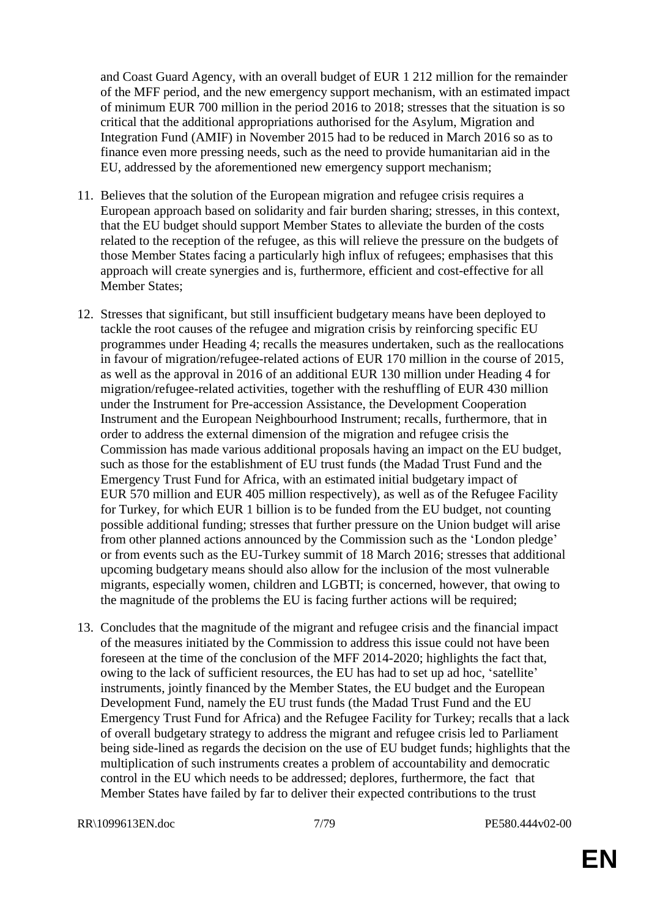and Coast Guard Agency, with an overall budget of EUR 1 212 million for the remainder of the MFF period, and the new emergency support mechanism, with an estimated impact of minimum EUR 700 million in the period 2016 to 2018; stresses that the situation is so critical that the additional appropriations authorised for the Asylum, Migration and Integration Fund (AMIF) in November 2015 had to be reduced in March 2016 so as to finance even more pressing needs, such as the need to provide humanitarian aid in the EU, addressed by the aforementioned new emergency support mechanism;

11. Believes that the solution of the European migration and refugee crisis requires a European approach based on solidarity and fair burden sharing; stresses, in this context, that the EU budget should support Member States to alleviate the burden of the costs related to the reception of the refugee, as this will relieve the pressure on the budgets of those Member States facing a particularly high influx of refugees; emphasises that this approach will create synergies and is, furthermore, efficient and cost-effective for all Member States;

12. Stresses that significant, but still insufficient budgetary means have been deployed to tackle the root causes of the refugee and migration crisis by reinforcing specific EU programmes under Heading 4; recalls the measures undertaken, such as the reallocations in favour of migration/refugee-related actions of EUR 170 million in the course of 2015, as well as the approval in 2016 of an additional EUR 130 million under Heading 4 for migration/refugee-related activities, together with the reshuffling of EUR 430 million under the Instrument for Pre-accession Assistance, the Development Cooperation Instrument and the European Neighbourhood Instrument; recalls, furthermore, that in order to address the external dimension of the migration and refugee crisis the Commission has made various additional proposals having an impact on the EU budget, such as those for the establishment of EU trust funds (the Madad Trust Fund and the Emergency Trust Fund for Africa, with an estimated initial budgetary impact of EUR 570 million and EUR 405 million respectively), as well as of the Refugee Facility for Turkey, for which EUR 1 billion is to be funded from the EU budget, not counting possible additional funding; stresses that further pressure on the Union budget will arise from other planned actions announced by the Commission such as the 'London pledge' or from events such as the EU-Turkey summit of 18 March 2016; stresses that additional upcoming budgetary means should also allow for the inclusion of the most vulnerable migrants, especially women, children and LGBTI; is concerned, however, that owing to the magnitude of the problems the EU is facing further actions will be required;

13. Concludes that the magnitude of the migrant and refugee crisis and the financial impact of the measures initiated by the Commission to address this issue could not have been foreseen at the time of the conclusion of the MFF 2014-2020; highlights the fact that, owing to the lack of sufficient resources, the EU has had to set up ad hoc, 'satellite' instruments, jointly financed by the Member States, the EU budget and the European Development Fund, namely the EU trust funds (the Madad Trust Fund and the EU Emergency Trust Fund for Africa) and the Refugee Facility for Turkey; recalls that a lack of overall budgetary strategy to address the migrant and refugee crisis led to Parliament being side-lined as regards the decision on the use of EU budget funds; highlights that the multiplication of such instruments creates a problem of accountability and democratic control in the EU which needs to be addressed; deplores, furthermore, the fact that Member States have failed by far to deliver their expected contributions to the trust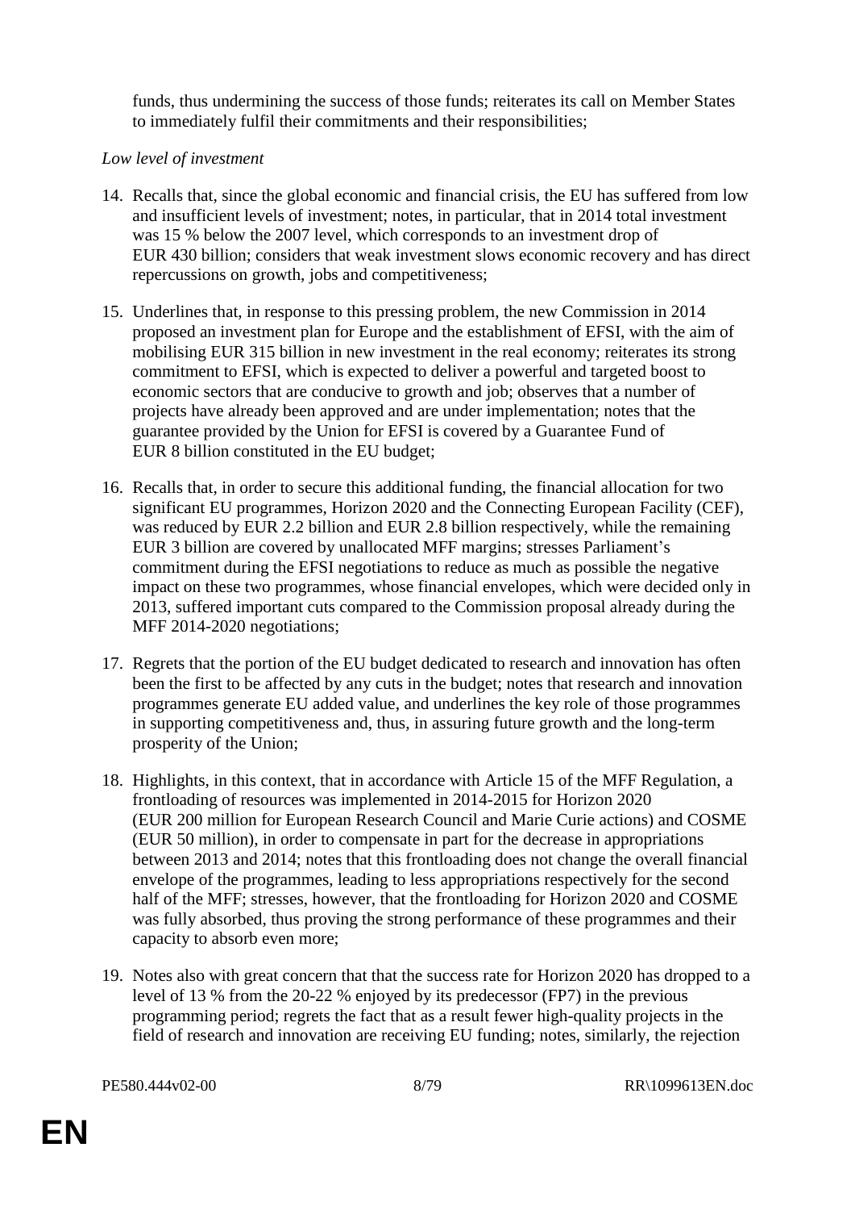funds, thus undermining the success of those funds; reiterates its call on Member States to immediately fulfil their commitments and their responsibilities;

*Low level of investment*

14. Recalls that, since the global economic and financial crisis, the EU has suffered from low and insufficient levels of investment; notes, in particular, that in 2014 total investment was 15 % below the 2007 level, which corresponds to an investment drop of EUR 430 billion; considers that weak investment slows economic recovery and has direct repercussions on growth, jobs and competitiveness;

15. Underlines that, in response to this pressing problem, the new Commission in 2014 proposed an investment plan for Europe and the establishment of EFSI, with the aim of mobilising EUR 315 billion in new investment in the real economy; reiterates its strong commitment to EFSI, which is expected to deliver a powerful and targeted boost to economic sectors that are conducive to growth and job; observes that a number of projects have already been approved and are under implementation; notes that the guarantee provided by the Union for EFSI is covered by a Guarantee Fund of EUR 8 billion constituted in the EU budget;

16. Recalls that, in order to secure this additional funding, the financial allocation for two significant EU programmes, Horizon 2020 and the Connecting European Facility (CEF), was reduced by EUR 2.2 billion and EUR 2.8 billion respectively, while the remaining EUR 3 billion are covered by unallocated MFF margins; stresses Parliament's commitment during the EFSI negotiations to reduce as much as possible the negative impact on these two programmes, whose financial envelopes, which were decided only in 2013, suffered important cuts compared to the Commission proposal already during the MFF 2014-2020 negotiations;

17. Regrets that the portion of the EU budget dedicated to research and innovation has often been the first to be affected by any cuts in the budget; notes that research and innovation programmes generate EU added value, and underlines the key role of those programmes in supporting competitiveness and, thus, in assuring future growth and the long-term prosperity of the Union;

18. Highlights, in this context, that in accordance with Article 15 of the MFF Regulation, a frontloading of resources was implemented in 2014-2015 for Horizon 2020 (EUR 200 million for European Research Council and Marie Curie actions) and COSME (EUR 50 million), in order to compensate in part for the decrease in appropriations between 2013 and 2014; notes that this frontloading does not change the overall financial envelope of the programmes, leading to less appropriations respectively for the second half of the MFF; stresses, however, that the frontloading for Horizon 2020 and COSME was fully absorbed, thus proving the strong performance of these programmes and their capacity to absorb even more;

19. Notes also with great concern that that the success rate for Horizon 2020 has dropped to a level of 13 % from the 20-22 % enjoyed by its predecessor (FP7) in the previous programming period; regrets the fact that as a result fewer high-quality projects in the field of research and innovation are receiving EU funding; notes, similarly, the rejection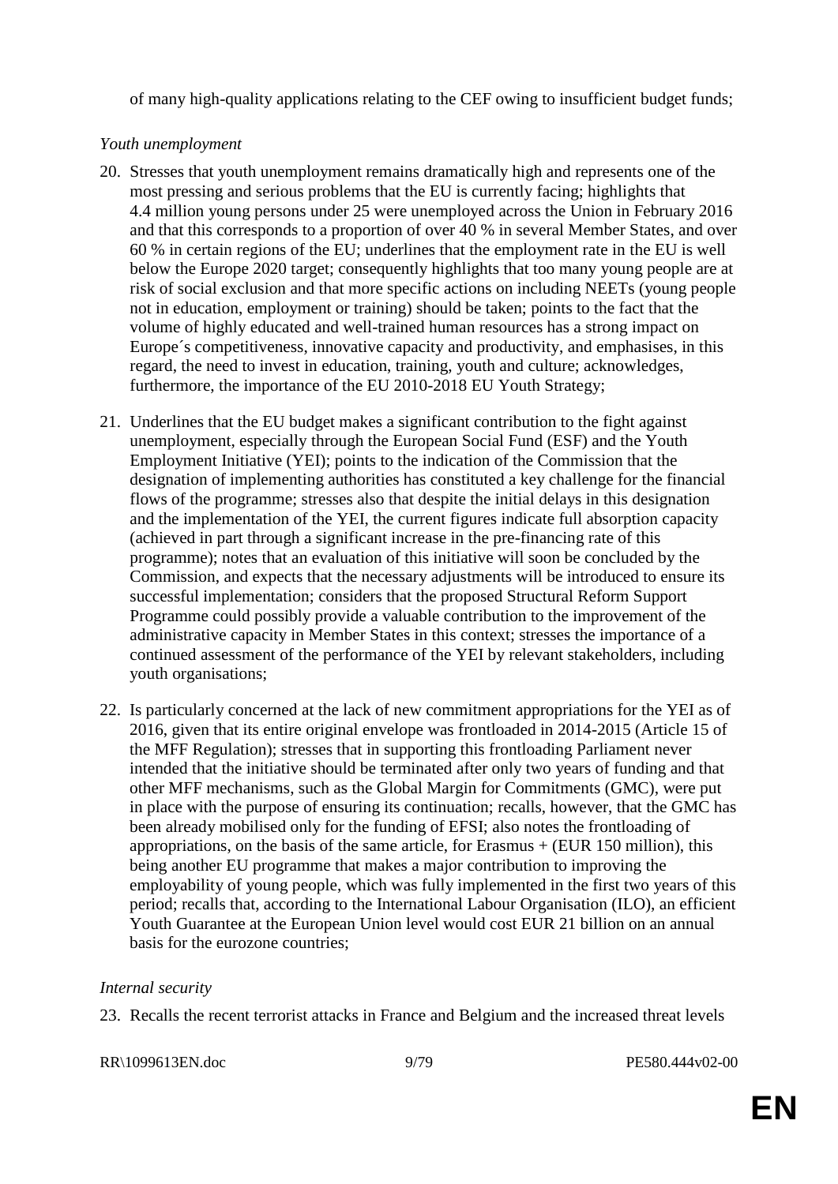of many high-quality applications relating to the CEF owing to insufficient budget funds;

*Youth unemployment*

20. Stresses that youth unemployment remains dramatically high and represents one of the most pressing and serious problems that the EU is currently facing; highlights that 4.4 million young persons under 25 were unemployed across the Union in February 2016 and that this corresponds to a proportion of over 40 % in several Member States, and over 60 % in certain regions of the EU; underlines that the employment rate in the EU is well below the Europe 2020 target; consequently highlights that too many young people are at risk of social exclusion and that more specific actions on including NEETs (young people not in education, employment or training) should be taken; points to the fact that the volume of highly educated and well-trained human resources has a strong impact on Europe´s competitiveness, innovative capacity and productivity, and emphasises, in this regard, the need to invest in education, training, youth and culture; acknowledges, furthermore, the importance of the EU 2010-2018 EU Youth Strategy;

21. Underlines that the EU budget makes a significant contribution to the fight against unemployment, especially through the European Social Fund (ESF) and the Youth Employment Initiative (YEI); points to the indication of the Commission that the designation of implementing authorities has constituted a key challenge for the financial flows of the programme; stresses also that despite the initial delays in this designation and the implementation of the YEI, the current figures indicate full absorption capacity (achieved in part through a significant increase in the pre-financing rate of this programme); notes that an evaluation of this initiative will soon be concluded by the Commission, and expects that the necessary adjustments will be introduced to ensure its successful implementation; considers that the proposed Structural Reform Support Programme could possibly provide a valuable contribution to the improvement of the administrative capacity in Member States in this context; stresses the importance of a continued assessment of the performance of the YEI by relevant stakeholders, including youth organisations;

22. Is particularly concerned at the lack of new commitment appropriations for the YEI as of 2016, given that its entire original envelope was frontloaded in 2014-2015 (Article 15 of the MFF Regulation); stresses that in supporting this frontloading Parliament never intended that the initiative should be terminated after only two years of funding and that other MFF mechanisms, such as the Global Margin for Commitments (GMC), were put in place with the purpose of ensuring its continuation; recalls, however, that the GMC has been already mobilised only for the funding of EFSI; also notes the frontloading of appropriations, on the basis of the same article, for Erasmus + (EUR 150 million), this being another EU programme that makes a major contribution to improving the employability of young people, which was fully implemented in the first two years of this period; recalls that, according to the International Labour Organisation (ILO), an efficient Youth Guarantee at the European Union level would cost EUR 21 billion on an annual basis for the eurozone countries;

*Internal security*

23. Recalls the recent terrorist attacks in France and Belgium and the increased threat levels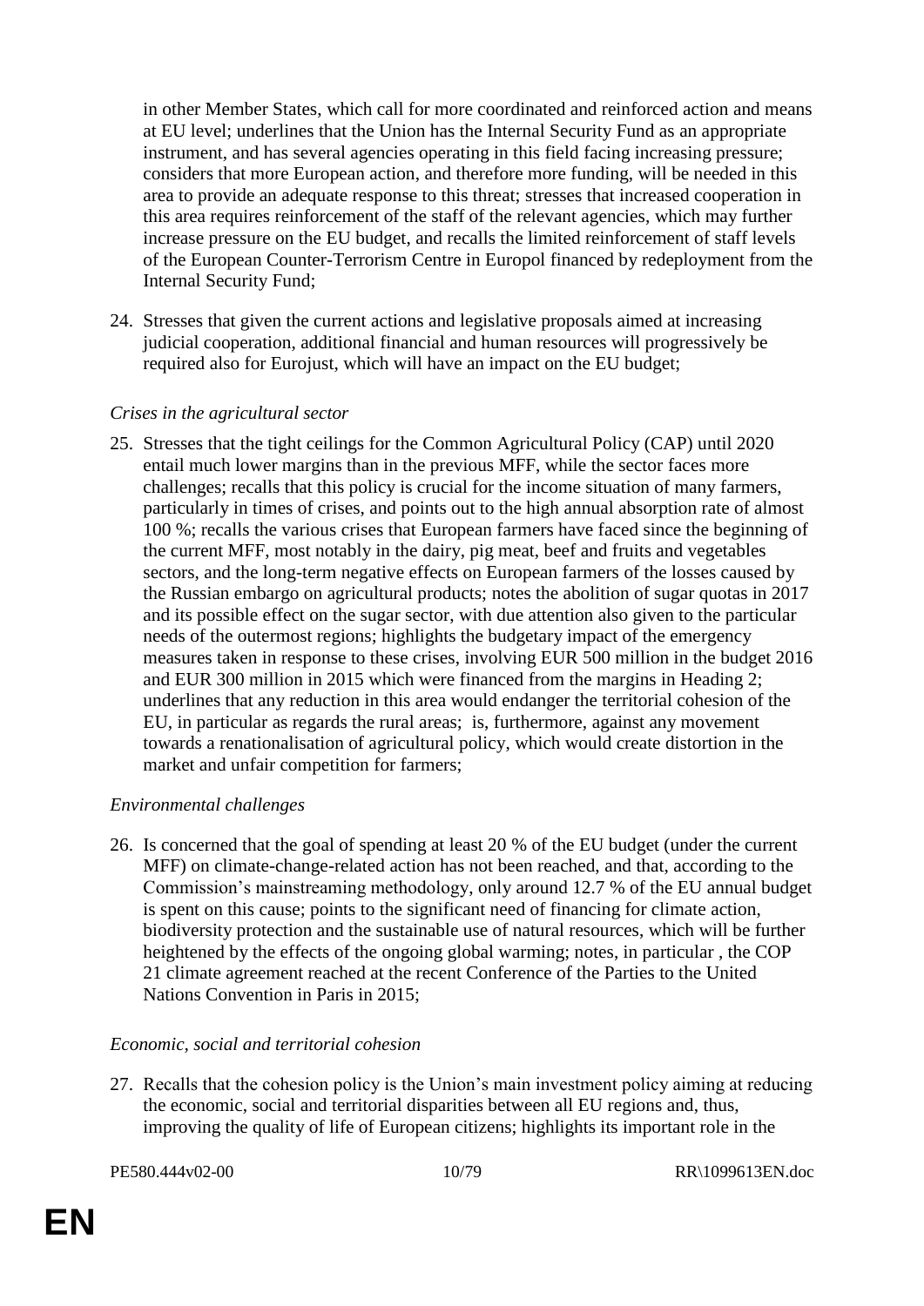in other Member States, which call for more coordinated and reinforced action and means at EU level; underlines that the Union has the Internal Security Fund as an appropriate instrument, and has several agencies operating in this field facing increasing pressure; considers that more European action, and therefore more funding, will be needed in this area to provide an adequate response to this threat; stresses that increased cooperation in this area requires reinforcement of the staff of the relevant agencies, which may further increase pressure on the EU budget, and recalls the limited reinforcement of staff levels of the European Counter-Terrorism Centre in Europol financed by redeployment from the Internal Security Fund;

24. Stresses that given the current actions and legislative proposals aimed at increasing judicial cooperation, additional financial and human resources will progressively be required also for Eurojust, which will have an impact on the EU budget;

*Crises in the agricultural sector*

25. Stresses that the tight ceilings for the Common Agricultural Policy (CAP) until 2020 entail much lower margins than in the previous MFF, while the sector faces more challenges; recalls that this policy is crucial for the income situation of many farmers, particularly in times of crises, and points out to the high annual absorption rate of almost 100 %; recalls the various crises that European farmers have faced since the beginning of the current MFF, most notably in the dairy, pig meat, beef and fruits and vegetables sectors, and the long-term negative effects on European farmers of the losses caused by the Russian embargo on agricultural products; notes the abolition of sugar quotas in 2017 and its possible effect on the sugar sector, with due attention also given to the particular needs of the outermost regions; highlights the budgetary impact of the emergency measures taken in response to these crises, involving EUR 500 million in the budget 2016 and EUR 300 million in 2015 which were financed from the margins in Heading 2; underlines that any reduction in this area would endanger the territorial cohesion of the EU, in particular as regards the rural areas; is, furthermore, against any movement towards a renationalisation of agricultural policy, which would create distortion in the market and unfair competition for farmers;

*Environmental challenges*

26. Is concerned that the goal of spending at least 20 % of the EU budget (under the current MFF) on climate-change-related action has not been reached, and that, according to the Commission's mainstreaming methodology, only around 12.7 % of the EU annual budget is spent on this cause; points to the significant need of financing for climate action, biodiversity protection and the sustainable use of natural resources, which will be further heightened by the effects of the ongoing global warming; notes, in particular , the COP 21 climate agreement reached at the recent Conference of the Parties to the United Nations Convention in Paris in 2015;

*Economic, social and territorial cohesion*

27. Recalls that the cohesion policy is the Union's main investment policy aiming at reducing the economic, social and territorial disparities between all EU regions and, thus, improving the quality of life of European citizens; highlights its important role in the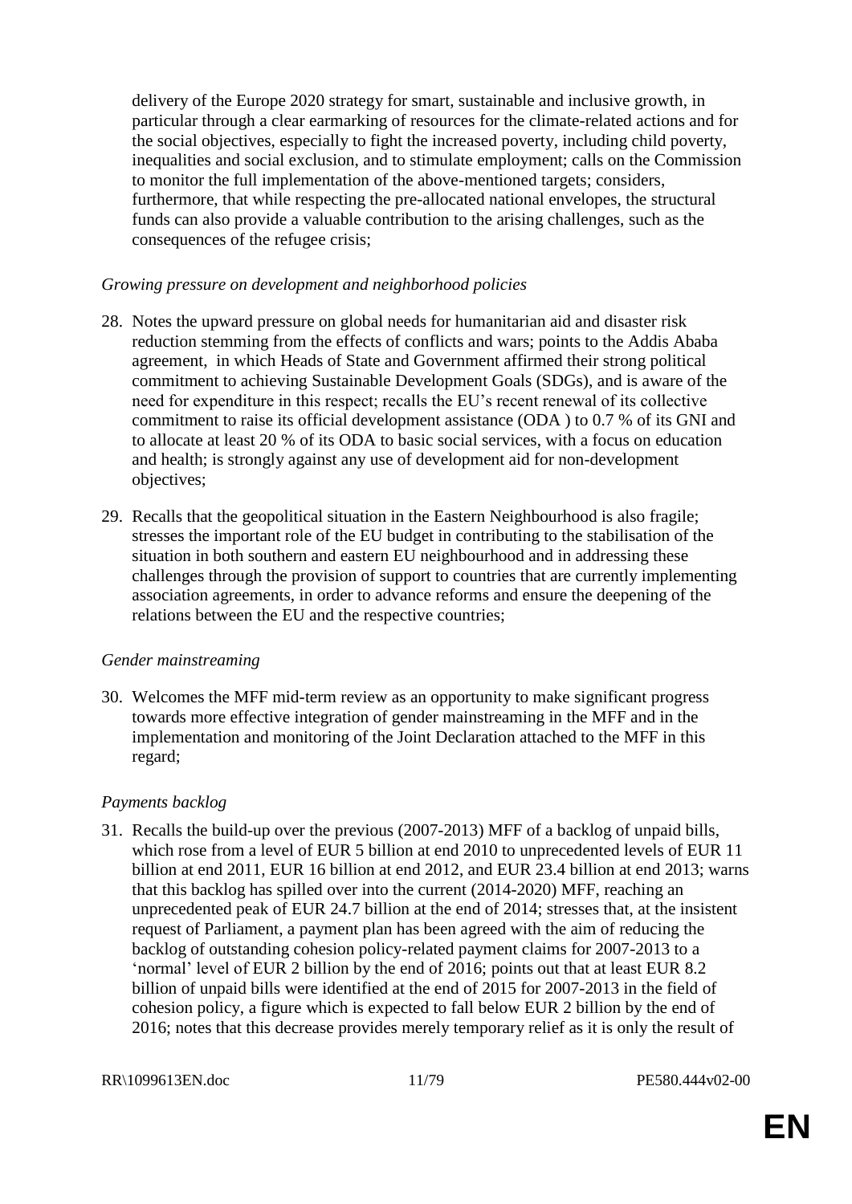delivery of the Europe 2020 strategy for smart, sustainable and inclusive growth, in particular through a clear earmarking of resources for the climate-related actions and for the social objectives, especially to fight the increased poverty, including child poverty, inequalities and social exclusion, and to stimulate employment; calls on the Commission to monitor the full implementation of the above-mentioned targets; considers, furthermore, that while respecting the pre-allocated national envelopes, the structural funds can also provide a valuable contribution to the arising challenges, such as the consequences of the refugee crisis;

*Growing pressure on development and neighborhood policies*

28. Notes the upward pressure on global needs for humanitarian aid and disaster risk reduction stemming from the effects of conflicts and wars; points to the Addis Ababa agreement, in which Heads of State and Government affirmed their strong political commitment to achieving Sustainable Development Goals (SDGs), and is aware of the need for expenditure in this respect; recalls the EU's recent renewal of its collective commitment to raise its official development assistance (ODA ) to 0.7 % of its GNI and to allocate at least 20 % of its ODA to basic social services, with a focus on education and health; is strongly against any use of development aid for non-development objectives;

29. Recalls that the geopolitical situation in the Eastern Neighbourhood is also fragile; stresses the important role of the EU budget in contributing to the stabilisation of the situation in both southern and eastern EU neighbourhood and in addressing these challenges through the provision of support to countries that are currently implementing association agreements, in order to advance reforms and ensure the deepening of the relations between the EU and the respective countries;

*Gender mainstreaming*

30. Welcomes the MFF mid-term review as an opportunity to make significant progress towards more effective integration of gender mainstreaming in the MFF and in the implementation and monitoring of the Joint Declaration attached to the MFF in this regard;

*Payments backlog*

31. Recalls the build-up over the previous (2007-2013) MFF of a backlog of unpaid bills, which rose from a level of EUR 5 billion at end 2010 to unprecedented levels of EUR 11 billion at end 2011, EUR 16 billion at end 2012, and EUR 23.4 billion at end 2013; warns that this backlog has spilled over into the current (2014-2020) MFF, reaching an unprecedented peak of EUR 24.7 billion at the end of 2014; stresses that, at the insistent request of Parliament, a payment plan has been agreed with the aim of reducing the backlog of outstanding cohesion policy-related payment claims for 2007-2013 to a 'normal' level of EUR 2 billion by the end of 2016; points out that at least EUR 8.2 billion of unpaid bills were identified at the end of 2015 for 2007-2013 in the field of cohesion policy, a figure which is expected to fall below EUR 2 billion by the end of 2016; notes that this decrease provides merely temporary relief as it is only the result of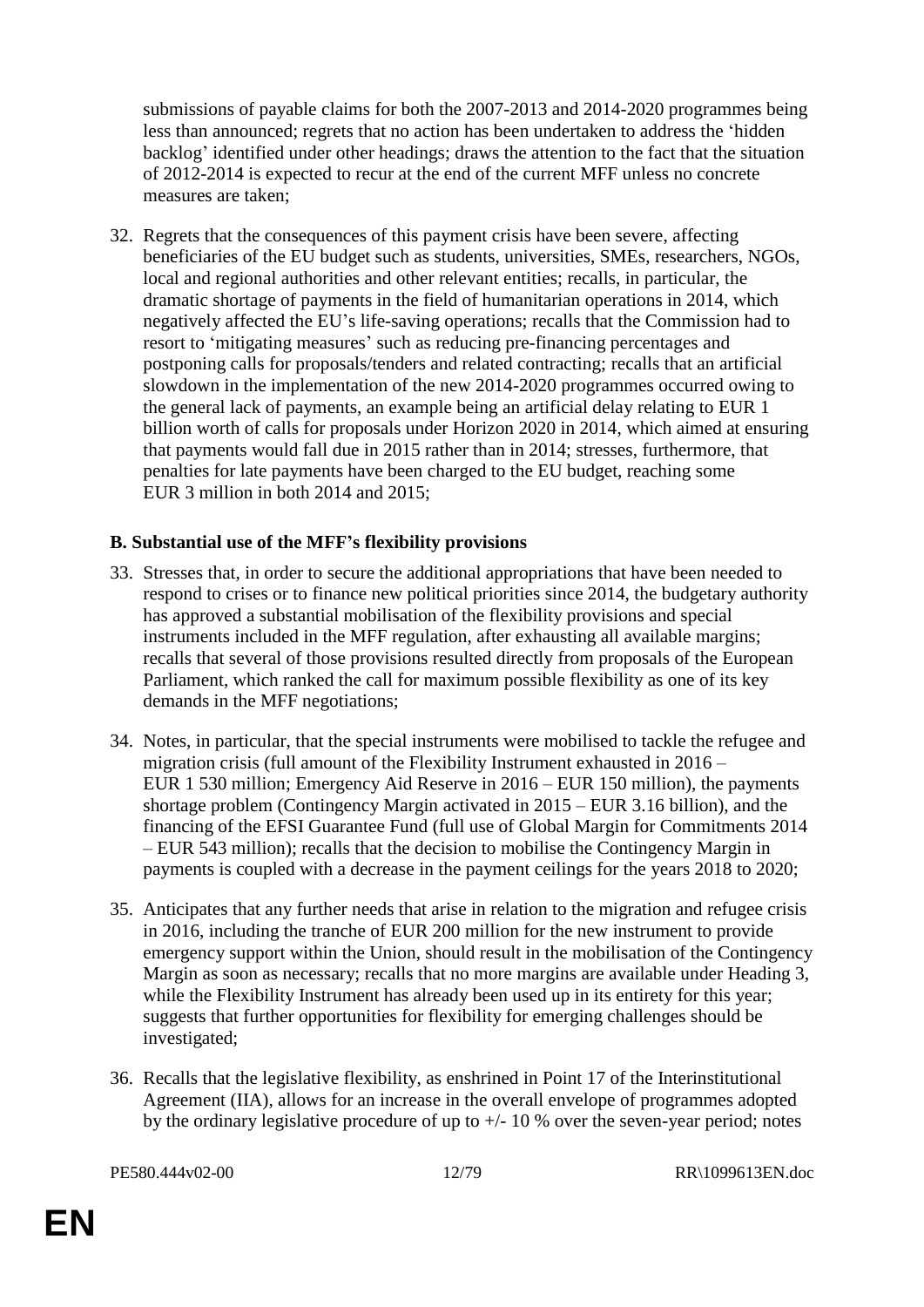submissions of payable claims for both the 2007-2013 and 2014-2020 programmes being less than announced; regrets that no action has been undertaken to address the 'hidden backlog' identified under other headings; draws the attention to the fact that the situation of 2012-2014 is expected to recur at the end of the current MFF unless no concrete measures are taken;

32. Regrets that the consequences of this payment crisis have been severe, affecting beneficiaries of the EU budget such as students, universities, SMEs, researchers, NGOs, local and regional authorities and other relevant entities; recalls, in particular, the dramatic shortage of payments in the field of humanitarian operations in 2014, which negatively affected the EU's life-saving operations; recalls that the Commission had to resort to 'mitigating measures' such as reducing pre-financing percentages and postponing calls for proposals/tenders and related contracting; recalls that an artificial slowdown in the implementation of the new 2014-2020 programmes occurred owing to the general lack of payments, an example being an artificial delay relating to EUR 1 billion worth of calls for proposals under Horizon 2020 in 2014, which aimed at ensuring that payments would fall due in 2015 rather than in 2014; stresses, furthermore, that penalties for late payments have been charged to the EU budget, reaching some EUR 3 million in both 2014 and 2015;

**B. Substantial use of the MFF's flexibility provisions**

33. Stresses that, in order to secure the additional appropriations that have been needed to respond to crises or to finance new political priorities since 2014, the budgetary authority has approved a substantial mobilisation of the flexibility provisions and special instruments included in the MFF regulation, after exhausting all available margins; recalls that several of those provisions resulted directly from proposals of the European Parliament, which ranked the call for maximum possible flexibility as one of its key demands in the MFF negotiations;

34. Notes, in particular, that the special instruments were mobilised to tackle the refugee and migration crisis (full amount of the Flexibility Instrument exhausted in 2016 – EUR 1 530 million; Emergency Aid Reserve in 2016 – EUR 150 million), the payments shortage problem (Contingency Margin activated in 2015 – EUR 3.16 billion), and the financing of the EFSI Guarantee Fund (full use of Global Margin for Commitments 2014 – EUR 543 million); recalls that the decision to mobilise the Contingency Margin in payments is coupled with a decrease in the payment ceilings for the years 2018 to 2020;

35. Anticipates that any further needs that arise in relation to the migration and refugee crisis in 2016, including the tranche of EUR 200 million for the new instrument to provide emergency support within the Union, should result in the mobilisation of the Contingency Margin as soon as necessary; recalls that no more margins are available under Heading 3, while the Flexibility Instrument has already been used up in its entirety for this year; suggests that further opportunities for flexibility for emerging challenges should be investigated;

36. Recalls that the legislative flexibility, as enshrined in Point 17 of the Interinstitutional Agreement (IIA), allows for an increase in the overall envelope of programmes adopted by the ordinary legislative procedure of up to +/- 10 % over the seven-year period; notes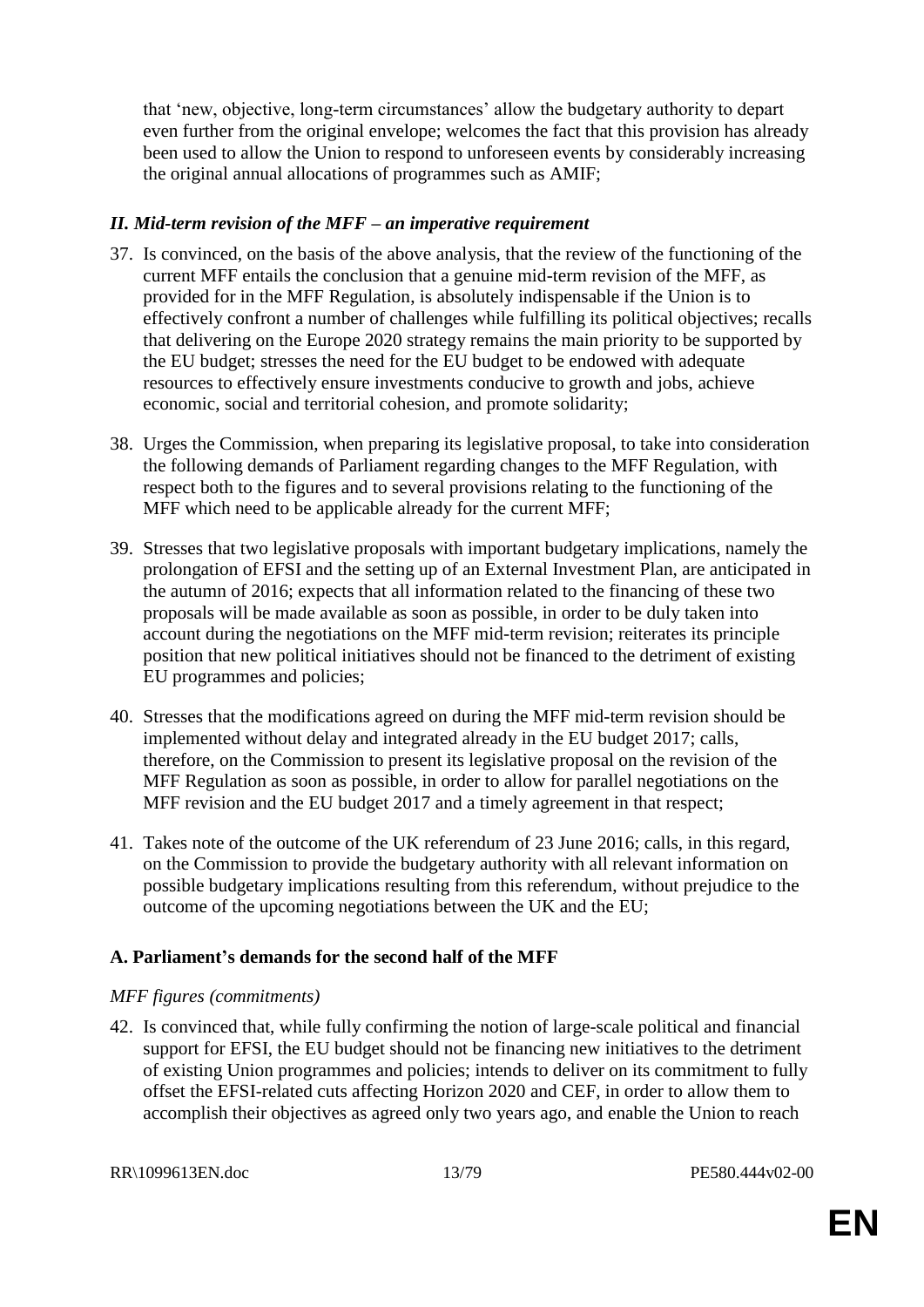that 'new, objective, long-term circumstances' allow the budgetary authority to depart even further from the original envelope; welcomes the fact that this provision has already been used to allow the Union to respond to unforeseen events by considerably increasing the original annual allocations of programmes such as AMIF;

### *II. Mid-term revision of the MFF – an imperative requirement*

37. Is convinced, on the basis of the above analysis, that the review of the functioning of the current MFF entails the conclusion that a genuine mid-term revision of the MFF, as provided for in the MFF Regulation, is absolutely indispensable if the Union is to effectively confront a number of challenges while fulfilling its political objectives; recalls that delivering on the Europe 2020 strategy remains the main priority to be supported by the EU budget; stresses the need for the EU budget to be endowed with adequate resources to effectively ensure investments conducive to growth and jobs, achieve economic, social and territorial cohesion, and promote solidarity;

38. Urges the Commission, when preparing its legislative proposal, to take into consideration the following demands of Parliament regarding changes to the MFF Regulation, with respect both to the figures and to several provisions relating to the functioning of the MFF which need to be applicable already for the current MFF;

39. Stresses that two legislative proposals with important budgetary implications, namely the prolongation of EFSI and the setting up of an External Investment Plan, are anticipated in the autumn of 2016; expects that all information related to the financing of these two proposals will be made available as soon as possible, in order to be duly taken into account during the negotiations on the MFF mid-term revision; reiterates its principle position that new political initiatives should not be financed to the detriment of existing EU programmes and policies;

40. Stresses that the modifications agreed on during the MFF mid-term revision should be implemented without delay and integrated already in the EU budget 2017; calls, therefore, on the Commission to present its legislative proposal on the revision of the MFF Regulation as soon as possible, in order to allow for parallel negotiations on the MFF revision and the EU budget 2017 and a timely agreement in that respect;

41. Takes note of the outcome of the UK referendum of 23 June 2016; calls, in this regard, on the Commission to provide the budgetary authority with all relevant information on possible budgetary implications resulting from this referendum, without prejudice to the outcome of the upcoming negotiations between the UK and the EU;

### A. Parliament's demands for the second half of the MFF

*MFF figures (commitments)*

42. Is convinced that, while fully confirming the notion of large-scale political and financial support for EFSI, the EU budget should not be financing new initiatives to the detriment of existing Union programmes and policies; intends to deliver on its commitment to fully offset the EFSI-related cuts affecting Horizon 2020 and CEF, in order to allow them to accomplish their objectives as agreed only two years ago, and enable the Union to reach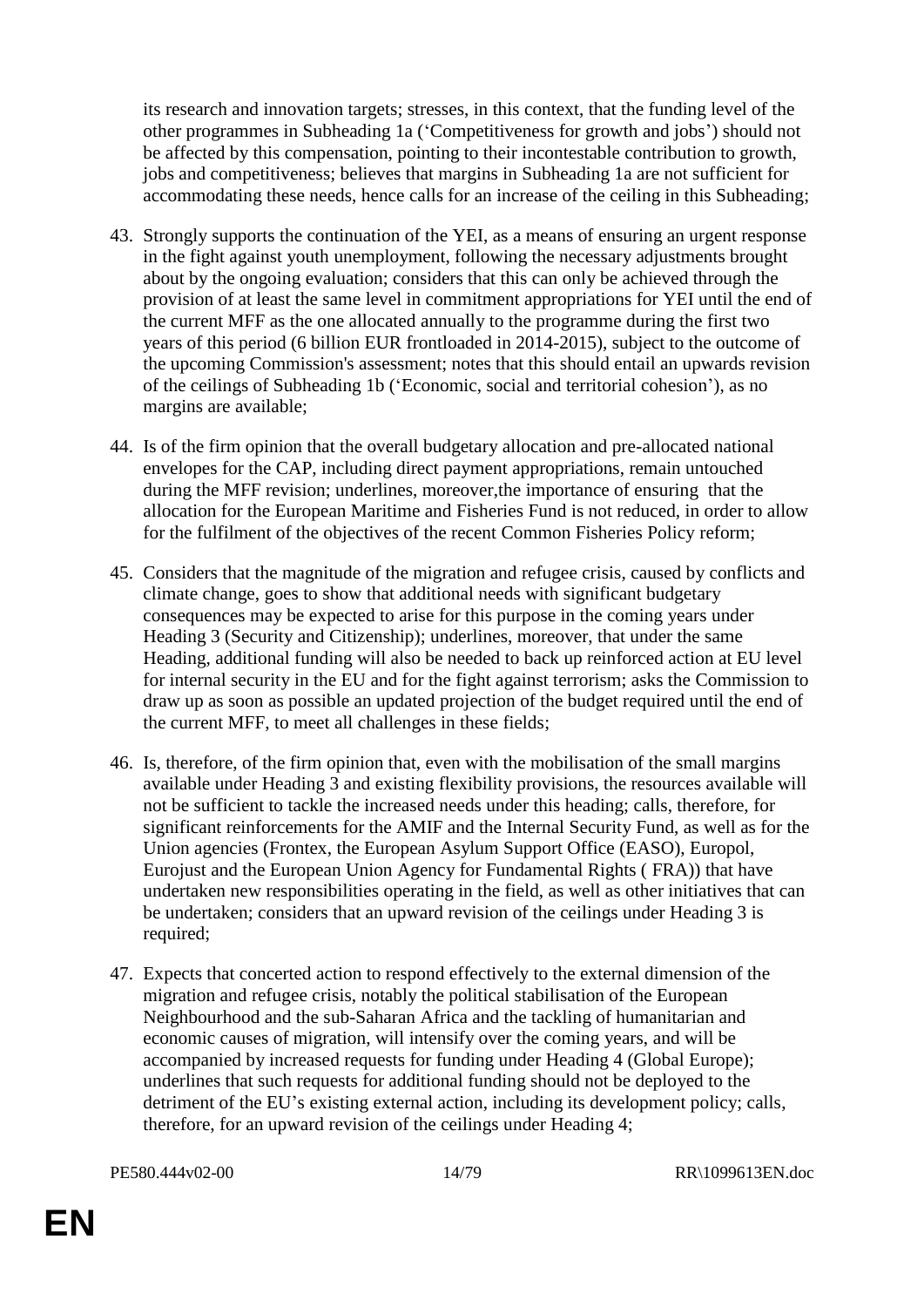its research and innovation targets; stresses, in this context, that the funding level of the other programmes in Subheading 1a ('Competitiveness for growth and jobs') should not be affected by this compensation, pointing to their incontestable contribution to growth, jobs and competitiveness; believes that margins in Subheading 1a are not sufficient for accommodating these needs, hence calls for an increase of the ceiling in this Subheading;

43. Strongly supports the continuation of the YEI, as a means of ensuring an urgent response in the fight against youth unemployment, following the necessary adjustments brought about by the ongoing evaluation; considers that this can only be achieved through the provision of at least the same level in commitment appropriations for YEI until the end of the current MFF as the one allocated annually to the programme during the first two years of this period (6 billion EUR frontloaded in 2014-2015), subject to the outcome of the upcoming Commission's assessment; notes that this should entail an upwards revision of the ceilings of Subheading 1b ('Economic, social and territorial cohesion'), as no margins are available;

44. Is of the firm opinion that the overall budgetary allocation and pre-allocated national envelopes for the CAP, including direct payment appropriations, remain untouched during the MFF revision; underlines, moreover,the importance of ensuring that the allocation for the European Maritime and Fisheries Fund is not reduced, in order to allow for the fulfilment of the objectives of the recent Common Fisheries Policy reform;

45. Considers that the magnitude of the migration and refugee crisis, caused by conflicts and climate change, goes to show that additional needs with significant budgetary consequences may be expected to arise for this purpose in the coming years under Heading 3 (Security and Citizenship); underlines, moreover, that under the same Heading, additional funding will also be needed to back up reinforced action at EU level for internal security in the EU and for the fight against terrorism; asks the Commission to draw up as soon as possible an updated projection of the budget required until the end of the current MFF, to meet all challenges in these fields;

46. Is, therefore, of the firm opinion that, even with the mobilisation of the small margins available under Heading 3 and existing flexibility provisions, the resources available will not be sufficient to tackle the increased needs under this heading; calls, therefore, for significant reinforcements for the AMIF and the Internal Security Fund, as well as for the Union agencies (Frontex, the European Asylum Support Office (EASO), Europol, Eurojust and the European Union Agency for Fundamental Rights ( FRA)) that have undertaken new responsibilities operating in the field, as well as other initiatives that can be undertaken; considers that an upward revision of the ceilings under Heading 3 is required;

47. Expects that concerted action to respond effectively to the external dimension of the migration and refugee crisis, notably the political stabilisation of the European Neighbourhood and the sub-Saharan Africa and the tackling of humanitarian and economic causes of migration, will intensify over the coming years, and will be accompanied by increased requests for funding under Heading 4 (Global Europe); underlines that such requests for additional funding should not be deployed to the detriment of the EU's existing external action, including its development policy; calls, therefore, for an upward revision of the ceilings under Heading 4;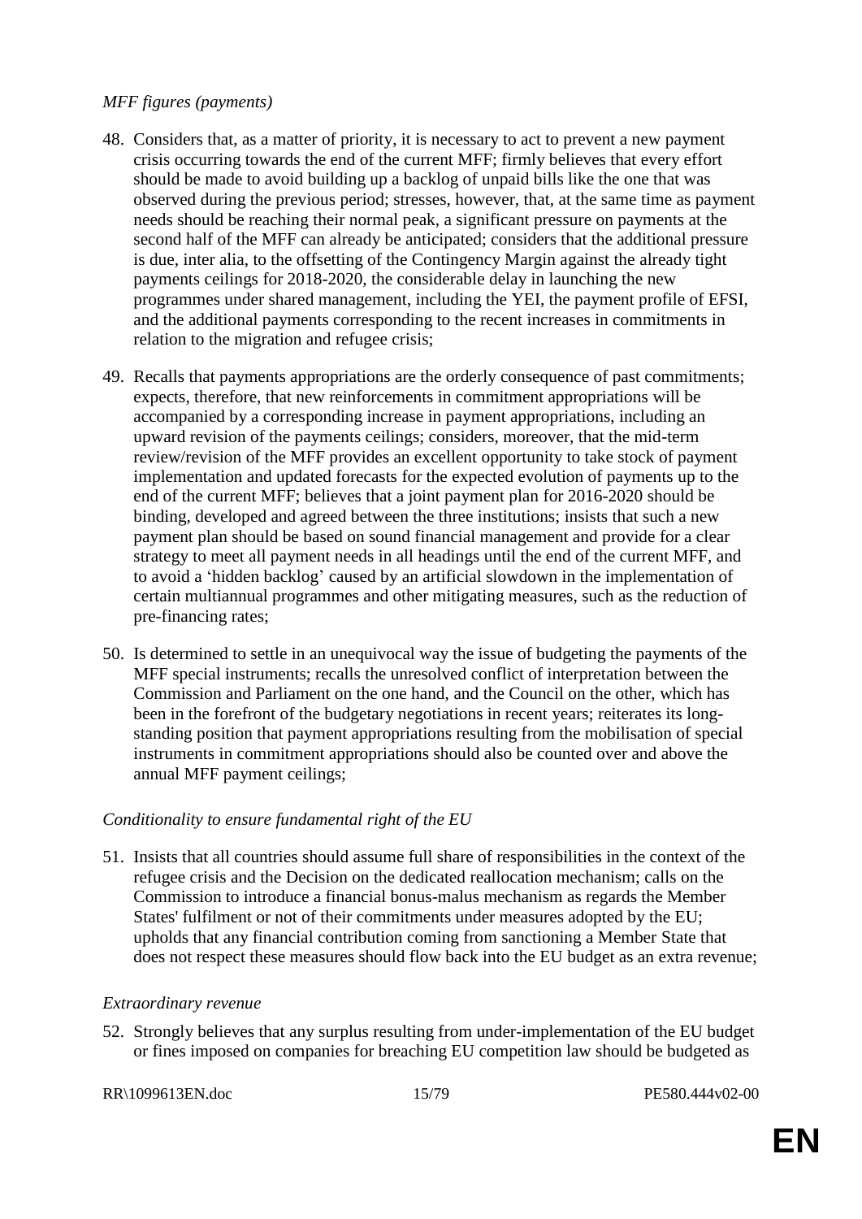*MFF figures (payments)*

48. Considers that, as a matter of priority, it is necessary to act to prevent a new payment crisis occurring towards the end of the current MFF; firmly believes that every effort should be made to avoid building up a backlog of unpaid bills like the one that was observed during the previous period; stresses, however, that, at the same time as payment needs should be reaching their normal peak, a significant pressure on payments at the second half of the MFF can already be anticipated; considers that the additional pressure is due, inter alia, to the offsetting of the Contingency Margin against the already tight payments ceilings for 2018-2020, the considerable delay in launching the new programmes under shared management, including the YEI, the payment profile of EFSI, and the additional payments corresponding to the recent increases in commitments in relation to the migration and refugee crisis;

49. Recalls that payments appropriations are the orderly consequence of past commitments; expects, therefore, that new reinforcements in commitment appropriations will be accompanied by a corresponding increase in payment appropriations, including an upward revision of the payments ceilings; considers, moreover, that the mid-term review/revision of the MFF provides an excellent opportunity to take stock of payment implementation and updated forecasts for the expected evolution of payments up to the end of the current MFF; believes that a joint payment plan for 2016-2020 should be binding, developed and agreed between the three institutions; insists that such a new payment plan should be based on sound financial management and provide for a clear strategy to meet all payment needs in all headings until the end of the current MFF, and to avoid a 'hidden backlog' caused by an artificial slowdown in the implementation of certain multiannual programmes and other mitigating measures, such as the reduction of pre-financing rates;

50. Is determined to settle in an unequivocal way the issue of budgeting the payments of the MFF special instruments; recalls the unresolved conflict of interpretation between the Commission and Parliament on the one hand, and the Council on the other, which has been in the forefront of the budgetary negotiations in recent years; reiterates its long-standing position that payment appropriations resulting from the mobilisation of special instruments in commitment appropriations should also be counted over and above the annual MFF payment ceilings;

*Conditionality to ensure fundamental right of the EU*

51. Insists that all countries should assume full share of responsibilities in the context of the refugee crisis and the Decision on the dedicated reallocation mechanism; calls on the Commission to introduce a financial bonus-malus mechanism as regards the Member States' fulfilment or not of their commitments under measures adopted by the EU; upholds that any financial contribution coming from sanctioning a Member State that does not respect these measures should flow back into the EU budget as an extra revenue;

*Extraordinary revenue*

52. Strongly believes that any surplus resulting from under-implementation of the EU budget or fines imposed on companies for breaching EU competition law should be budgeted as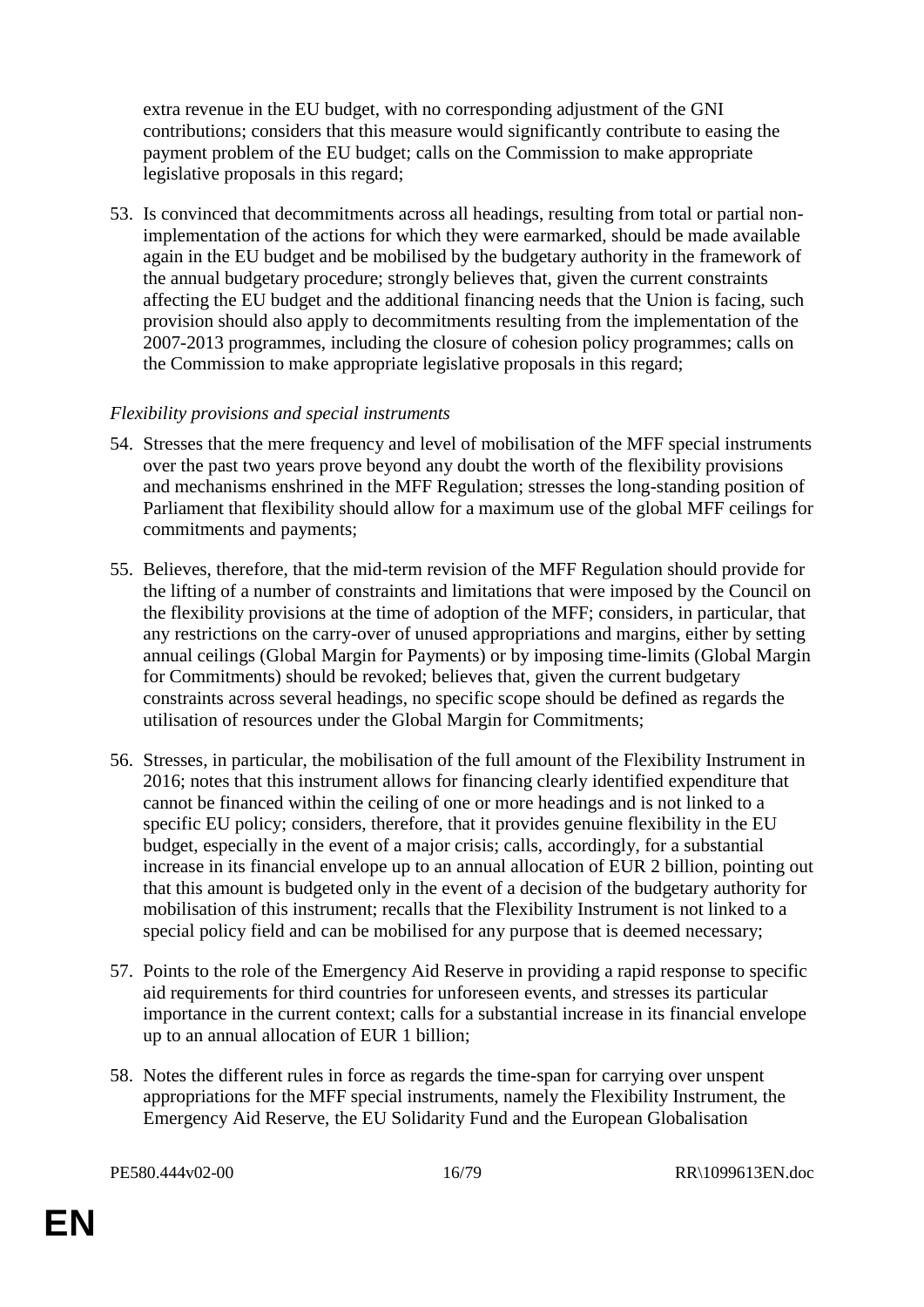extra revenue in the EU budget, with no corresponding adjustment of the GNI contributions; considers that this measure would significantly contribute to easing the payment problem of the EU budget; calls on the Commission to make appropriate legislative proposals in this regard;

53. Is convinced that decommitments across all headings, resulting from total or partial non-implementation of the actions for which they were earmarked, should be made available again in the EU budget and be mobilised by the budgetary authority in the framework of the annual budgetary procedure; strongly believes that, given the current constraints affecting the EU budget and the additional financing needs that the Union is facing, such provision should also apply to decommitments resulting from the implementation of the 2007-2013 programmes, including the closure of cohesion policy programmes; calls on the Commission to make appropriate legislative proposals in this regard;

*Flexibility provisions and special instruments*

54. Stresses that the mere frequency and level of mobilisation of the MFF special instruments over the past two years prove beyond any doubt the worth of the flexibility provisions and mechanisms enshrined in the MFF Regulation; stresses the long-standing position of Parliament that flexibility should allow for a maximum use of the global MFF ceilings for commitments and payments;

55. Believes, therefore, that the mid-term revision of the MFF Regulation should provide for the lifting of a number of constraints and limitations that were imposed by the Council on the flexibility provisions at the time of adoption of the MFF; considers, in particular, that any restrictions on the carry-over of unused appropriations and margins, either by setting annual ceilings (Global Margin for Payments) or by imposing time-limits (Global Margin for Commitments) should be revoked; believes that, given the current budgetary constraints across several headings, no specific scope should be defined as regards the utilisation of resources under the Global Margin for Commitments;

56. Stresses, in particular, the mobilisation of the full amount of the Flexibility Instrument in 2016; notes that this instrument allows for financing clearly identified expenditure that cannot be financed within the ceiling of one or more headings and is not linked to a specific EU policy; considers, therefore, that it provides genuine flexibility in the EU budget, especially in the event of a major crisis; calls, accordingly, for a substantial increase in its financial envelope up to an annual allocation of EUR 2 billion, pointing out that this amount is budgeted only in the event of a decision of the budgetary authority for mobilisation of this instrument; recalls that the Flexibility Instrument is not linked to a special policy field and can be mobilised for any purpose that is deemed necessary;

57. Points to the role of the Emergency Aid Reserve in providing a rapid response to specific aid requirements for third countries for unforeseen events, and stresses its particular importance in the current context; calls for a substantial increase in its financial envelope up to an annual allocation of EUR 1 billion;

58. Notes the different rules in force as regards the time-span for carrying over unspent appropriations for the MFF special instruments, namely the Flexibility Instrument, the Emergency Aid Reserve, the EU Solidarity Fund and the European Globalisation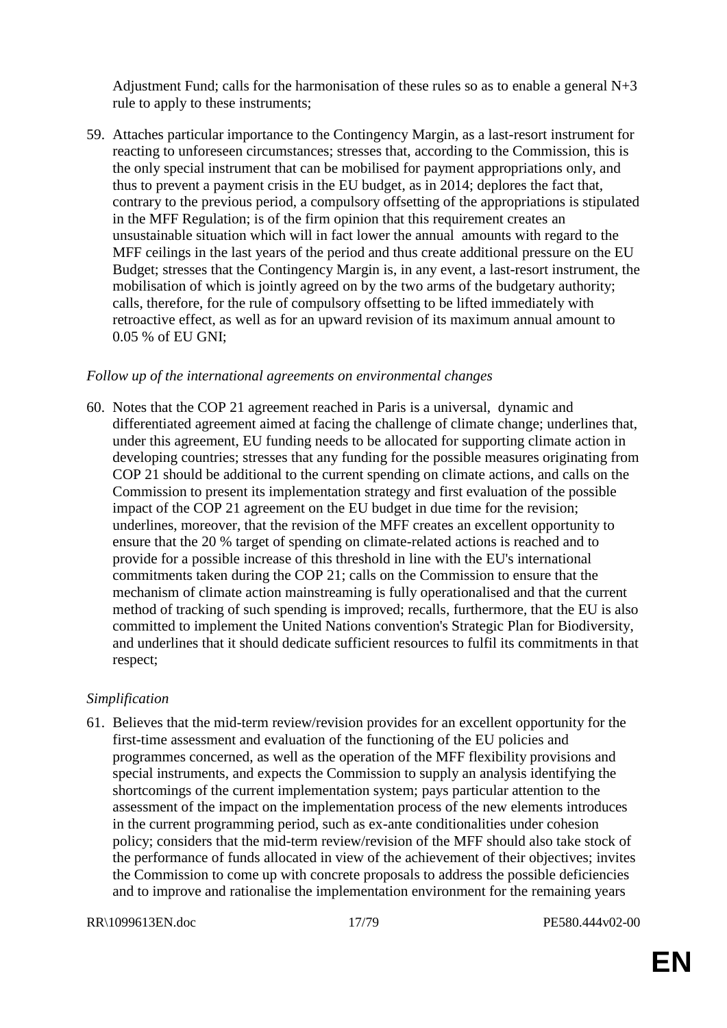Adjustment Fund; calls for the harmonisation of these rules so as to enable a general N+3 rule to apply to these instruments;

59. Attaches particular importance to the Contingency Margin, as a last-resort instrument for reacting to unforeseen circumstances; stresses that, according to the Commission, this is the only special instrument that can be mobilised for payment appropriations only, and thus to prevent a payment crisis in the EU budget, as in 2014; deplores the fact that, contrary to the previous period, a compulsory offsetting of the appropriations is stipulated in the MFF Regulation; is of the firm opinion that this requirement creates an unsustainable situation which will in fact lower the annual amounts with regard to the MFF ceilings in the last years of the period and thus create additional pressure on the EU Budget; stresses that the Contingency Margin is, in any event, a last-resort instrument, the mobilisation of which is jointly agreed on by the two arms of the budgetary authority; calls, therefore, for the rule of compulsory offsetting to be lifted immediately with retroactive effect, as well as for an upward revision of its maximum annual amount to 0.05 % of EU GNI;

*Follow up of the international agreements on environmental changes*

60. Notes that the COP 21 agreement reached in Paris is a universal, dynamic and differentiated agreement aimed at facing the challenge of climate change; underlines that, under this agreement, EU funding needs to be allocated for supporting climate action in developing countries; stresses that any funding for the possible measures originating from COP 21 should be additional to the current spending on climate actions, and calls on the Commission to present its implementation strategy and first evaluation of the possible impact of the COP 21 agreement on the EU budget in due time for the revision; underlines, moreover, that the revision of the MFF creates an excellent opportunity to ensure that the 20 % target of spending on climate-related actions is reached and to provide for a possible increase of this threshold in line with the EU's international commitments taken during the COP 21; calls on the Commission to ensure that the mechanism of climate action mainstreaming is fully operationalised and that the current method of tracking of such spending is improved; recalls, furthermore, that the EU is also committed to implement the United Nations convention's Strategic Plan for Biodiversity, and underlines that it should dedicate sufficient resources to fulfil its commitments in that respect;

*Simplification*

61. Believes that the mid-term review/revision provides for an excellent opportunity for the first-time assessment and evaluation of the functioning of the EU policies and programmes concerned, as well as the operation of the MFF flexibility provisions and special instruments, and expects the Commission to supply an analysis identifying the shortcomings of the current implementation system; pays particular attention to the assessment of the impact on the implementation process of the new elements introduces in the current programming period, such as ex-ante conditionalities under cohesion policy; considers that the mid-term review/revision of the MFF should also take stock of the performance of funds allocated in view of the achievement of their objectives; invites the Commission to come up with concrete proposals to address the possible deficiencies and to improve and rationalise the implementation environment for the remaining years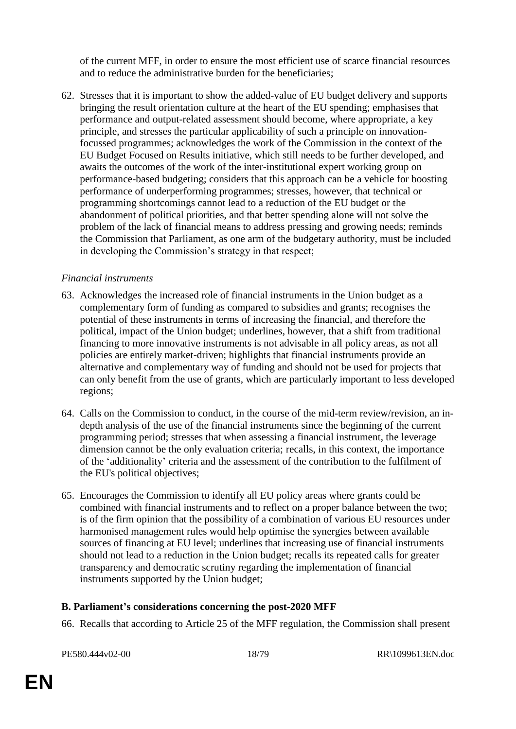of the current MFF, in order to ensure the most efficient use of scarce financial resources and to reduce the administrative burden for the beneficiaries;

62. Stresses that it is important to show the added-value of EU budget delivery and supports bringing the result orientation culture at the heart of the EU spending; emphasises that performance and output-related assessment should become, where appropriate, a key principle, and stresses the particular applicability of such a principle on innovation-focussed programmes; acknowledges the work of the Commission in the context of the EU Budget Focused on Results initiative, which still needs to be further developed, and awaits the outcomes of the work of the inter-institutional expert working group on performance-based budgeting; considers that this approach can be a vehicle for boosting performance of underperforming programmes; stresses, however, that technical or programming shortcomings cannot lead to a reduction of the EU budget or the abandonment of political priorities, and that better spending alone will not solve the problem of the lack of financial means to address pressing and growing needs; reminds the Commission that Parliament, as one arm of the budgetary authority, must be included in developing the Commission's strategy in that respect;

*Financial instruments*

63. Acknowledges the increased role of financial instruments in the Union budget as a complementary form of funding as compared to subsidies and grants; recognises the potential of these instruments in terms of increasing the financial, and therefore the political, impact of the Union budget; underlines, however, that a shift from traditional financing to more innovative instruments is not advisable in all policy areas, as not all policies are entirely market-driven; highlights that financial instruments provide an alternative and complementary way of funding and should not be used for projects that can only benefit from the use of grants, which are particularly important to less developed regions;

64. Calls on the Commission to conduct, in the course of the mid-term review/revision, an in-depth analysis of the use of the financial instruments since the beginning of the current programming period; stresses that when assessing a financial instrument, the leverage dimension cannot be the only evaluation criteria; recalls, in this context, the importance of the 'additionality' criteria and the assessment of the contribution to the fulfilment of the EU's political objectives;

65. Encourages the Commission to identify all EU policy areas where grants could be combined with financial instruments and to reflect on a proper balance between the two; is of the firm opinion that the possibility of a combination of various EU resources under harmonised management rules would help optimise the synergies between available sources of financing at EU level; underlines that increasing use of financial instruments should not lead to a reduction in the Union budget; recalls its repeated calls for greater transparency and democratic scrutiny regarding the implementation of financial instruments supported by the Union budget;

**B. Parliament's considerations concerning the post-2020 MFF**

66. Recalls that according to Article 25 of the MFF regulation, the Commission shall present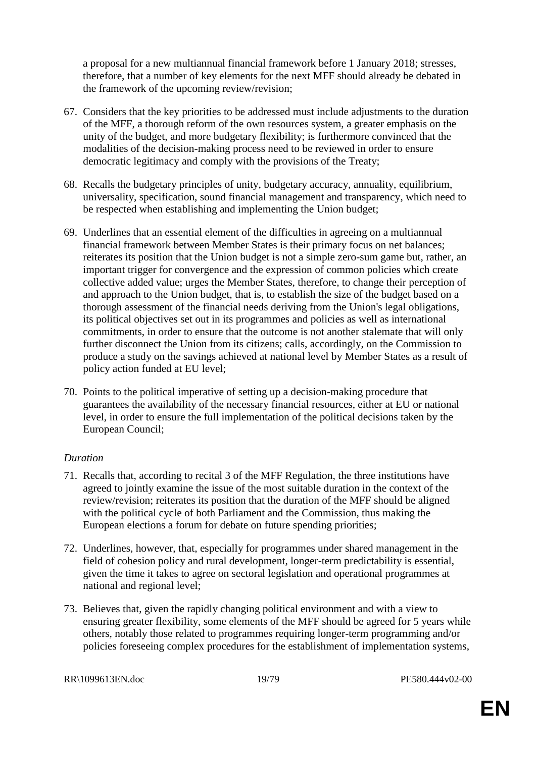a proposal for a new multiannual financial framework before 1 January 2018; stresses, therefore, that a number of key elements for the next MFF should already be debated in the framework of the upcoming review/revision;

67. Considers that the key priorities to be addressed must include adjustments to the duration of the MFF, a thorough reform of the own resources system, a greater emphasis on the unity of the budget, and more budgetary flexibility; is furthermore convinced that the modalities of the decision-making process need to be reviewed in order to ensure democratic legitimacy and comply with the provisions of the Treaty;

68. Recalls the budgetary principles of unity, budgetary accuracy, annuality, equilibrium, universality, specification, sound financial management and transparency, which need to be respected when establishing and implementing the Union budget;

69. Underlines that an essential element of the difficulties in agreeing on a multiannual financial framework between Member States is their primary focus on net balances; reiterates its position that the Union budget is not a simple zero-sum game but, rather, an important trigger for convergence and the expression of common policies which create collective added value; urges the Member States, therefore, to change their perception of and approach to the Union budget, that is, to establish the size of the budget based on a thorough assessment of the financial needs deriving from the Union's legal obligations, its political objectives set out in its programmes and policies as well as international commitments, in order to ensure that the outcome is not another stalemate that will only further disconnect the Union from its citizens; calls, accordingly, on the Commission to produce a study on the savings achieved at national level by Member States as a result of policy action funded at EU level;

70. Points to the political imperative of setting up a decision-making procedure that guarantees the availability of the necessary financial resources, either at EU or national level, in order to ensure the full implementation of the political decisions taken by the European Council;

*Duration*

71. Recalls that, according to recital 3 of the MFF Regulation, the three institutions have agreed to jointly examine the issue of the most suitable duration in the context of the review/revision; reiterates its position that the duration of the MFF should be aligned with the political cycle of both Parliament and the Commission, thus making the European elections a forum for debate on future spending priorities;

72. Underlines, however, that, especially for programmes under shared management in the field of cohesion policy and rural development, longer-term predictability is essential, given the time it takes to agree on sectoral legislation and operational programmes at national and regional level;

73. Believes that, given the rapidly changing political environment and with a view to ensuring greater flexibility, some elements of the MFF should be agreed for 5 years while others, notably those related to programmes requiring longer-term programming and/or policies foreseeing complex procedures for the establishment of implementation systems,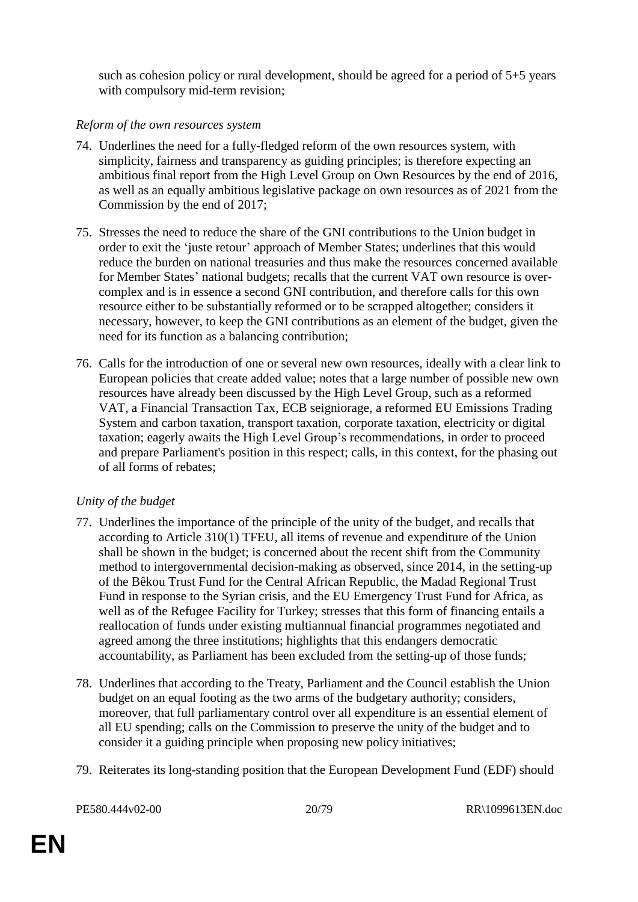such as cohesion policy or rural development, should be agreed for a period of 5+5 years with compulsory mid-term revision;

*Reform of the own resources system*

74. Underlines the need for a fully-fledged reform of the own resources system, with simplicity, fairness and transparency as guiding principles; is therefore expecting an ambitious final report from the High Level Group on Own Resources by the end of 2016, as well as an equally ambitious legislative package on own resources as of 2021 from the Commission by the end of 2017;

75. Stresses the need to reduce the share of the GNI contributions to the Union budget in order to exit the 'juste retour' approach of Member States; underlines that this would reduce the burden on national treasuries and thus make the resources concerned available for Member States' national budgets; recalls that the current VAT own resource is over-complex and is in essence a second GNI contribution, and therefore calls for this own resource either to be substantially reformed or to be scrapped altogether; considers it necessary, however, to keep the GNI contributions as an element of the budget, given the need for its function as a balancing contribution;

76. Calls for the introduction of one or several new own resources, ideally with a clear link to European policies that create added value; notes that a large number of possible new own resources have already been discussed by the High Level Group, such as a reformed VAT, a Financial Transaction Tax, ECB seigniorage, a reformed EU Emissions Trading System and carbon taxation, transport taxation, corporate taxation, electricity or digital taxation; eagerly awaits the High Level Group's recommendations, in order to proceed and prepare Parliament's position in this respect; calls, in this context, for the phasing out of all forms of rebates;

*Unity of the budget*

77. Underlines the importance of the principle of the unity of the budget, and recalls that according to Article 310(1) TFEU, all items of revenue and expenditure of the Union shall be shown in the budget; is concerned about the recent shift from the Community method to intergovernmental decision-making as observed, since 2014, in the setting-up of the Bêkou Trust Fund for the Central African Republic, the Madad Regional Trust Fund in response to the Syrian crisis, and the EU Emergency Trust Fund for Africa, as well as of the Refugee Facility for Turkey; stresses that this form of financing entails a reallocation of funds under existing multiannual financial programmes negotiated and agreed among the three institutions; highlights that this endangers democratic accountability, as Parliament has been excluded from the setting-up of those funds;

78. Underlines that according to the Treaty, Parliament and the Council establish the Union budget on an equal footing as the two arms of the budgetary authority; considers, moreover, that full parliamentary control over all expenditure is an essential element of all EU spending; calls on the Commission to preserve the unity of the budget and to consider it a guiding principle when proposing new policy initiatives;

79. Reiterates its long-standing position that the European Development Fund (EDF) should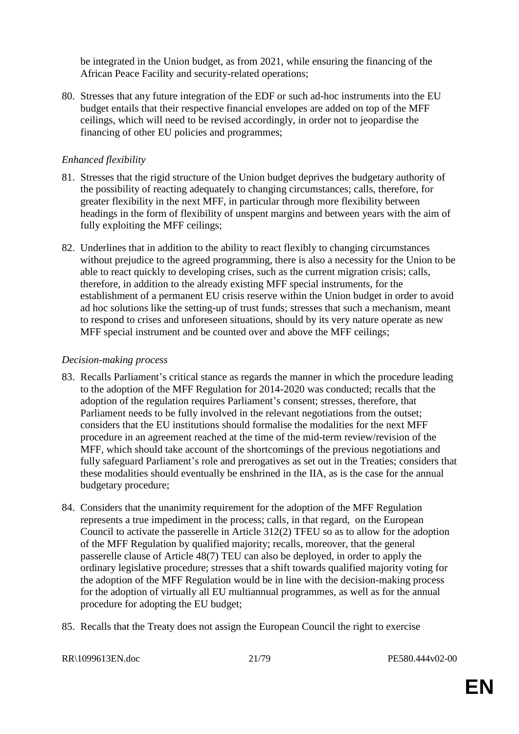be integrated in the Union budget, as from 2021, while ensuring the financing of the African Peace Facility and security-related operations;

80. Stresses that any future integration of the EDF or such ad-hoc instruments into the EU budget entails that their respective financial envelopes are added on top of the MFF ceilings, which will need to be revised accordingly, in order not to jeopardise the financing of other EU policies and programmes;

*Enhanced flexibility*

81. Stresses that the rigid structure of the Union budget deprives the budgetary authority of the possibility of reacting adequately to changing circumstances; calls, therefore, for greater flexibility in the next MFF, in particular through more flexibility between headings in the form of flexibility of unspent margins and between years with the aim of fully exploiting the MFF ceilings;

82. Underlines that in addition to the ability to react flexibly to changing circumstances without prejudice to the agreed programming, there is also a necessity for the Union to be able to react quickly to developing crises, such as the current migration crisis; calls, therefore, in addition to the already existing MFF special instruments, for the establishment of a permanent EU crisis reserve within the Union budget in order to avoid ad hoc solutions like the setting-up of trust funds; stresses that such a mechanism, meant to respond to crises and unforeseen situations, should by its very nature operate as new MFF special instrument and be counted over and above the MFF ceilings;

*Decision-making process*

83. Recalls Parliament's critical stance as regards the manner in which the procedure leading to the adoption of the MFF Regulation for 2014-2020 was conducted; recalls that the adoption of the regulation requires Parliament's consent; stresses, therefore, that Parliament needs to be fully involved in the relevant negotiations from the outset; considers that the EU institutions should formalise the modalities for the next MFF procedure in an agreement reached at the time of the mid-term review/revision of the MFF, which should take account of the shortcomings of the previous negotiations and fully safeguard Parliament's role and prerogatives as set out in the Treaties; considers that these modalities should eventually be enshrined in the IIA, as is the case for the annual budgetary procedure;

84. Considers that the unanimity requirement for the adoption of the MFF Regulation represents a true impediment in the process; calls, in that regard, on the European Council to activate the passerelle in Article 312(2) TFEU so as to allow for the adoption of the MFF Regulation by qualified majority; recalls, moreover, that the general passerelle clause of Article 48(7) TEU can also be deployed, in order to apply the ordinary legislative procedure; stresses that a shift towards qualified majority voting for the adoption of the MFF Regulation would be in line with the decision-making process for the adoption of virtually all EU multiannual programmes, as well as for the annual procedure for adopting the EU budget;

85. Recalls that the Treaty does not assign the European Council the right to exercise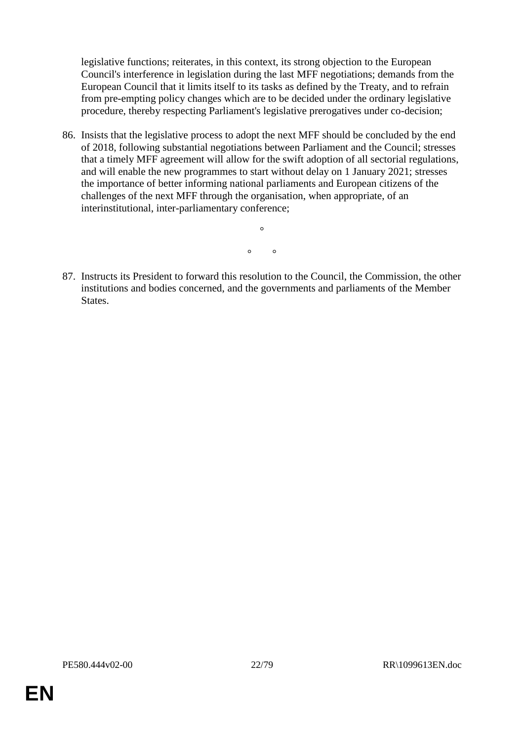legislative functions; reiterates, in this context, its strong objection to the European Council's interference in legislation during the last MFF negotiations; demands from the European Council that it limits itself to its tasks as defined by the Treaty, and to refrain from pre-empting policy changes which are to be decided under the ordinary legislative procedure, thereby respecting Parliament's legislative prerogatives under co-decision;

86. Insists that the legislative process to adopt the next MFF should be concluded by the end of 2018, following substantial negotiations between Parliament and the Council; stresses that a timely MFF agreement will allow for the swift adoption of all sectorial regulations, and will enable the new programmes to start without delay on 1 January 2021; stresses the importance of better informing national parliaments and European citizens of the challenges of the next MFF through the organisation, when appropriate, of an interinstitutional, inter-parliamentary conference;

°

° °

87. Instructs its President to forward this resolution to the Council, the Commission, the other institutions and bodies concerned, and the governments and parliaments of the Member States.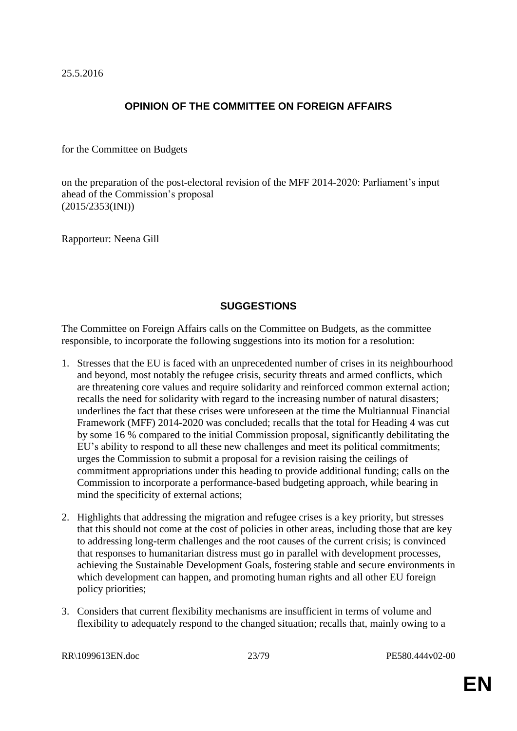25.5.2016

## OPINION OF THE COMMITTEE ON FOREIGN AFFAIRS

for the Committee on Budgets

on the preparation of the post-electoral revision of the MFF 2014-2020: Parliament's input ahead of the Commission's proposal
(2015/2353(INI))

Rapporteur: Neena Gill

## SUGGESTIONS

The Committee on Foreign Affairs calls on the Committee on Budgets, as the committee responsible, to incorporate the following suggestions into its motion for a resolution:

1. Stresses that the EU is faced with an unprecedented number of crises in its neighbourhood and beyond, most notably the refugee crisis, security threats and armed conflicts, which are threatening core values and require solidarity and reinforced common external action; recalls the need for solidarity with regard to the increasing number of natural disasters; underlines the fact that these crises were unforeseen at the time the Multiannual Financial Framework (MFF) 2014-2020 was concluded; recalls that the total for Heading 4 was cut by some 16 % compared to the initial Commission proposal, significantly debilitating the EU's ability to respond to all these new challenges and meet its political commitments; urges the Commission to submit a proposal for a revision raising the ceilings of commitment appropriations under this heading to provide additional funding; calls on the Commission to incorporate a performance-based budgeting approach, while bearing in mind the specificity of external actions;

2. Highlights that addressing the migration and refugee crises is a key priority, but stresses that this should not come at the cost of policies in other areas, including those that are key to addressing long-term challenges and the root causes of the current crisis; is convinced that responses to humanitarian distress must go in parallel with development processes, achieving the Sustainable Development Goals, fostering stable and secure environments in which development can happen, and promoting human rights and all other EU foreign policy priorities;

3. Considers that current flexibility mechanisms are insufficient in terms of volume and flexibility to adequately respond to the changed situation; recalls that, mainly owing to a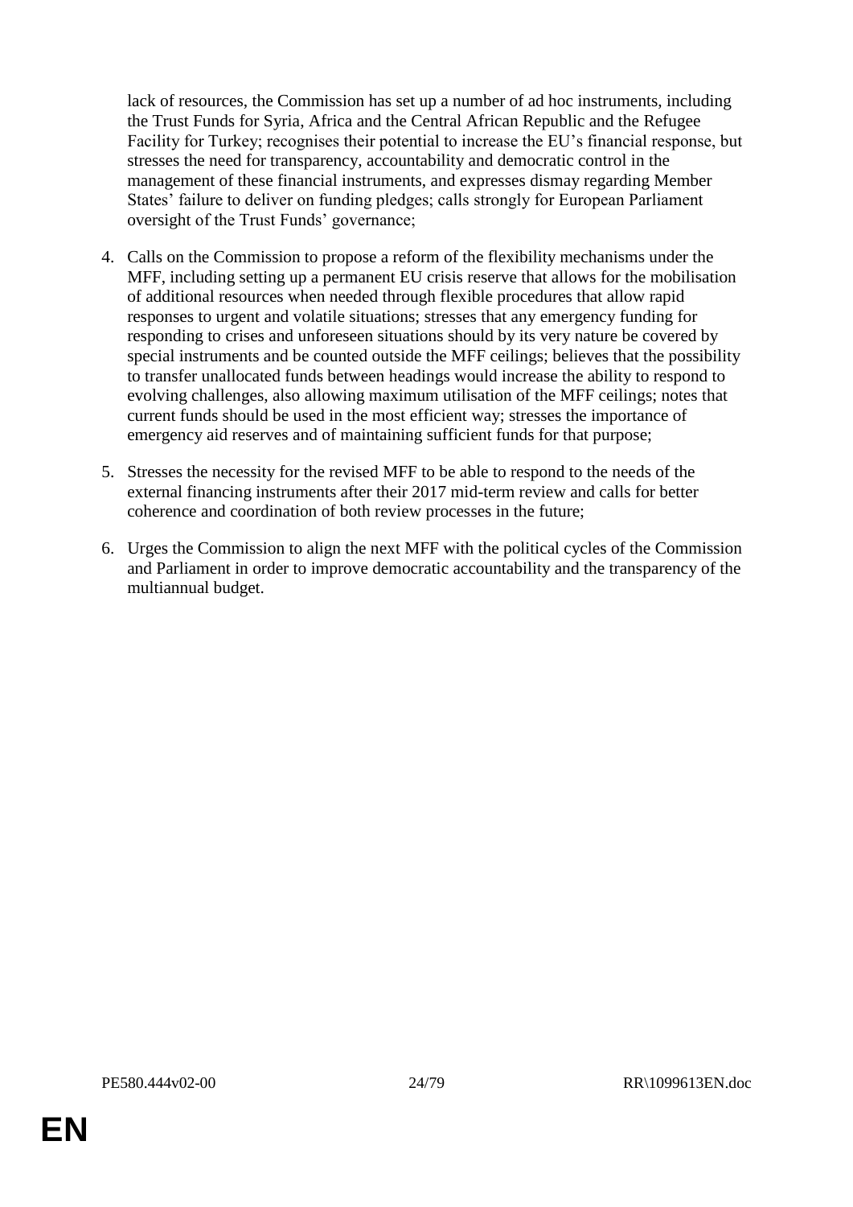lack of resources, the Commission has set up a number of ad hoc instruments, including the Trust Funds for Syria, Africa and the Central African Republic and the Refugee Facility for Turkey; recognises their potential to increase the EU's financial response, but stresses the need for transparency, accountability and democratic control in the management of these financial instruments, and expresses dismay regarding Member States' failure to deliver on funding pledges; calls strongly for European Parliament oversight of the Trust Funds' governance;

4. Calls on the Commission to propose a reform of the flexibility mechanisms under the MFF, including setting up a permanent EU crisis reserve that allows for the mobilisation of additional resources when needed through flexible procedures that allow rapid responses to urgent and volatile situations; stresses that any emergency funding for responding to crises and unforeseen situations should by its very nature be covered by special instruments and be counted outside the MFF ceilings; believes that the possibility to transfer unallocated funds between headings would increase the ability to respond to evolving challenges, also allowing maximum utilisation of the MFF ceilings; notes that current funds should be used in the most efficient way; stresses the importance of emergency aid reserves and of maintaining sufficient funds for that purpose;

5. Stresses the necessity for the revised MFF to be able to respond to the needs of the external financing instruments after their 2017 mid-term review and calls for better coherence and coordination of both review processes in the future;

6. Urges the Commission to align the next MFF with the political cycles of the Commission and Parliament in order to improve democratic accountability and the transparency of the multiannual budget.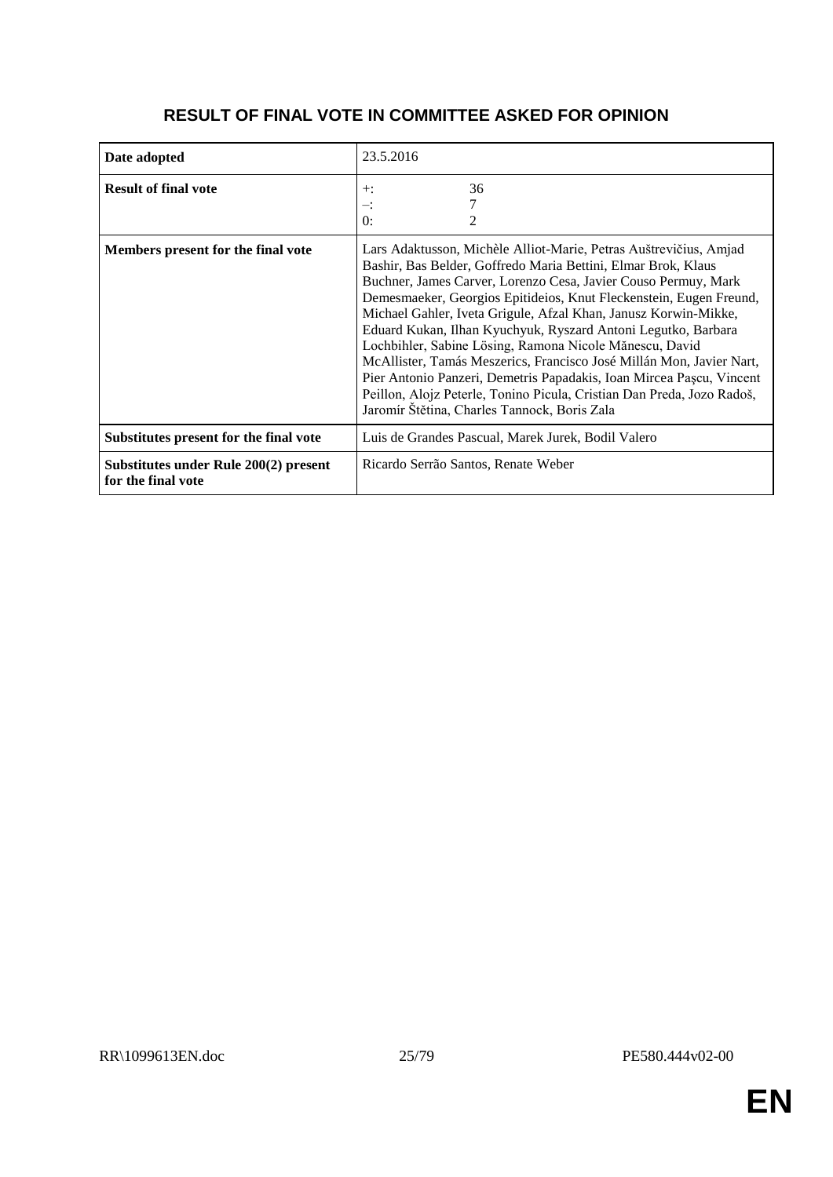# RESULT OF FINAL VOTE IN COMMITTEE ASKED FOR OPINION

| | |
|---|---|
| **Date adopted** | 23.5.2016 |
| **Result of final vote** | +: 36<br>–: 7<br>0: 2 |
| **Members present for the final vote** | Lars Adaktusson, Michèle Alliot-Marie, Petras Auštrevičius, Amjad Bashir, Bas Belder, Goffredo Maria Bettini, Elmar Brok, Klaus Buchner, James Carver, Lorenzo Cesa, Javier Couso Permuy, Mark Demesmaeker, Georgios Epitideios, Knut Fleckenstein, Eugen Freund, Michael Gahler, Iveta Grigule, Afzal Khan, Janusz Korwin-Mikke, Eduard Kukan, Ilhan Kyuchyuk, Ryszard Antoni Legutko, Barbara Lochbihler, Sabine Lösing, Ramona Nicole Mănescu, David McAllister, Tamás Meszerics, Francisco José Millán Mon, Javier Nart, Pier Antonio Panzeri, Demetris Papadakis, Ioan Mircea Paşcu, Vincent Peillon, Alojz Peterle, Tonino Picula, Cristian Dan Preda, Jozo Radoš, Jaromír Štětina, Charles Tannock, Boris Zala |
| **Substitutes present for the final vote** | Luis de Grandes Pascual, Marek Jurek, Bodil Valero |
| **Substitutes under Rule 200(2) present for the final vote** | Ricardo Serrão Santos, Renate Weber |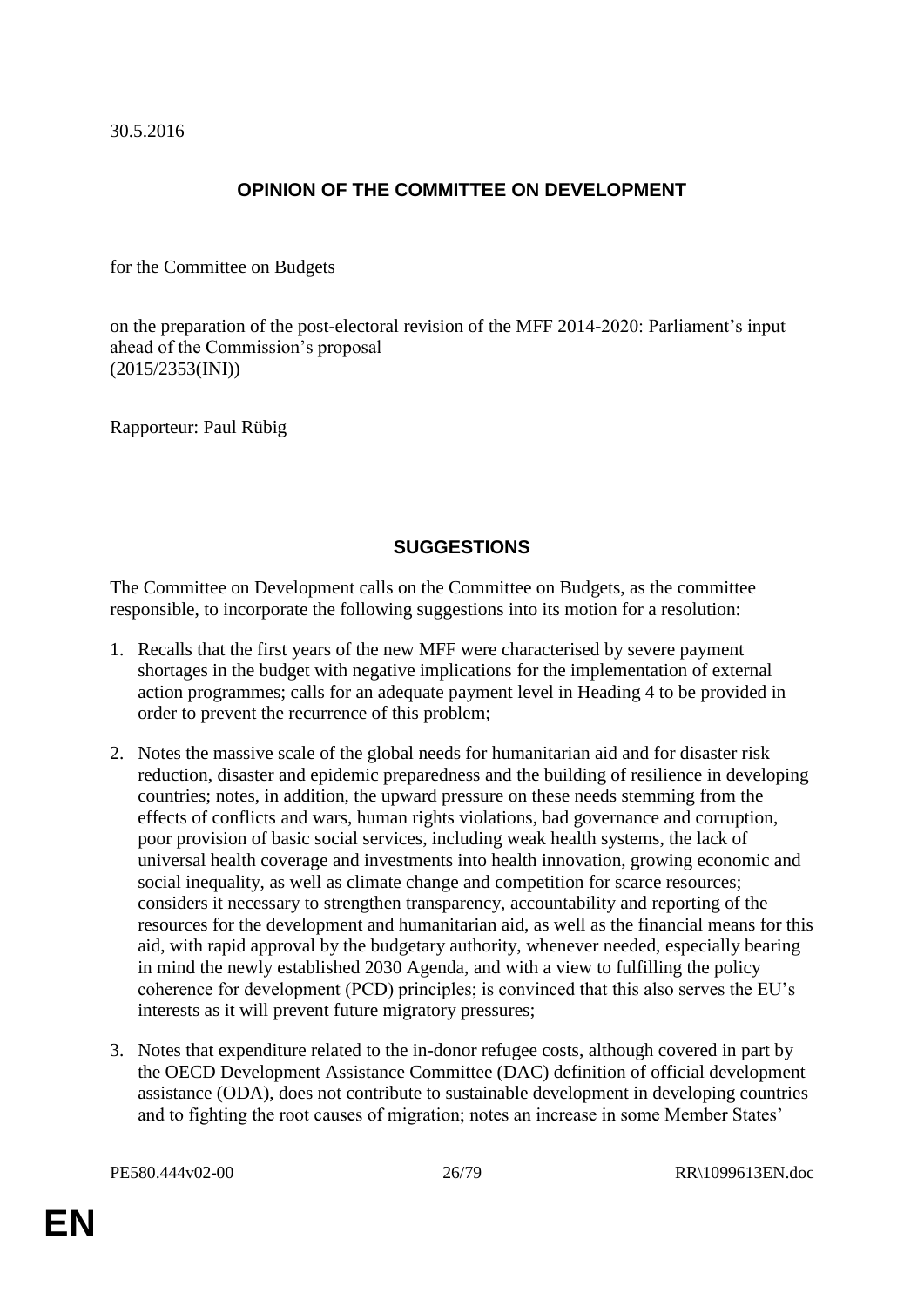30.5.2016

## OPINION OF THE COMMITTEE ON DEVELOPMENT

for the Committee on Budgets

on the preparation of the post-electoral revision of the MFF 2014-2020: Parliament's input ahead of the Commission's proposal
(2015/2353(INI))

Rapporteur: Paul Rübig

## SUGGESTIONS

The Committee on Development calls on the Committee on Budgets, as the committee responsible, to incorporate the following suggestions into its motion for a resolution:

1. Recalls that the first years of the new MFF were characterised by severe payment shortages in the budget with negative implications for the implementation of external action programmes; calls for an adequate payment level in Heading 4 to be provided in order to prevent the recurrence of this problem;

2. Notes the massive scale of the global needs for humanitarian aid and for disaster risk reduction, disaster and epidemic preparedness and the building of resilience in developing countries; notes, in addition, the upward pressure on these needs stemming from the effects of conflicts and wars, human rights violations, bad governance and corruption, poor provision of basic social services, including weak health systems, the lack of universal health coverage and investments into health innovation, growing economic and social inequality, as well as climate change and competition for scarce resources; considers it necessary to strengthen transparency, accountability and reporting of the resources for the development and humanitarian aid, as well as the financial means for this aid, with rapid approval by the budgetary authority, whenever needed, especially bearing in mind the newly established 2030 Agenda, and with a view to fulfilling the policy coherence for development (PCD) principles; is convinced that this also serves the EU's interests as it will prevent future migratory pressures;

3. Notes that expenditure related to the in-donor refugee costs, although covered in part by the OECD Development Assistance Committee (DAC) definition of official development assistance (ODA), does not contribute to sustainable development in developing countries and to fighting the root causes of migration; notes an increase in some Member States'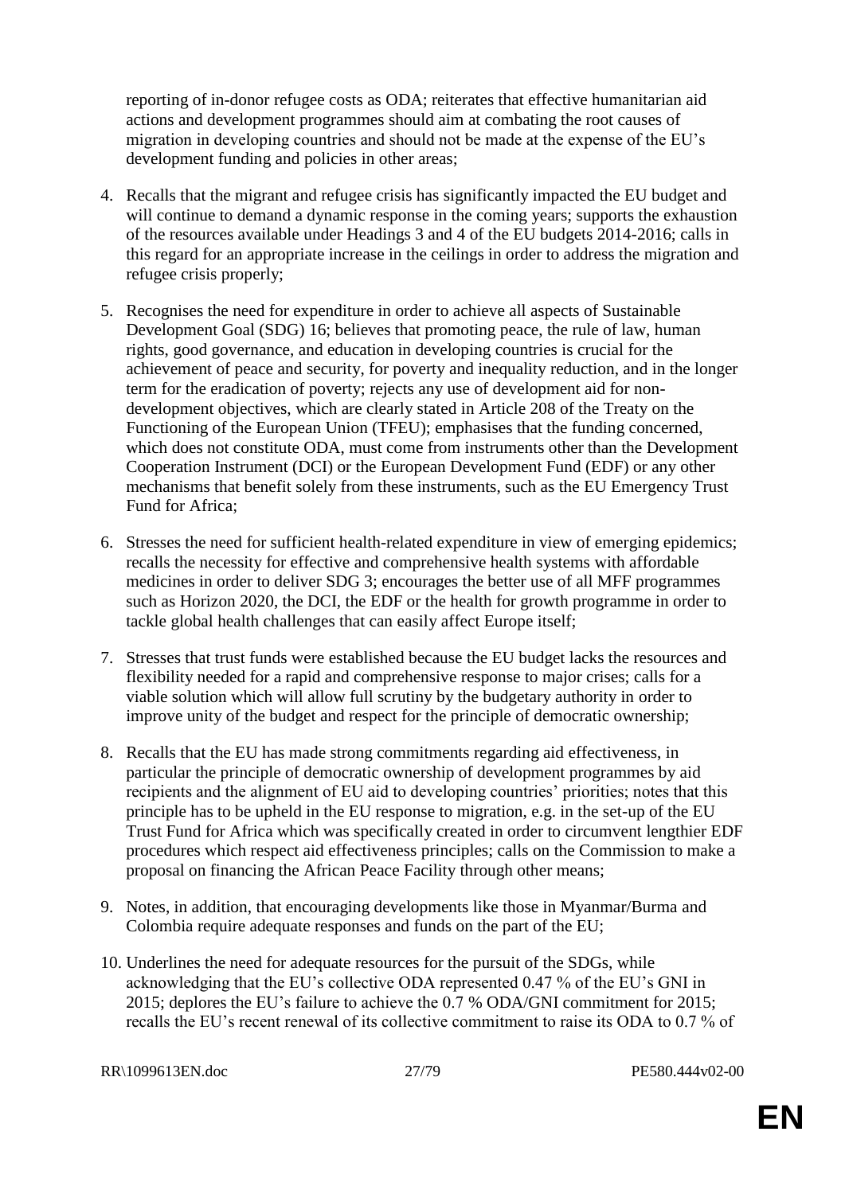reporting of in-donor refugee costs as ODA; reiterates that effective humanitarian aid actions and development programmes should aim at combating the root causes of migration in developing countries and should not be made at the expense of the EU's development funding and policies in other areas;

4. Recalls that the migrant and refugee crisis has significantly impacted the EU budget and will continue to demand a dynamic response in the coming years; supports the exhaustion of the resources available under Headings 3 and 4 of the EU budgets 2014-2016; calls in this regard for an appropriate increase in the ceilings in order to address the migration and refugee crisis properly;

5. Recognises the need for expenditure in order to achieve all aspects of Sustainable Development Goal (SDG) 16; believes that promoting peace, the rule of law, human rights, good governance, and education in developing countries is crucial for the achievement of peace and security, for poverty and inequality reduction, and in the longer term for the eradication of poverty; rejects any use of development aid for non-development objectives, which are clearly stated in Article 208 of the Treaty on the Functioning of the European Union (TFEU); emphasises that the funding concerned, which does not constitute ODA, must come from instruments other than the Development Cooperation Instrument (DCI) or the European Development Fund (EDF) or any other mechanisms that benefit solely from these instruments, such as the EU Emergency Trust Fund for Africa;

6. Stresses the need for sufficient health-related expenditure in view of emerging epidemics; recalls the necessity for effective and comprehensive health systems with affordable medicines in order to deliver SDG 3; encourages the better use of all MFF programmes such as Horizon 2020, the DCI, the EDF or the health for growth programme in order to tackle global health challenges that can easily affect Europe itself;

7. Stresses that trust funds were established because the EU budget lacks the resources and flexibility needed for a rapid and comprehensive response to major crises; calls for a viable solution which will allow full scrutiny by the budgetary authority in order to improve unity of the budget and respect for the principle of democratic ownership;

8. Recalls that the EU has made strong commitments regarding aid effectiveness, in particular the principle of democratic ownership of development programmes by aid recipients and the alignment of EU aid to developing countries' priorities; notes that this principle has to be upheld in the EU response to migration, e.g. in the set-up of the EU Trust Fund for Africa which was specifically created in order to circumvent lengthier EDF procedures which respect aid effectiveness principles; calls on the Commission to make a proposal on financing the African Peace Facility through other means;

9. Notes, in addition, that encouraging developments like those in Myanmar/Burma and Colombia require adequate responses and funds on the part of the EU;

10. Underlines the need for adequate resources for the pursuit of the SDGs, while acknowledging that the EU's collective ODA represented 0.47 % of the EU's GNI in 2015; deplores the EU's failure to achieve the 0.7 % ODA/GNI commitment for 2015; recalls the EU's recent renewal of its collective commitment to raise its ODA to 0.7 % of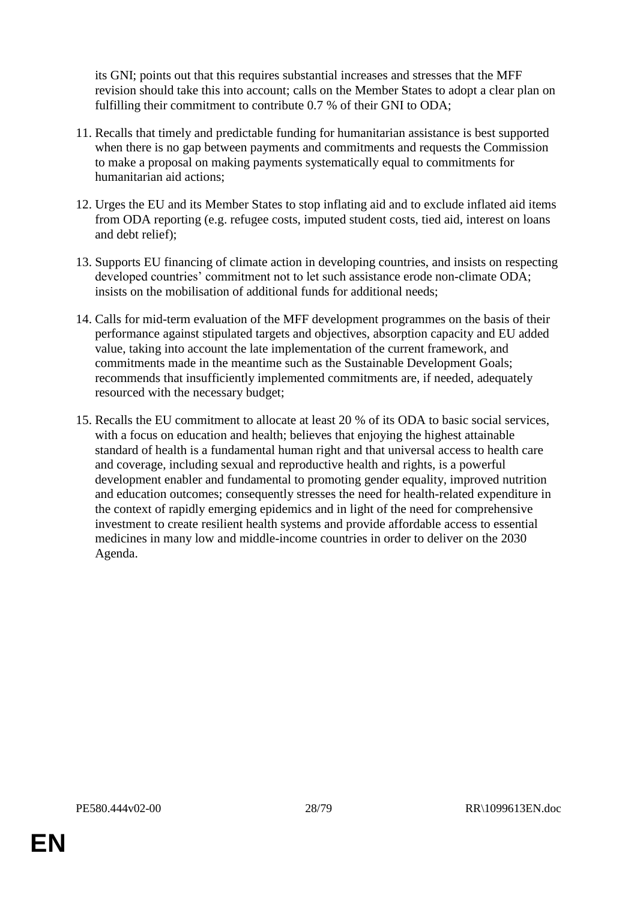its GNI; points out that this requires substantial increases and stresses that the MFF revision should take this into account; calls on the Member States to adopt a clear plan on fulfilling their commitment to contribute 0.7 % of their GNI to ODA;

11. Recalls that timely and predictable funding for humanitarian assistance is best supported when there is no gap between payments and commitments and requests the Commission to make a proposal on making payments systematically equal to commitments for humanitarian aid actions;

12. Urges the EU and its Member States to stop inflating aid and to exclude inflated aid items from ODA reporting (e.g. refugee costs, imputed student costs, tied aid, interest on loans and debt relief);

13. Supports EU financing of climate action in developing countries, and insists on respecting developed countries' commitment not to let such assistance erode non-climate ODA; insists on the mobilisation of additional funds for additional needs;

14. Calls for mid-term evaluation of the MFF development programmes on the basis of their performance against stipulated targets and objectives, absorption capacity and EU added value, taking into account the late implementation of the current framework, and commitments made in the meantime such as the Sustainable Development Goals; recommends that insufficiently implemented commitments are, if needed, adequately resourced with the necessary budget;

15. Recalls the EU commitment to allocate at least 20 % of its ODA to basic social services, with a focus on education and health; believes that enjoying the highest attainable standard of health is a fundamental human right and that universal access to health care and coverage, including sexual and reproductive health and rights, is a powerful development enabler and fundamental to promoting gender equality, improved nutrition and education outcomes; consequently stresses the need for health-related expenditure in the context of rapidly emerging epidemics and in light of the need for comprehensive investment to create resilient health systems and provide affordable access to essential medicines in many low and middle-income countries in order to deliver on the 2030 Agenda.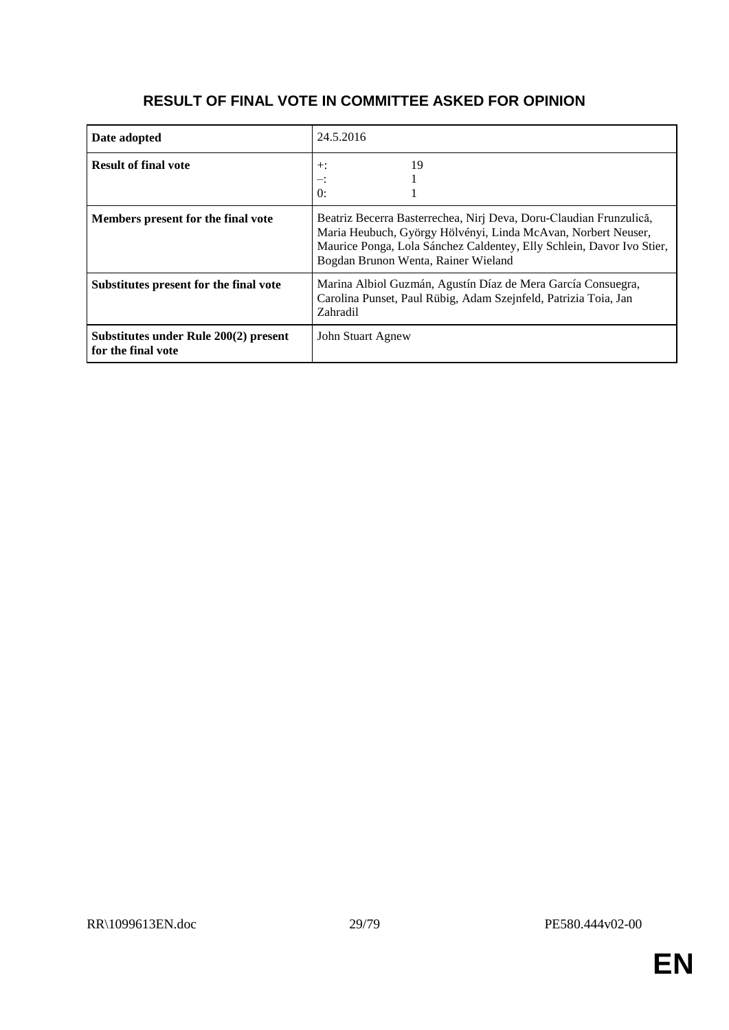## RESULT OF FINAL VOTE IN COMMITTEE ASKED FOR OPINION

| | |
|---|---|
| **Date adopted** | 24.5.2016 |
| **Result of final vote** | +: 19<br>–: 1<br>0: 1 |
| **Members present for the final vote** | Beatriz Becerra Basterrechea, Nirj Deva, Doru-Claudian Frunzulică, Maria Heubuch, György Hölvényi, Linda McAvan, Norbert Neuser, Maurice Ponga, Lola Sánchez Caldentey, Elly Schlein, Davor Ivo Stier, Bogdan Brunon Wenta, Rainer Wieland |
| **Substitutes present for the final vote** | Marina Albiol Guzmán, Agustín Díaz de Mera García Consuegra, Carolina Punset, Paul Rübig, Adam Szejnfeld, Patrizia Toia, Jan Zahradil |
| **Substitutes under Rule 200(2) present for the final vote** | John Stuart Agnew |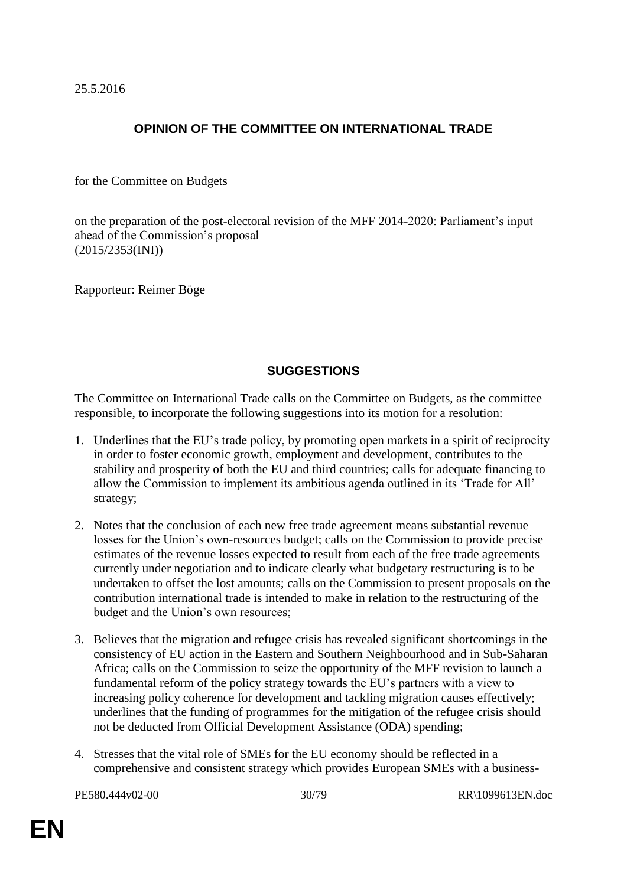25.5.2016

## OPINION OF THE COMMITTEE ON INTERNATIONAL TRADE

for the Committee on Budgets

on the preparation of the post-electoral revision of the MFF 2014-2020: Parliament's input ahead of the Commission's proposal
(2015/2353(INI))

Rapporteur: Reimer Böge

## SUGGESTIONS

The Committee on International Trade calls on the Committee on Budgets, as the committee responsible, to incorporate the following suggestions into its motion for a resolution:

1. Underlines that the EU's trade policy, by promoting open markets in a spirit of reciprocity in order to foster economic growth, employment and development, contributes to the stability and prosperity of both the EU and third countries; calls for adequate financing to allow the Commission to implement its ambitious agenda outlined in its 'Trade for All' strategy;

2. Notes that the conclusion of each new free trade agreement means substantial revenue losses for the Union's own-resources budget; calls on the Commission to provide precise estimates of the revenue losses expected to result from each of the free trade agreements currently under negotiation and to indicate clearly what budgetary restructuring is to be undertaken to offset the lost amounts; calls on the Commission to present proposals on the contribution international trade is intended to make in relation to the restructuring of the budget and the Union's own resources;

3. Believes that the migration and refugee crisis has revealed significant shortcomings in the consistency of EU action in the Eastern and Southern Neighbourhood and in Sub-Saharan Africa; calls on the Commission to seize the opportunity of the MFF revision to launch a fundamental reform of the policy strategy towards the EU's partners with a view to increasing policy coherence for development and tackling migration causes effectively; underlines that the funding of programmes for the mitigation of the refugee crisis should not be deducted from Official Development Assistance (ODA) spending;

4. Stresses that the vital role of SMEs for the EU economy should be reflected in a comprehensive and consistent strategy which provides European SMEs with a business-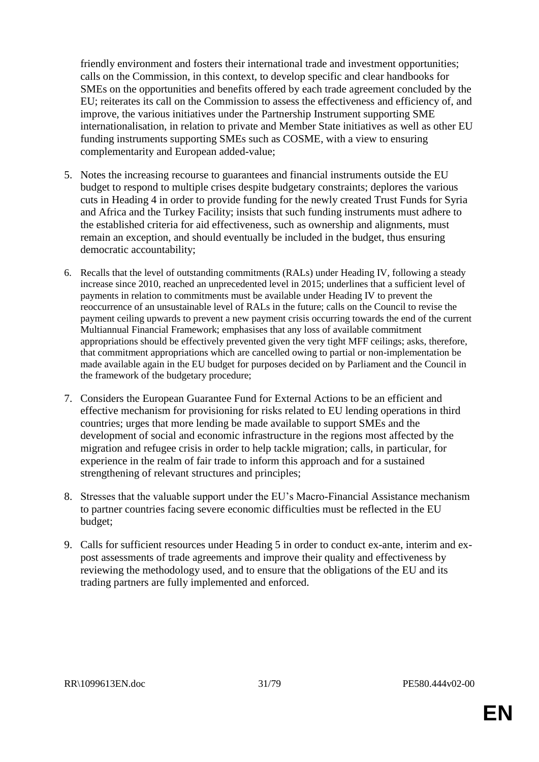friendly environment and fosters their international trade and investment opportunities; calls on the Commission, in this context, to develop specific and clear handbooks for SMEs on the opportunities and benefits offered by each trade agreement concluded by the EU; reiterates its call on the Commission to assess the effectiveness and efficiency of, and improve, the various initiatives under the Partnership Instrument supporting SME internationalisation, in relation to private and Member State initiatives as well as other EU funding instruments supporting SMEs such as COSME, with a view to ensuring complementarity and European added-value;

5. Notes the increasing recourse to guarantees and financial instruments outside the EU budget to respond to multiple crises despite budgetary constraints; deplores the various cuts in Heading 4 in order to provide funding for the newly created Trust Funds for Syria and Africa and the Turkey Facility; insists that such funding instruments must adhere to the established criteria for aid effectiveness, such as ownership and alignments, must remain an exception, and should eventually be included in the budget, thus ensuring democratic accountability;

6. Recalls that the level of outstanding commitments (RALs) under Heading IV, following a steady increase since 2010, reached an unprecedented level in 2015; underlines that a sufficient level of payments in relation to commitments must be available under Heading IV to prevent the reoccurrence of an unsustainable level of RALs in the future; calls on the Council to revise the payment ceiling upwards to prevent a new payment crisis occurring towards the end of the current Multiannual Financial Framework; emphasises that any loss of available commitment appropriations should be effectively prevented given the very tight MFF ceilings; asks, therefore, that commitment appropriations which are cancelled owing to partial or non-implementation be made available again in the EU budget for purposes decided on by Parliament and the Council in the framework of the budgetary procedure;

7. Considers the European Guarantee Fund for External Actions to be an efficient and effective mechanism for provisioning for risks related to EU lending operations in third countries; urges that more lending be made available to support SMEs and the development of social and economic infrastructure in the regions most affected by the migration and refugee crisis in order to help tackle migration; calls, in particular, for experience in the realm of fair trade to inform this approach and for a sustained strengthening of relevant structures and principles;

8. Stresses that the valuable support under the EU's Macro-Financial Assistance mechanism to partner countries facing severe economic difficulties must be reflected in the EU budget;

9. Calls for sufficient resources under Heading 5 in order to conduct ex-ante, interim and ex-post assessments of trade agreements and improve their quality and effectiveness by reviewing the methodology used, and to ensure that the obligations of the EU and its trading partners are fully implemented and enforced.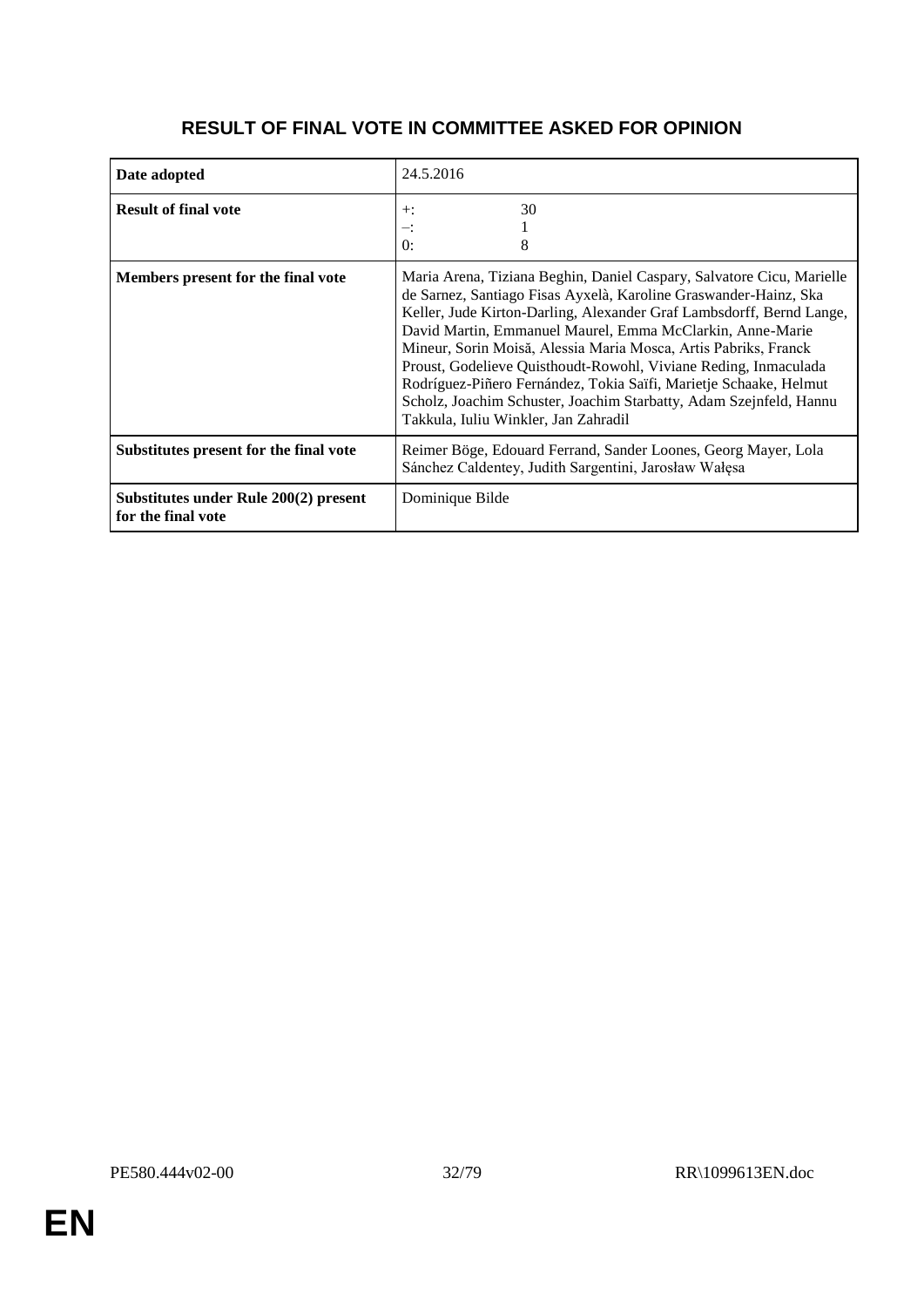## RESULT OF FINAL VOTE IN COMMITTEE ASKED FOR OPINION

| | |
|---|---|
| **Date adopted** | 24.5.2016 |
| **Result of final vote** | +: 30<br>–: 1<br>0: 8 |
| **Members present for the final vote** | Maria Arena, Tiziana Beghin, Daniel Caspary, Salvatore Cicu, Marielle de Sarnez, Santiago Fisas Ayxelà, Karoline Graswander-Hainz, Ska Keller, Jude Kirton-Darling, Alexander Graf Lambsdorff, Bernd Lange, David Martin, Emmanuel Maurel, Emma McClarkin, Anne-Marie Mineur, Sorin Moisă, Alessia Maria Mosca, Artis Pabriks, Franck Proust, Godelieve Quisthoudt-Rowohl, Viviane Reding, Inmaculada Rodríguez-Piñero Fernández, Tokia Saïfi, Marietje Schaake, Helmut Scholz, Joachim Schuster, Joachim Starbatty, Adam Szejnfeld, Hannu Takkula, Iuliu Winkler, Jan Zahradil |
| **Substitutes present for the final vote** | Reimer Böge, Edouard Ferrand, Sander Loones, Georg Mayer, Lola Sánchez Caldentey, Judith Sargentini, Jarosław Wałęsa |
| **Substitutes under Rule 200(2) present for the final vote** | Dominique Bilde |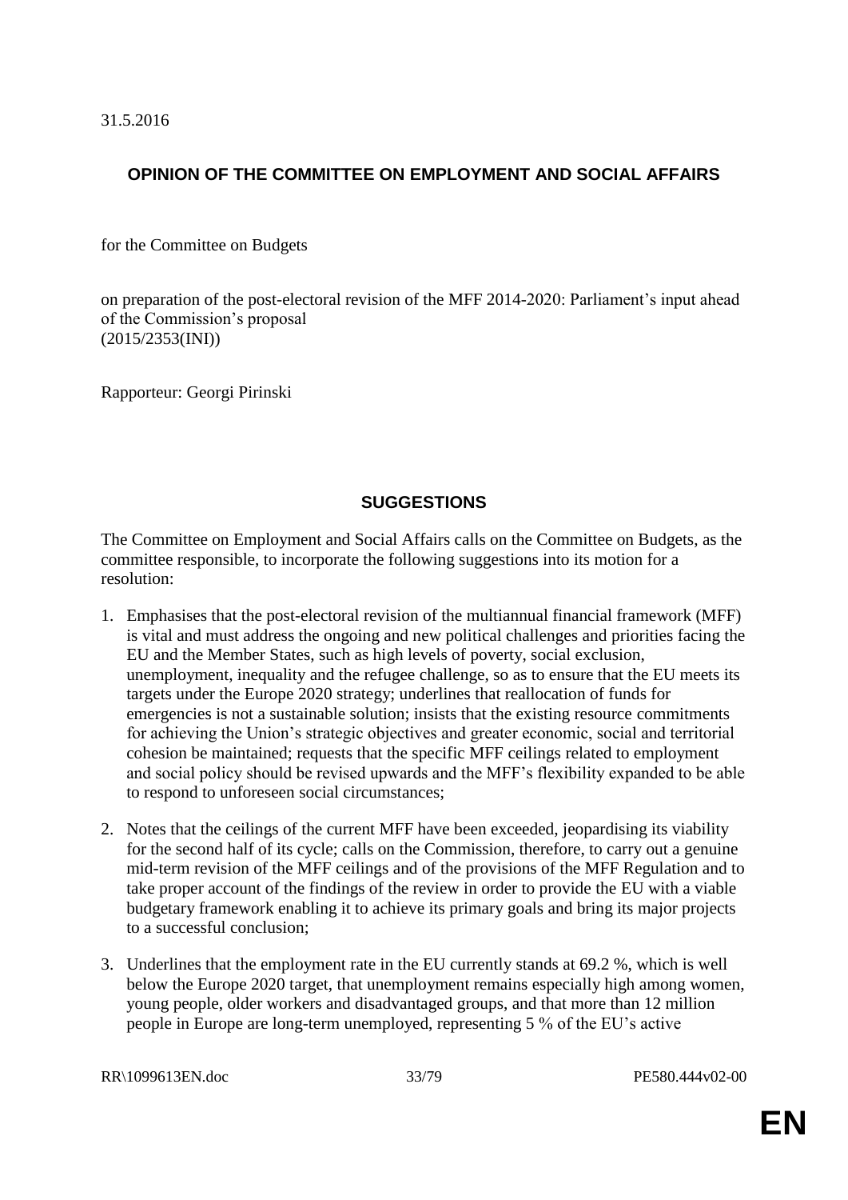31.5.2016

## OPINION OF THE COMMITTEE ON EMPLOYMENT AND SOCIAL AFFAIRS

for the Committee on Budgets

on preparation of the post-electoral revision of the MFF 2014-2020: Parliament's input ahead of the Commission's proposal
(2015/2353(INI))

Rapporteur: Georgi Pirinski

## SUGGESTIONS

The Committee on Employment and Social Affairs calls on the Committee on Budgets, as the committee responsible, to incorporate the following suggestions into its motion for a resolution:

1. Emphasises that the post-electoral revision of the multiannual financial framework (MFF) is vital and must address the ongoing and new political challenges and priorities facing the EU and the Member States, such as high levels of poverty, social exclusion, unemployment, inequality and the refugee challenge, so as to ensure that the EU meets its targets under the Europe 2020 strategy; underlines that reallocation of funds for emergencies is not a sustainable solution; insists that the existing resource commitments for achieving the Union's strategic objectives and greater economic, social and territorial cohesion be maintained; requests that the specific MFF ceilings related to employment and social policy should be revised upwards and the MFF's flexibility expanded to be able to respond to unforeseen social circumstances;

2. Notes that the ceilings of the current MFF have been exceeded, jeopardising its viability for the second half of its cycle; calls on the Commission, therefore, to carry out a genuine mid-term revision of the MFF ceilings and of the provisions of the MFF Regulation and to take proper account of the findings of the review in order to provide the EU with a viable budgetary framework enabling it to achieve its primary goals and bring its major projects to a successful conclusion;

3. Underlines that the employment rate in the EU currently stands at 69.2 %, which is well below the Europe 2020 target, that unemployment remains especially high among women, young people, older workers and disadvantaged groups, and that more than 12 million people in Europe are long-term unemployed, representing 5 % of the EU's active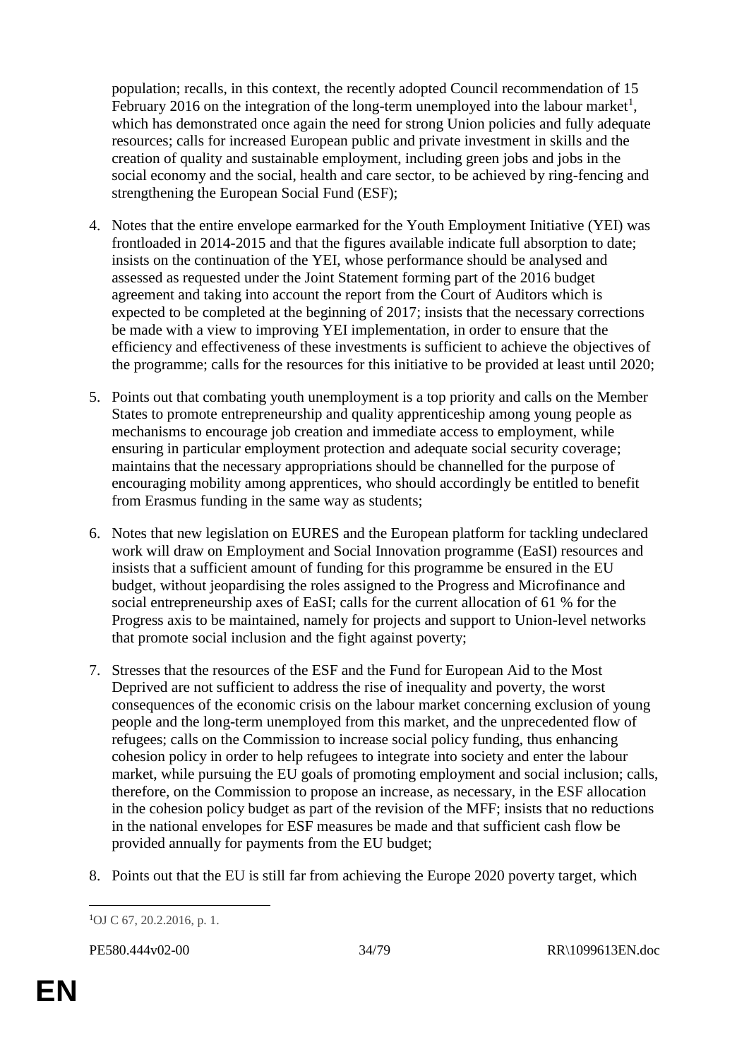population; recalls, in this context, the recently adopted Council recommendation of 15 February 2016 on the integration of the long-term unemployed into the labour market[1], which has demonstrated once again the need for strong Union policies and fully adequate resources; calls for increased European public and private investment in skills and the creation of quality and sustainable employment, including green jobs and jobs in the social economy and the social, health and care sector, to be achieved by ring-fencing and strengthening the European Social Fund (ESF);

4. Notes that the entire envelope earmarked for the Youth Employment Initiative (YEI) was frontloaded in 2014-2015 and that the figures available indicate full absorption to date; insists on the continuation of the YEI, whose performance should be analysed and assessed as requested under the Joint Statement forming part of the 2016 budget agreement and taking into account the report from the Court of Auditors which is expected to be completed at the beginning of 2017; insists that the necessary corrections be made with a view to improving YEI implementation, in order to ensure that the efficiency and effectiveness of these investments is sufficient to achieve the objectives of the programme; calls for the resources for this initiative to be provided at least until 2020;

5. Points out that combating youth unemployment is a top priority and calls on the Member States to promote entrepreneurship and quality apprenticeship among young people as mechanisms to encourage job creation and immediate access to employment, while ensuring in particular employment protection and adequate social security coverage; maintains that the necessary appropriations should be channelled for the purpose of encouraging mobility among apprentices, who should accordingly be entitled to benefit from Erasmus funding in the same way as students;

6. Notes that new legislation on EURES and the European platform for tackling undeclared work will draw on Employment and Social Innovation programme (EaSI) resources and insists that a sufficient amount of funding for this programme be ensured in the EU budget, without jeopardising the roles assigned to the Progress and Microfinance and social entrepreneurship axes of EaSI; calls for the current allocation of 61 % for the Progress axis to be maintained, namely for projects and support to Union-level networks that promote social inclusion and the fight against poverty;

7. Stresses that the resources of the ESF and the Fund for European Aid to the Most Deprived are not sufficient to address the rise of inequality and poverty, the worst consequences of the economic crisis on the labour market concerning exclusion of young people and the long-term unemployed from this market, and the unprecedented flow of refugees; calls on the Commission to increase social policy funding, thus enhancing cohesion policy in order to help refugees to integrate into society and enter the labour market, while pursuing the EU goals of promoting employment and social inclusion; calls, therefore, on the Commission to propose an increase, as necessary, in the ESF allocation in the cohesion policy budget as part of the revision of the MFF; insists that no reductions in the national envelopes for ESF measures be made and that sufficient cash flow be provided annually for payments from the EU budget;

8. Points out that the EU is still far from achieving the Europe 2020 poverty target, which

[1] OJ C 67, 20.2.2016, p. 1.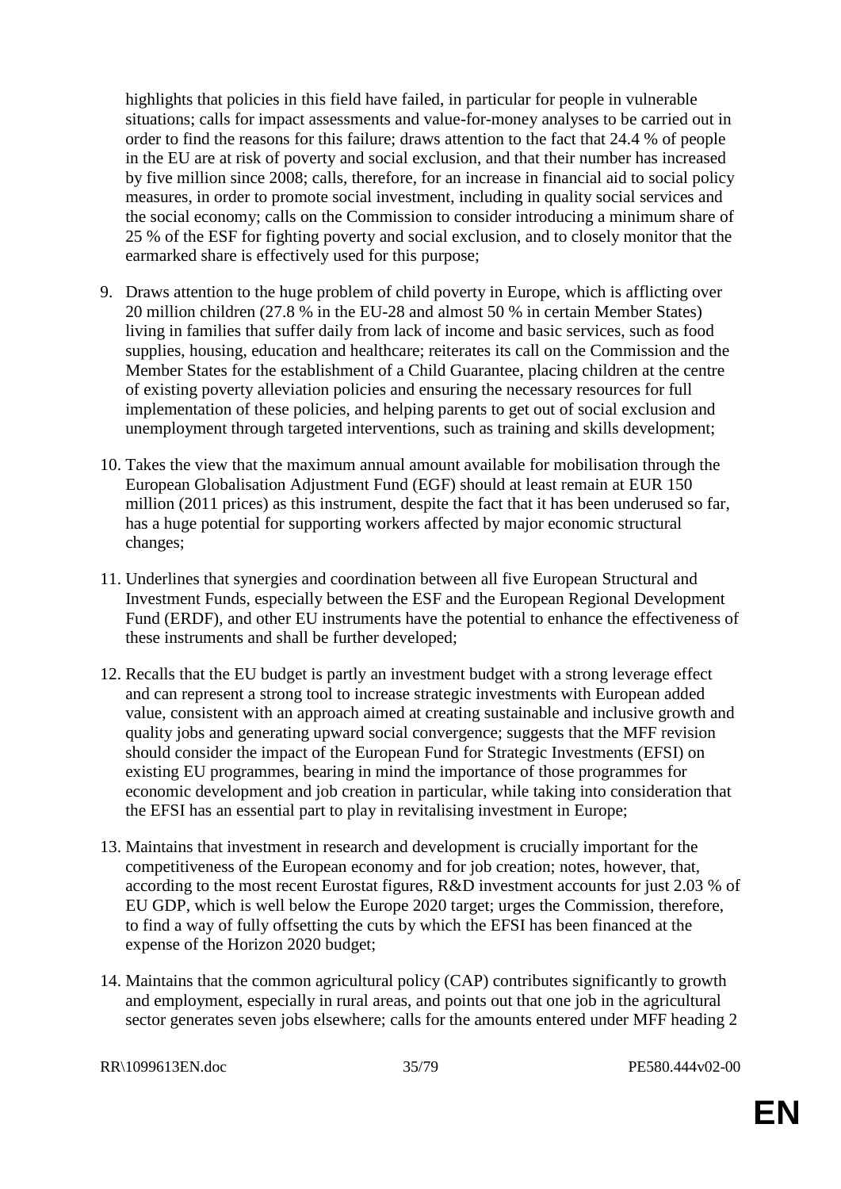highlights that policies in this field have failed, in particular for people in vulnerable situations; calls for impact assessments and value-for-money analyses to be carried out in order to find the reasons for this failure; draws attention to the fact that 24.4 % of people in the EU are at risk of poverty and social exclusion, and that their number has increased by five million since 2008; calls, therefore, for an increase in financial aid to social policy measures, in order to promote social investment, including in quality social services and the social economy; calls on the Commission to consider introducing a minimum share of 25 % of the ESF for fighting poverty and social exclusion, and to closely monitor that the earmarked share is effectively used for this purpose;

9. Draws attention to the huge problem of child poverty in Europe, which is afflicting over 20 million children (27.8 % in the EU-28 and almost 50 % in certain Member States) living in families that suffer daily from lack of income and basic services, such as food supplies, housing, education and healthcare; reiterates its call on the Commission and the Member States for the establishment of a Child Guarantee, placing children at the centre of existing poverty alleviation policies and ensuring the necessary resources for full implementation of these policies, and helping parents to get out of social exclusion and unemployment through targeted interventions, such as training and skills development;

10. Takes the view that the maximum annual amount available for mobilisation through the European Globalisation Adjustment Fund (EGF) should at least remain at EUR 150 million (2011 prices) as this instrument, despite the fact that it has been underused so far, has a huge potential for supporting workers affected by major economic structural changes;

11. Underlines that synergies and coordination between all five European Structural and Investment Funds, especially between the ESF and the European Regional Development Fund (ERDF), and other EU instruments have the potential to enhance the effectiveness of these instruments and shall be further developed;

12. Recalls that the EU budget is partly an investment budget with a strong leverage effect and can represent a strong tool to increase strategic investments with European added value, consistent with an approach aimed at creating sustainable and inclusive growth and quality jobs and generating upward social convergence; suggests that the MFF revision should consider the impact of the European Fund for Strategic Investments (EFSI) on existing EU programmes, bearing in mind the importance of those programmes for economic development and job creation in particular, while taking into consideration that the EFSI has an essential part to play in revitalising investment in Europe;

13. Maintains that investment in research and development is crucially important for the competitiveness of the European economy and for job creation; notes, however, that, according to the most recent Eurostat figures, R&D investment accounts for just 2.03 % of EU GDP, which is well below the Europe 2020 target; urges the Commission, therefore, to find a way of fully offsetting the cuts by which the EFSI has been financed at the expense of the Horizon 2020 budget;

14. Maintains that the common agricultural policy (CAP) contributes significantly to growth and employment, especially in rural areas, and points out that one job in the agricultural sector generates seven jobs elsewhere; calls for the amounts entered under MFF heading 2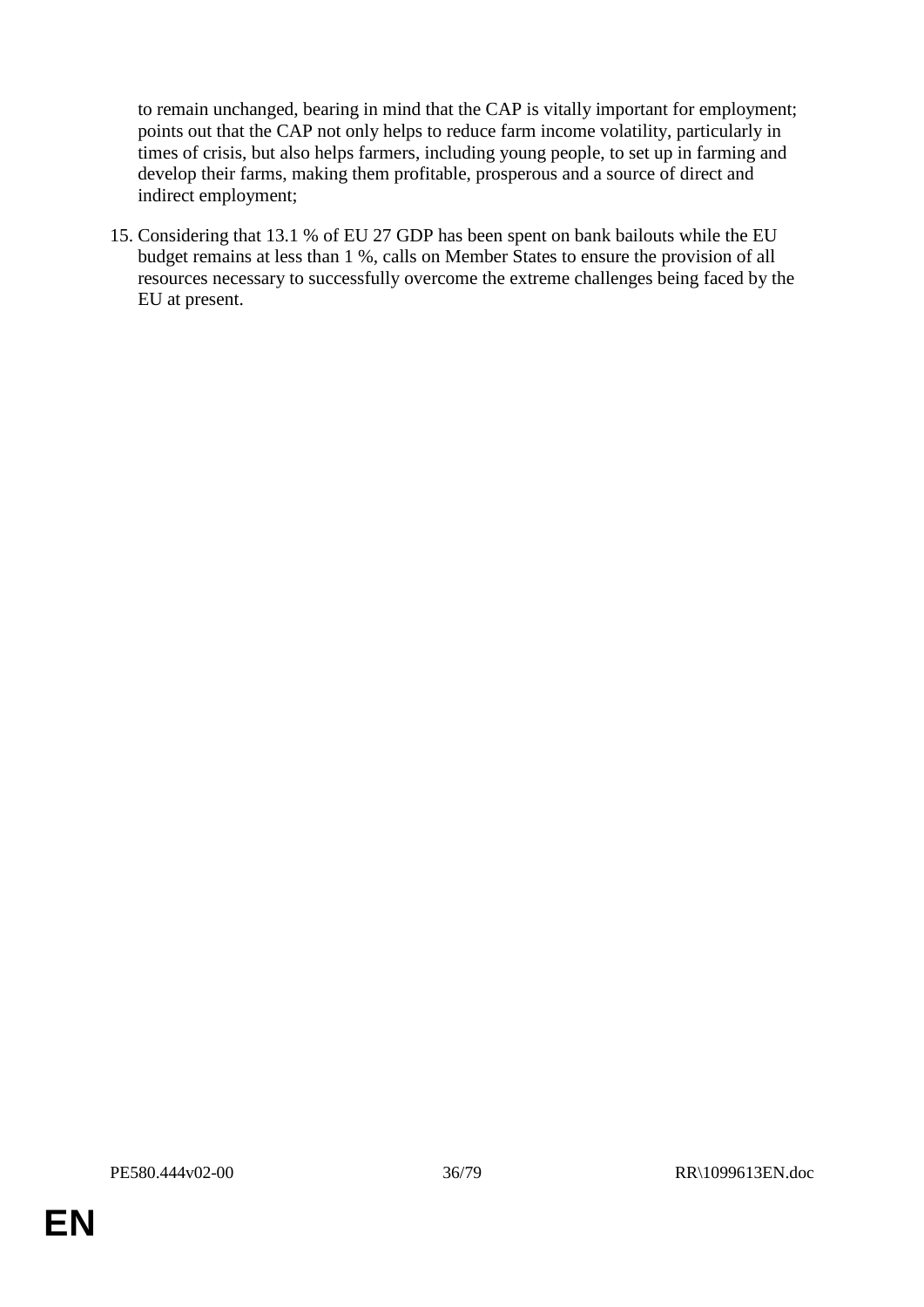to remain unchanged, bearing in mind that the CAP is vitally important for employment; points out that the CAP not only helps to reduce farm income volatility, particularly in times of crisis, but also helps farmers, including young people, to set up in farming and develop their farms, making them profitable, prosperous and a source of direct and indirect employment;

15. Considering that 13.1 % of EU 27 GDP has been spent on bank bailouts while the EU budget remains at less than 1 %, calls on Member States to ensure the provision of all resources necessary to successfully overcome the extreme challenges being faced by the EU at present.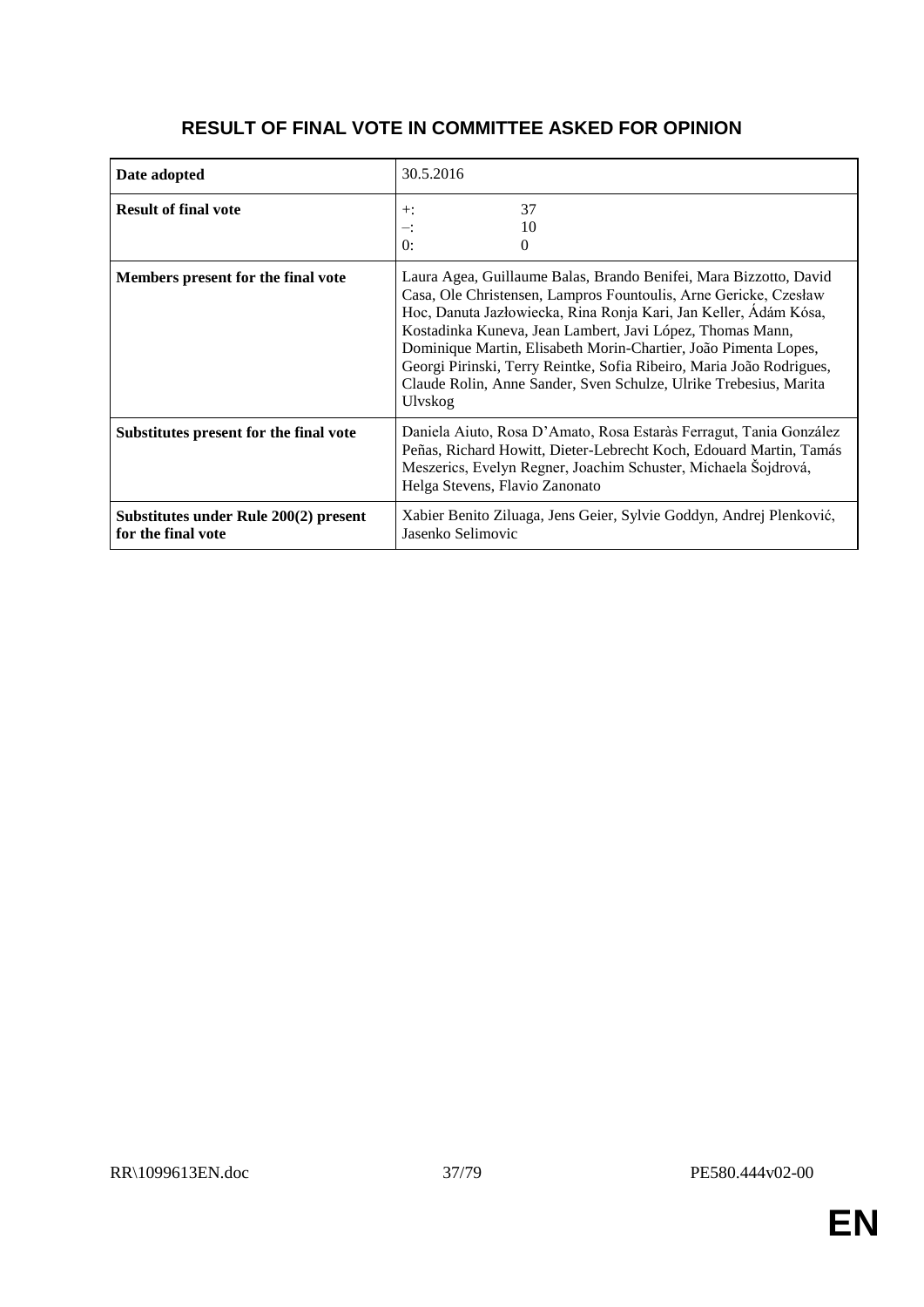# RESULT OF FINAL VOTE IN COMMITTEE ASKED FOR OPINION

| | |
|---|---|
| **Date adopted** | 30.5.2016 |
| **Result of final vote** | +: 37<br>–: 10<br>0: 0 |
| **Members present for the final vote** | Laura Agea, Guillaume Balas, Brando Benifei, Mara Bizzotto, David Casa, Ole Christensen, Lampros Fountoulis, Arne Gericke, Czesław Hoc, Danuta Jazłowiecka, Rina Ronja Kari, Jan Keller, Ádám Kósa, Kostadinka Kuneva, Jean Lambert, Javi López, Thomas Mann, Dominique Martin, Elisabeth Morin-Chartier, João Pimenta Lopes, Georgi Pirinski, Terry Reintke, Sofia Ribeiro, Maria João Rodrigues, Claude Rolin, Anne Sander, Sven Schulze, Ulrike Trebesius, Marita Ulvskog |
| **Substitutes present for the final vote** | Daniela Aiuto, Rosa D'Amato, Rosa Estaràs Ferragut, Tania González Peñas, Richard Howitt, Dieter-Lebrecht Koch, Edouard Martin, Tamás Meszerics, Evelyn Regner, Joachim Schuster, Michaela Šojdrová, Helga Stevens, Flavio Zanonato |
| **Substitutes under Rule 200(2) present for the final vote** | Xabier Benito Ziluaga, Jens Geier, Sylvie Goddyn, Andrej Plenković, Jasenko Selimovic |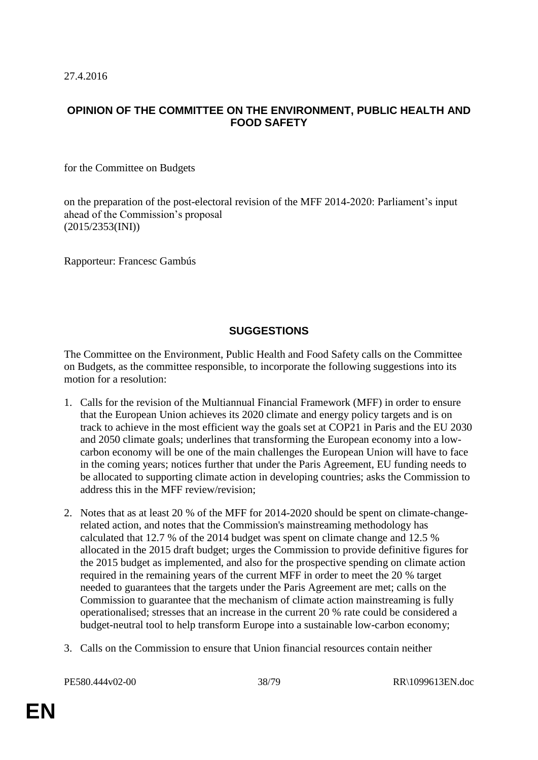27.4.2016

## OPINION OF THE COMMITTEE ON THE ENVIRONMENT, PUBLIC HEALTH AND FOOD SAFETY

for the Committee on Budgets

on the preparation of the post-electoral revision of the MFF 2014-2020: Parliament's input ahead of the Commission's proposal
(2015/2353(INI))

Rapporteur: Francesc Gambús

## SUGGESTIONS

The Committee on the Environment, Public Health and Food Safety calls on the Committee on Budgets, as the committee responsible, to incorporate the following suggestions into its motion for a resolution:

1. Calls for the revision of the Multiannual Financial Framework (MFF) in order to ensure that the European Union achieves its 2020 climate and energy policy targets and is on track to achieve in the most efficient way the goals set at COP21 in Paris and the EU 2030 and 2050 climate goals; underlines that transforming the European economy into a low-carbon economy will be one of the main challenges the European Union will have to face in the coming years; notices further that under the Paris Agreement, EU funding needs to be allocated to supporting climate action in developing countries; asks the Commission to address this in the MFF review/revision;

2. Notes that as at least 20 % of the MFF for 2014-2020 should be spent on climate-change-related action, and notes that the Commission's mainstreaming methodology has calculated that 12.7 % of the 2014 budget was spent on climate change and 12.5 % allocated in the 2015 draft budget; urges the Commission to provide definitive figures for the 2015 budget as implemented, and also for the prospective spending on climate action required in the remaining years of the current MFF in order to meet the 20 % target needed to guarantees that the targets under the Paris Agreement are met; calls on the Commission to guarantee that the mechanism of climate action mainstreaming is fully operationalised; stresses that an increase in the current 20 % rate could be considered a budget-neutral tool to help transform Europe into a sustainable low-carbon economy;

3. Calls on the Commission to ensure that Union financial resources contain neither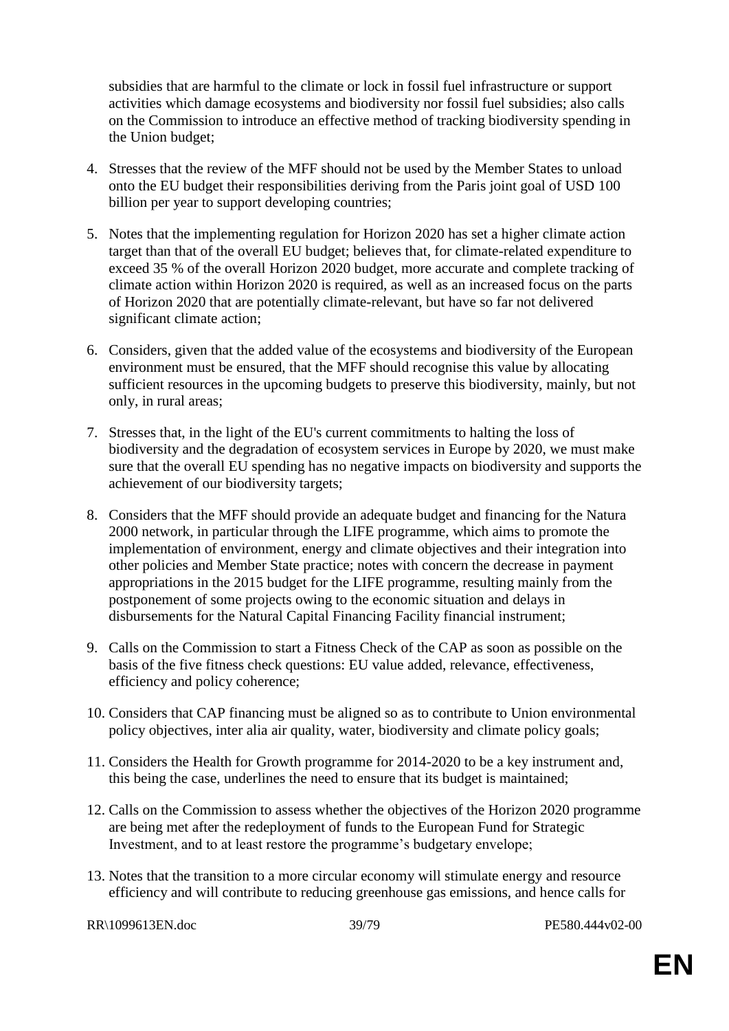subsidies that are harmful to the climate or lock in fossil fuel infrastructure or support activities which damage ecosystems and biodiversity nor fossil fuel subsidies; also calls on the Commission to introduce an effective method of tracking biodiversity spending in the Union budget;

4. Stresses that the review of the MFF should not be used by the Member States to unload onto the EU budget their responsibilities deriving from the Paris joint goal of USD 100 billion per year to support developing countries;

5. Notes that the implementing regulation for Horizon 2020 has set a higher climate action target than that of the overall EU budget; believes that, for climate-related expenditure to exceed 35 % of the overall Horizon 2020 budget, more accurate and complete tracking of climate action within Horizon 2020 is required, as well as an increased focus on the parts of Horizon 2020 that are potentially climate-relevant, but have so far not delivered significant climate action;

6. Considers, given that the added value of the ecosystems and biodiversity of the European environment must be ensured, that the MFF should recognise this value by allocating sufficient resources in the upcoming budgets to preserve this biodiversity, mainly, but not only, in rural areas;

7. Stresses that, in the light of the EU's current commitments to halting the loss of biodiversity and the degradation of ecosystem services in Europe by 2020, we must make sure that the overall EU spending has no negative impacts on biodiversity and supports the achievement of our biodiversity targets;

8. Considers that the MFF should provide an adequate budget and financing for the Natura 2000 network, in particular through the LIFE programme, which aims to promote the implementation of environment, energy and climate objectives and their integration into other policies and Member State practice; notes with concern the decrease in payment appropriations in the 2015 budget for the LIFE programme, resulting mainly from the postponement of some projects owing to the economic situation and delays in disbursements for the Natural Capital Financing Facility financial instrument;

9. Calls on the Commission to start a Fitness Check of the CAP as soon as possible on the basis of the five fitness check questions: EU value added, relevance, effectiveness, efficiency and policy coherence;

10. Considers that CAP financing must be aligned so as to contribute to Union environmental policy objectives, inter alia air quality, water, biodiversity and climate policy goals;

11. Considers the Health for Growth programme for 2014-2020 to be a key instrument and, this being the case, underlines the need to ensure that its budget is maintained;

12. Calls on the Commission to assess whether the objectives of the Horizon 2020 programme are being met after the redeployment of funds to the European Fund for Strategic Investment, and to at least restore the programme's budgetary envelope;

13. Notes that the transition to a more circular economy will stimulate energy and resource efficiency and will contribute to reducing greenhouse gas emissions, and hence calls for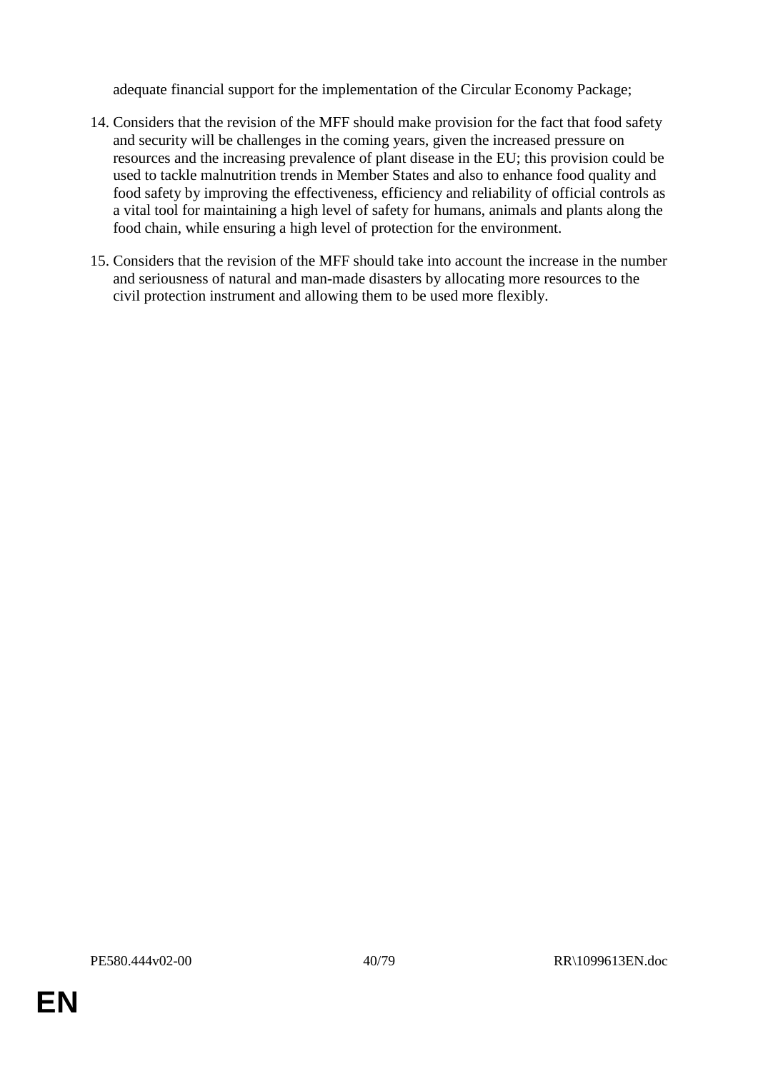adequate financial support for the implementation of the Circular Economy Package;

14. Considers that the revision of the MFF should make provision for the fact that food safety and security will be challenges in the coming years, given the increased pressure on resources and the increasing prevalence of plant disease in the EU; this provision could be used to tackle malnutrition trends in Member States and also to enhance food quality and food safety by improving the effectiveness, efficiency and reliability of official controls as a vital tool for maintaining a high level of safety for humans, animals and plants along the food chain, while ensuring a high level of protection for the environment.

15. Considers that the revision of the MFF should take into account the increase in the number and seriousness of natural and man-made disasters by allocating more resources to the civil protection instrument and allowing them to be used more flexibly.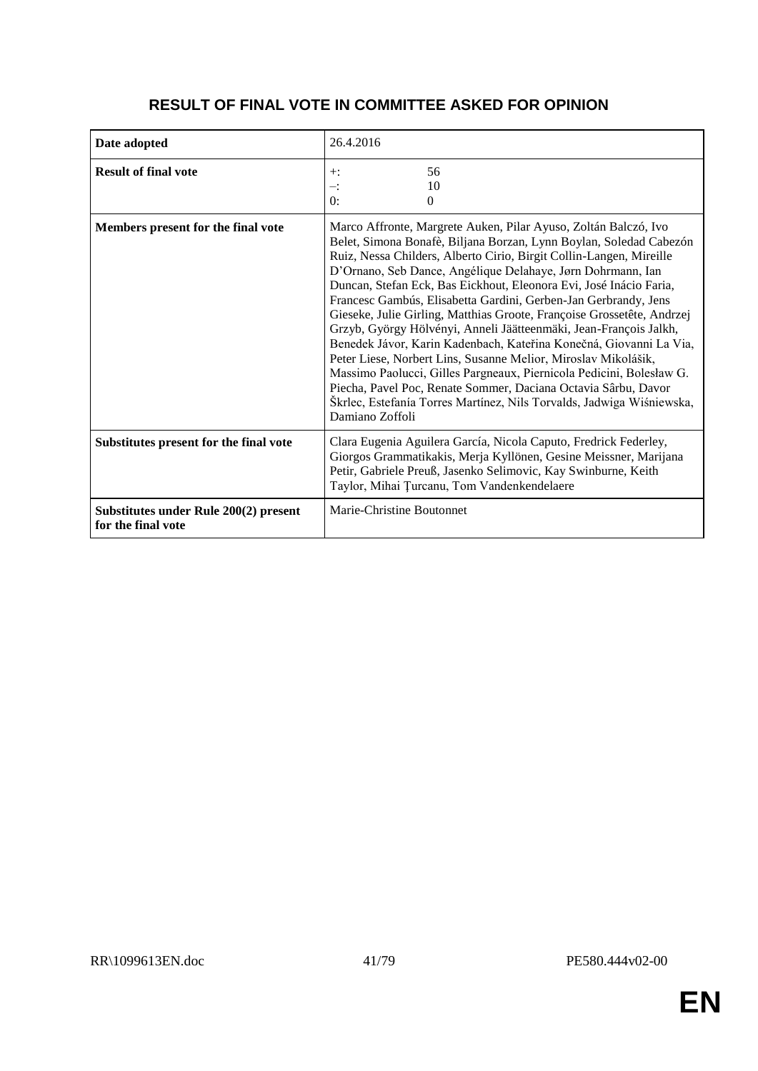# RESULT OF FINAL VOTE IN COMMITTEE ASKED FOR OPINION

| | |
|---|---|
| **Date adopted** | 26.4.2016 |
| **Result of final vote** | +: 56<br>–: 10<br>0: 0 |
| **Members present for the final vote** | Marco Affronte, Margrete Auken, Pilar Ayuso, Zoltán Balczó, Ivo Belet, Simona Bonafè, Biljana Borzan, Lynn Boylan, Soledad Cabezón Ruiz, Nessa Childers, Alberto Cirio, Birgit Collin-Langen, Mireille D'Ornano, Seb Dance, Angélique Delahaye, Jørn Dohrmann, Ian Duncan, Stefan Eck, Bas Eickhout, Eleonora Evi, José Inácio Faria, Francesc Gambús, Elisabetta Gardini, Gerben-Jan Gerbrandy, Jens Gieseke, Julie Girling, Matthias Groote, Françoise Grossetête, Andrzej Grzyb, György Hölvényi, Anneli Jäätteenmäki, Jean-François Jalkh, Benedek Jávor, Karin Kadenbach, Kateřina Konečná, Giovanni La Via, Peter Liese, Norbert Lins, Susanne Melior, Miroslav Mikolášik, Massimo Paolucci, Gilles Pargneaux, Piernicola Pedicini, Bolesław G. Piecha, Pavel Poc, Renate Sommer, Daciana Octavia Sârbu, Davor Škrlec, Estefanía Torres Martínez, Nils Torvalds, Jadwiga Wiśniewska, Damiano Zoffoli |
| **Substitutes present for the final vote** | Clara Eugenia Aguilera García, Nicola Caputo, Fredrick Federley, Giorgos Grammatikakis, Merja Kyllönen, Gesine Meissner, Marijana Petir, Gabriele Preuß, Jasenko Selimovic, Kay Swinburne, Keith Taylor, Mihai Țurcanu, Tom Vandenkendelaere |
| **Substitutes under Rule 200(2) present for the final vote** | Marie-Christine Boutonnet |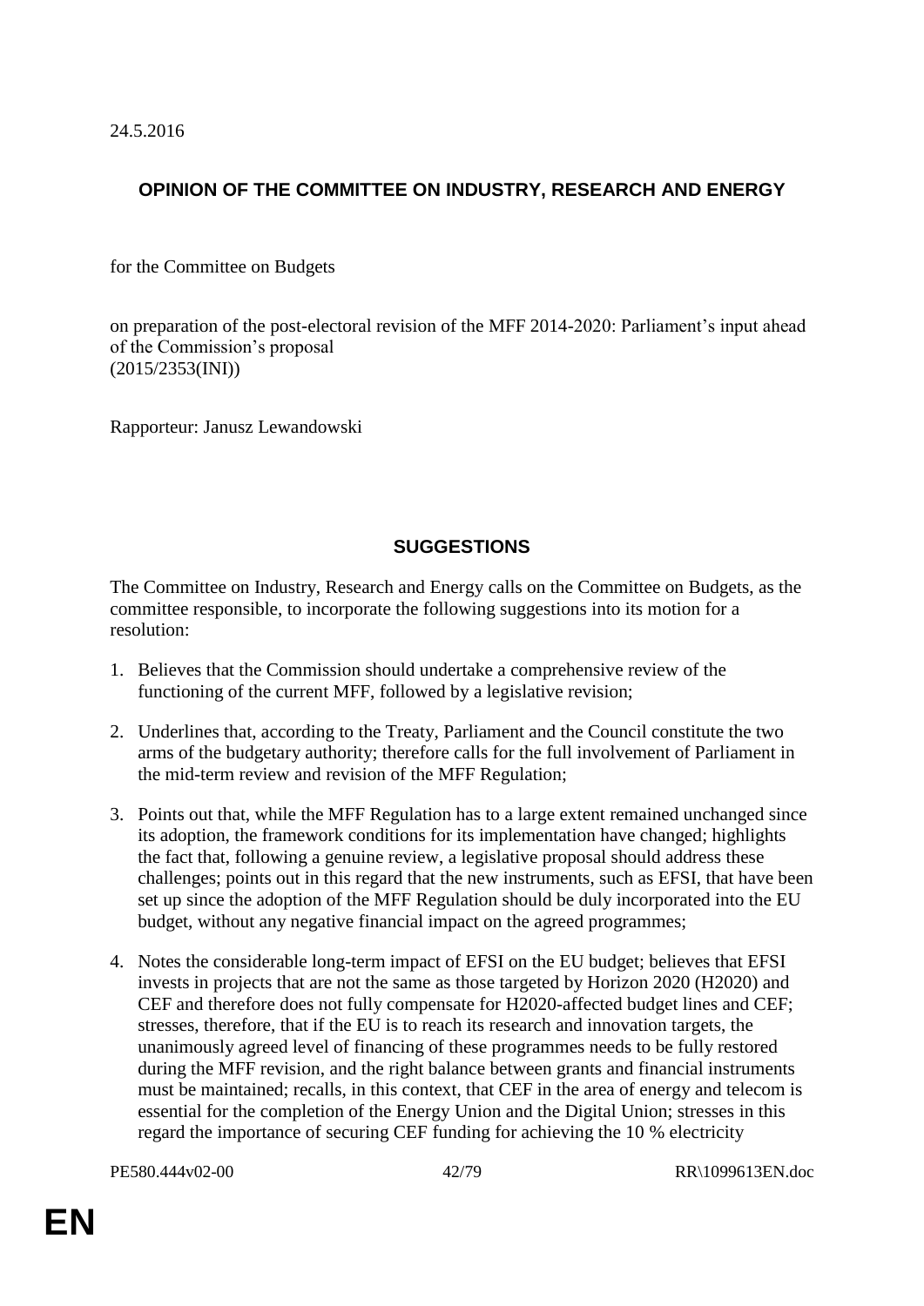24.5.2016

## OPINION OF THE COMMITTEE ON INDUSTRY, RESEARCH AND ENERGY

for the Committee on Budgets

on preparation of the post-electoral revision of the MFF 2014-2020: Parliament's input ahead of the Commission's proposal
(2015/2353(INI))

Rapporteur: Janusz Lewandowski

## SUGGESTIONS

The Committee on Industry, Research and Energy calls on the Committee on Budgets, as the committee responsible, to incorporate the following suggestions into its motion for a resolution:

1. Believes that the Commission should undertake a comprehensive review of the functioning of the current MFF, followed by a legislative revision;

2. Underlines that, according to the Treaty, Parliament and the Council constitute the two arms of the budgetary authority; therefore calls for the full involvement of Parliament in the mid-term review and revision of the MFF Regulation;

3. Points out that, while the MFF Regulation has to a large extent remained unchanged since its adoption, the framework conditions for its implementation have changed; highlights the fact that, following a genuine review, a legislative proposal should address these challenges; points out in this regard that the new instruments, such as EFSI, that have been set up since the adoption of the MFF Regulation should be duly incorporated into the EU budget, without any negative financial impact on the agreed programmes;

4. Notes the considerable long-term impact of EFSI on the EU budget; believes that EFSI invests in projects that are not the same as those targeted by Horizon 2020 (H2020) and CEF and therefore does not fully compensate for H2020-affected budget lines and CEF; stresses, therefore, that if the EU is to reach its research and innovation targets, the unanimously agreed level of financing of these programmes needs to be fully restored during the MFF revision, and the right balance between grants and financial instruments must be maintained; recalls, in this context, that CEF in the area of energy and telecom is essential for the completion of the Energy Union and the Digital Union; stresses in this regard the importance of securing CEF funding for achieving the 10 % electricity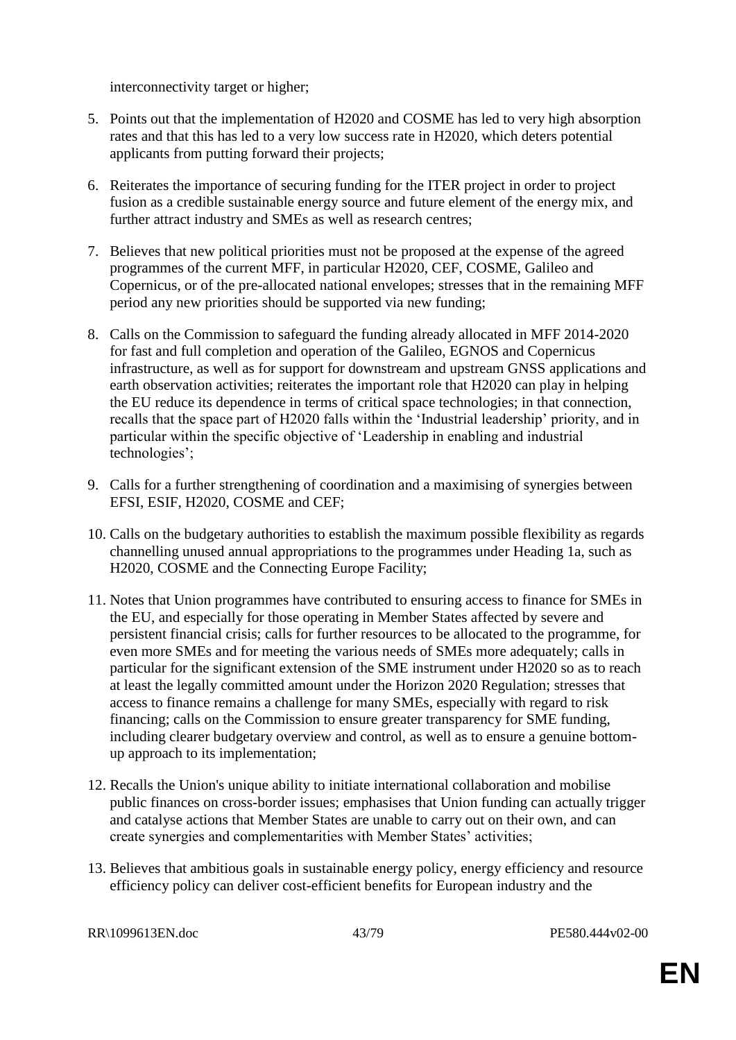interconnectivity target or higher;

5. Points out that the implementation of H2020 and COSME has led to very high absorption rates and that this has led to a very low success rate in H2020, which deters potential applicants from putting forward their projects;

6. Reiterates the importance of securing funding for the ITER project in order to project fusion as a credible sustainable energy source and future element of the energy mix, and further attract industry and SMEs as well as research centres;

7. Believes that new political priorities must not be proposed at the expense of the agreed programmes of the current MFF, in particular H2020, CEF, COSME, Galileo and Copernicus, or of the pre-allocated national envelopes; stresses that in the remaining MFF period any new priorities should be supported via new funding;

8. Calls on the Commission to safeguard the funding already allocated in MFF 2014-2020 for fast and full completion and operation of the Galileo, EGNOS and Copernicus infrastructure, as well as for support for downstream and upstream GNSS applications and earth observation activities; reiterates the important role that H2020 can play in helping the EU reduce its dependence in terms of critical space technologies; in that connection, recalls that the space part of H2020 falls within the 'Industrial leadership' priority, and in particular within the specific objective of 'Leadership in enabling and industrial technologies';

9. Calls for a further strengthening of coordination and a maximising of synergies between EFSI, ESIF, H2020, COSME and CEF;

10. Calls on the budgetary authorities to establish the maximum possible flexibility as regards channelling unused annual appropriations to the programmes under Heading 1a, such as H2020, COSME and the Connecting Europe Facility;

11. Notes that Union programmes have contributed to ensuring access to finance for SMEs in the EU, and especially for those operating in Member States affected by severe and persistent financial crisis; calls for further resources to be allocated to the programme, for even more SMEs and for meeting the various needs of SMEs more adequately; calls in particular for the significant extension of the SME instrument under H2020 so as to reach at least the legally committed amount under the Horizon 2020 Regulation; stresses that access to finance remains a challenge for many SMEs, especially with regard to risk financing; calls on the Commission to ensure greater transparency for SME funding, including clearer budgetary overview and control, as well as to ensure a genuine bottom-up approach to its implementation;

12. Recalls the Union's unique ability to initiate international collaboration and mobilise public finances on cross-border issues; emphasises that Union funding can actually trigger and catalyse actions that Member States are unable to carry out on their own, and can create synergies and complementarities with Member States' activities;

13. Believes that ambitious goals in sustainable energy policy, energy efficiency and resource efficiency policy can deliver cost-efficient benefits for European industry and the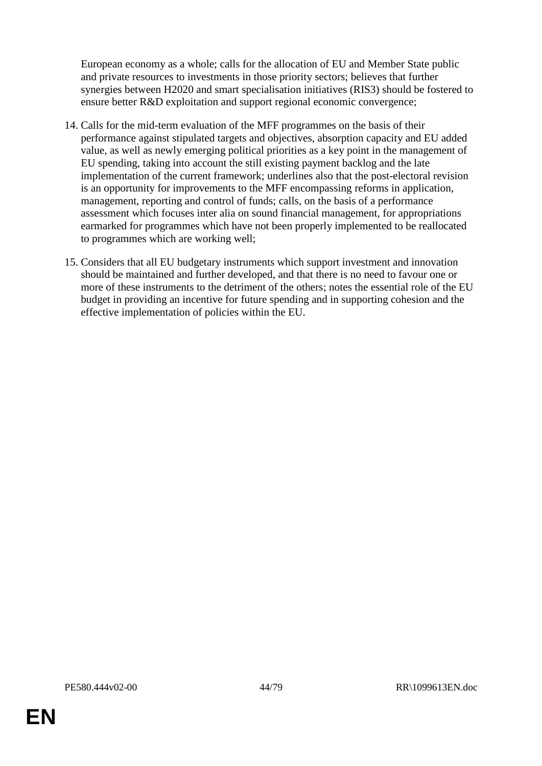European economy as a whole; calls for the allocation of EU and Member State public and private resources to investments in those priority sectors; believes that further synergies between H2020 and smart specialisation initiatives (RIS3) should be fostered to ensure better R&D exploitation and support regional economic convergence;

14. Calls for the mid-term evaluation of the MFF programmes on the basis of their performance against stipulated targets and objectives, absorption capacity and EU added value, as well as newly emerging political priorities as a key point in the management of EU spending, taking into account the still existing payment backlog and the late implementation of the current framework; underlines also that the post-electoral revision is an opportunity for improvements to the MFF encompassing reforms in application, management, reporting and control of funds; calls, on the basis of a performance assessment which focuses inter alia on sound financial management, for appropriations earmarked for programmes which have not been properly implemented to be reallocated to programmes which are working well;

15. Considers that all EU budgetary instruments which support investment and innovation should be maintained and further developed, and that there is no need to favour one or more of these instruments to the detriment of the others; notes the essential role of the EU budget in providing an incentive for future spending and in supporting cohesion and the effective implementation of policies within the EU.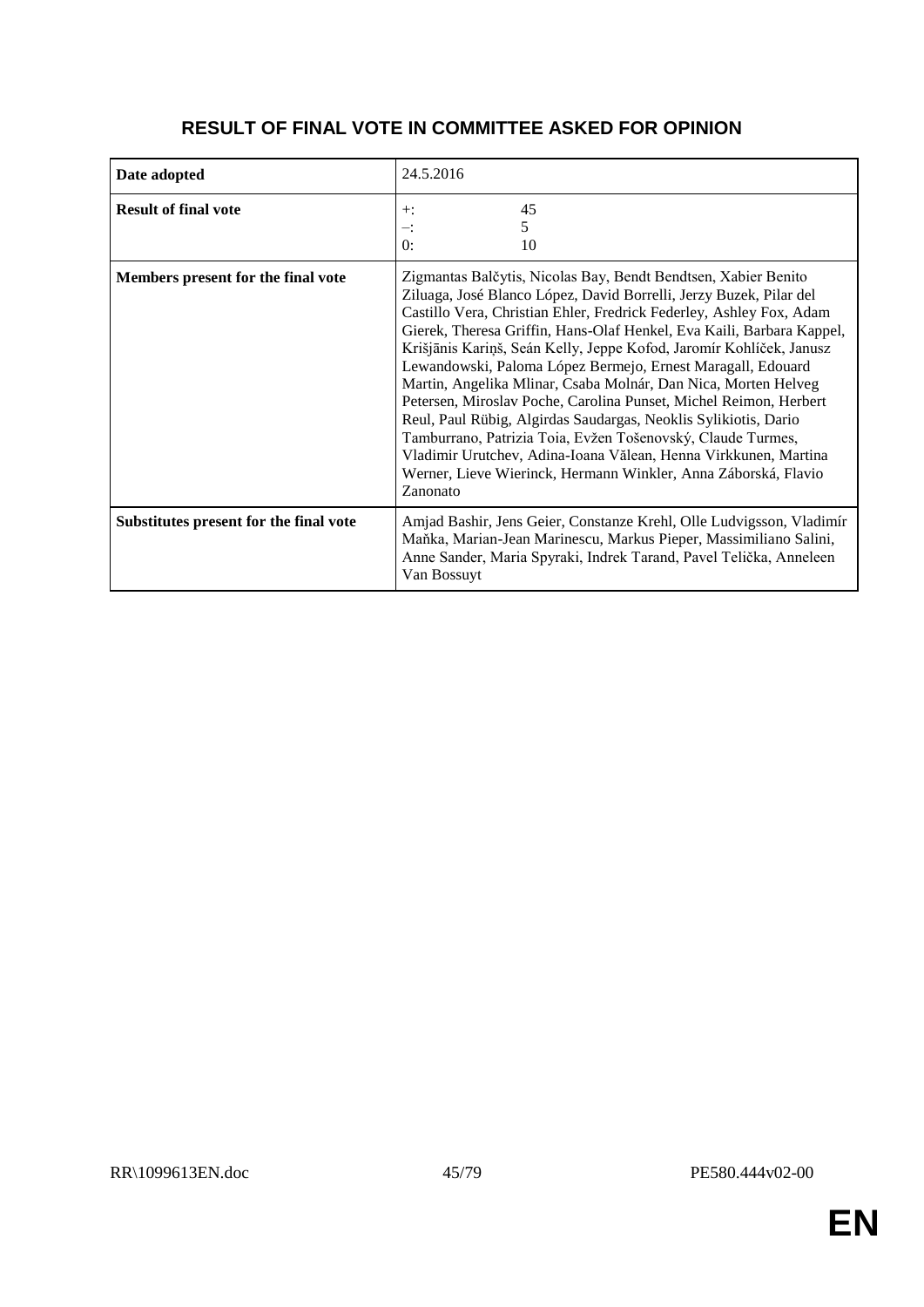## RESULT OF FINAL VOTE IN COMMITTEE ASKED FOR OPINION

| | |
|---|---|
| **Date adopted** | 24.5.2016 |
| **Result of final vote** | +: 45<br>–: 5<br>0: 10 |
| **Members present for the final vote** | Zigmantas Balčytis, Nicolas Bay, Bendt Bendtsen, Xabier Benito Ziluaga, José Blanco López, David Borrelli, Jerzy Buzek, Pilar del Castillo Vera, Christian Ehler, Fredrick Federley, Ashley Fox, Adam Gierek, Theresa Griffin, Hans-Olaf Henkel, Eva Kaili, Barbara Kappel, Krišjānis Kariņš, Seán Kelly, Jeppe Kofod, Jaromír Kohlíček, Janusz Lewandowski, Paloma López Bermejo, Ernest Maragall, Edouard Martin, Angelika Mlinar, Csaba Molnár, Dan Nica, Morten Helveg Petersen, Miroslav Poche, Carolina Punset, Michel Reimon, Herbert Reul, Paul Rübig, Algirdas Saudargas, Neoklis Sylikiotis, Dario Tamburrano, Patrizia Toia, Evžen Tošenovský, Claude Turmes, Vladimir Urutchev, Adina-Ioana Vălean, Henna Virkkunen, Martina Werner, Lieve Wierinck, Hermann Winkler, Anna Záborská, Flavio Zanonato |
| **Substitutes present for the final vote** | Amjad Bashir, Jens Geier, Constanze Krehl, Olle Ludvigsson, Vladimír Maňka, Marian-Jean Marinescu, Markus Pieper, Massimiliano Salini, Anne Sander, Maria Spyraki, Indrek Tarand, Pavel Telička, Anneleen Van Bossuyt |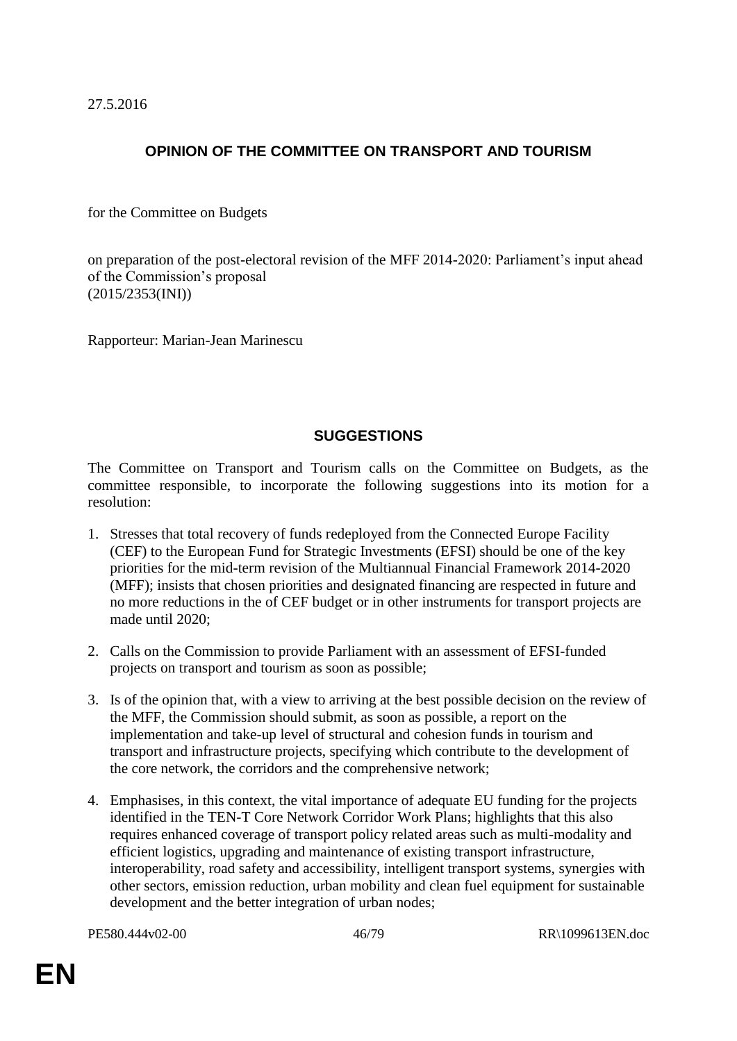27.5.2016

# OPINION OF THE COMMITTEE ON TRANSPORT AND TOURISM

for the Committee on Budgets

on preparation of the post-electoral revision of the MFF 2014-2020: Parliament's input ahead of the Commission's proposal
(2015/2353(INI))

Rapporteur: Marian-Jean Marinescu

## SUGGESTIONS

The Committee on Transport and Tourism calls on the Committee on Budgets, as the committee responsible, to incorporate the following suggestions into its motion for a resolution:

1. Stresses that total recovery of funds redeployed from the Connected Europe Facility (CEF) to the European Fund for Strategic Investments (EFSI) should be one of the key priorities for the mid-term revision of the Multiannual Financial Framework 2014-2020 (MFF); insists that chosen priorities and designated financing are respected in future and no more reductions in the of CEF budget or in other instruments for transport projects are made until 2020;

2. Calls on the Commission to provide Parliament with an assessment of EFSI-funded projects on transport and tourism as soon as possible;

3. Is of the opinion that, with a view to arriving at the best possible decision on the review of the MFF, the Commission should submit, as soon as possible, a report on the implementation and take-up level of structural and cohesion funds in tourism and transport and infrastructure projects, specifying which contribute to the development of the core network, the corridors and the comprehensive network;

4. Emphasises, in this context, the vital importance of adequate EU funding for the projects identified in the TEN-T Core Network Corridor Work Plans; highlights that this also requires enhanced coverage of transport policy related areas such as multi-modality and efficient logistics, upgrading and maintenance of existing transport infrastructure, interoperability, road safety and accessibility, intelligent transport systems, synergies with other sectors, emission reduction, urban mobility and clean fuel equipment for sustainable development and the better integration of urban nodes;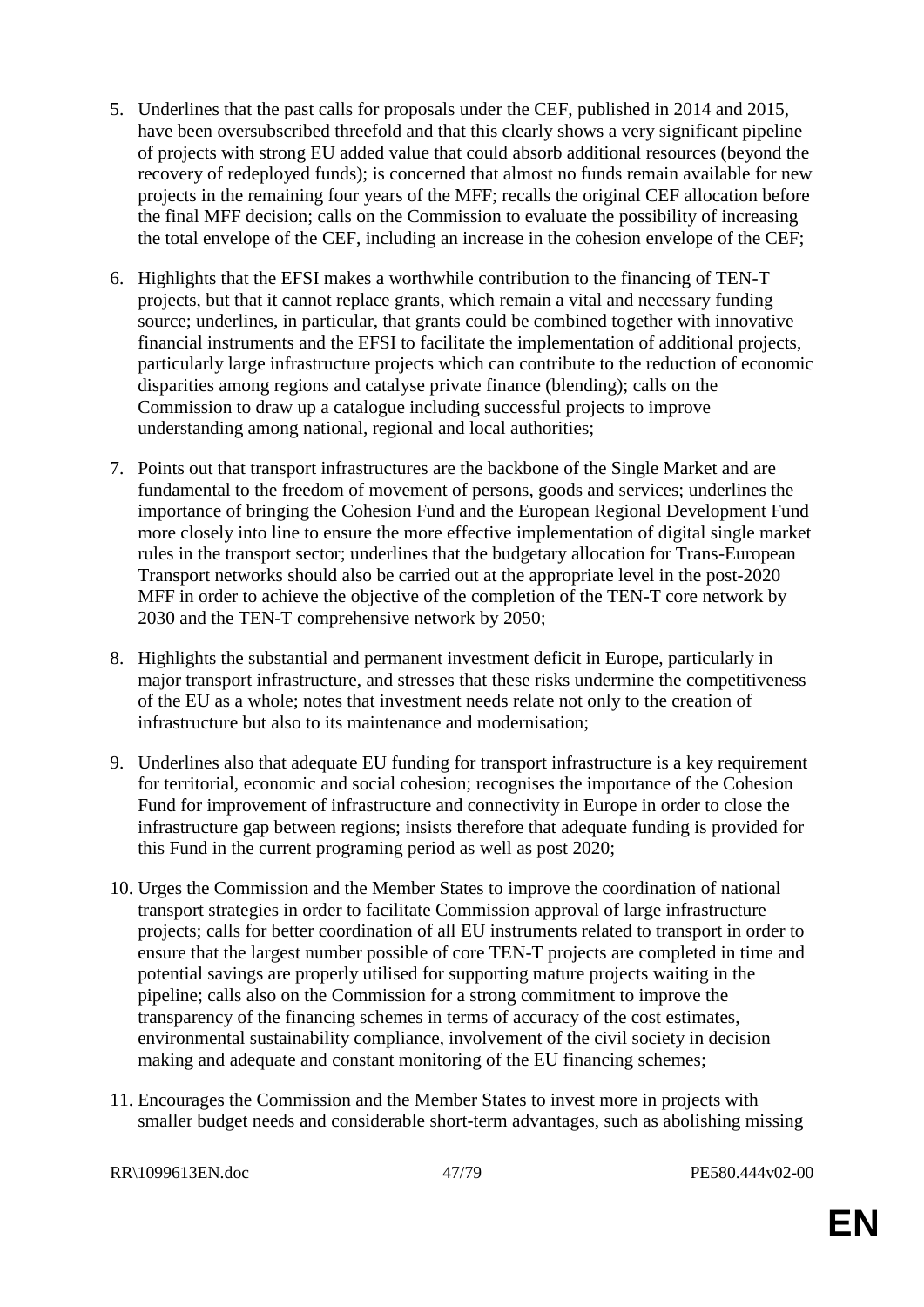5. Underlines that the past calls for proposals under the CEF, published in 2014 and 2015, have been oversubscribed threefold and that this clearly shows a very significant pipeline of projects with strong EU added value that could absorb additional resources (beyond the recovery of redeployed funds); is concerned that almost no funds remain available for new projects in the remaining four years of the MFF; recalls the original CEF allocation before the final MFF decision; calls on the Commission to evaluate the possibility of increasing the total envelope of the CEF, including an increase in the cohesion envelope of the CEF;

6. Highlights that the EFSI makes a worthwhile contribution to the financing of TEN-T projects, but that it cannot replace grants, which remain a vital and necessary funding source; underlines, in particular, that grants could be combined together with innovative financial instruments and the EFSI to facilitate the implementation of additional projects, particularly large infrastructure projects which can contribute to the reduction of economic disparities among regions and catalyse private finance (blending); calls on the Commission to draw up a catalogue including successful projects to improve understanding among national, regional and local authorities;

7. Points out that transport infrastructures are the backbone of the Single Market and are fundamental to the freedom of movement of persons, goods and services; underlines the importance of bringing the Cohesion Fund and the European Regional Development Fund more closely into line to ensure the more effective implementation of digital single market rules in the transport sector; underlines that the budgetary allocation for Trans-European Transport networks should also be carried out at the appropriate level in the post-2020 MFF in order to achieve the objective of the completion of the TEN-T core network by 2030 and the TEN-T comprehensive network by 2050;

8. Highlights the substantial and permanent investment deficit in Europe, particularly in major transport infrastructure, and stresses that these risks undermine the competitiveness of the EU as a whole; notes that investment needs relate not only to the creation of infrastructure but also to its maintenance and modernisation;

9. Underlines also that adequate EU funding for transport infrastructure is a key requirement for territorial, economic and social cohesion; recognises the importance of the Cohesion Fund for improvement of infrastructure and connectivity in Europe in order to close the infrastructure gap between regions; insists therefore that adequate funding is provided for this Fund in the current programing period as well as post 2020;

10. Urges the Commission and the Member States to improve the coordination of national transport strategies in order to facilitate Commission approval of large infrastructure projects; calls for better coordination of all EU instruments related to transport in order to ensure that the largest number possible of core TEN-T projects are completed in time and potential savings are properly utilised for supporting mature projects waiting in the pipeline; calls also on the Commission for a strong commitment to improve the transparency of the financing schemes in terms of accuracy of the cost estimates, environmental sustainability compliance, involvement of the civil society in decision making and adequate and constant monitoring of the EU financing schemes;

11. Encourages the Commission and the Member States to invest more in projects with smaller budget needs and considerable short-term advantages, such as abolishing missing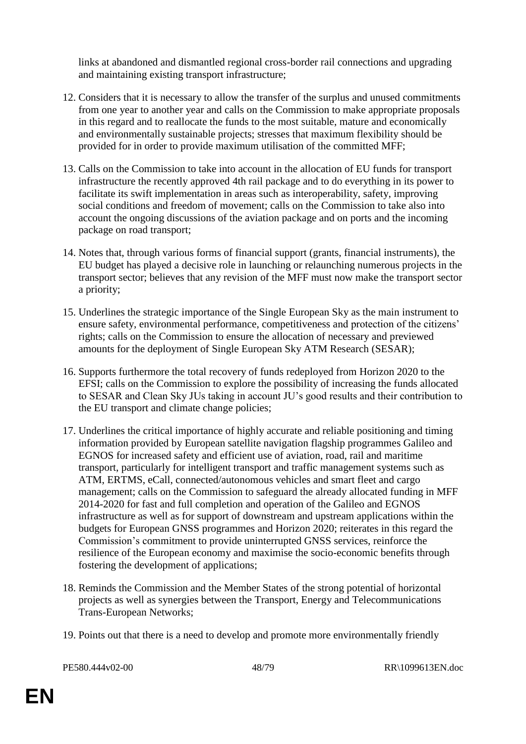links at abandoned and dismantled regional cross-border rail connections and upgrading and maintaining existing transport infrastructure;

12. Considers that it is necessary to allow the transfer of the surplus and unused commitments from one year to another year and calls on the Commission to make appropriate proposals in this regard and to reallocate the funds to the most suitable, mature and economically and environmentally sustainable projects; stresses that maximum flexibility should be provided for in order to provide maximum utilisation of the committed MFF;

13. Calls on the Commission to take into account in the allocation of EU funds for transport infrastructure the recently approved 4th rail package and to do everything in its power to facilitate its swift implementation in areas such as interoperability, safety, improving social conditions and freedom of movement; calls on the Commission to take also into account the ongoing discussions of the aviation package and on ports and the incoming package on road transport;

14. Notes that, through various forms of financial support (grants, financial instruments), the EU budget has played a decisive role in launching or relaunching numerous projects in the transport sector; believes that any revision of the MFF must now make the transport sector a priority;

15. Underlines the strategic importance of the Single European Sky as the main instrument to ensure safety, environmental performance, competitiveness and protection of the citizens' rights; calls on the Commission to ensure the allocation of necessary and previewed amounts for the deployment of Single European Sky ATM Research (SESAR);

16. Supports furthermore the total recovery of funds redeployed from Horizon 2020 to the EFSI; calls on the Commission to explore the possibility of increasing the funds allocated to SESAR and Clean Sky JUs taking in account JU's good results and their contribution to the EU transport and climate change policies;

17. Underlines the critical importance of highly accurate and reliable positioning and timing information provided by European satellite navigation flagship programmes Galileo and EGNOS for increased safety and efficient use of aviation, road, rail and maritime transport, particularly for intelligent transport and traffic management systems such as ATM, ERTMS, eCall, connected/autonomous vehicles and smart fleet and cargo management; calls on the Commission to safeguard the already allocated funding in MFF 2014-2020 for fast and full completion and operation of the Galileo and EGNOS infrastructure as well as for support of downstream and upstream applications within the budgets for European GNSS programmes and Horizon 2020; reiterates in this regard the Commission's commitment to provide uninterrupted GNSS services, reinforce the resilience of the European economy and maximise the socio-economic benefits through fostering the development of applications;

18. Reminds the Commission and the Member States of the strong potential of horizontal projects as well as synergies between the Transport, Energy and Telecommunications Trans-European Networks;

19. Points out that there is a need to develop and promote more environmentally friendly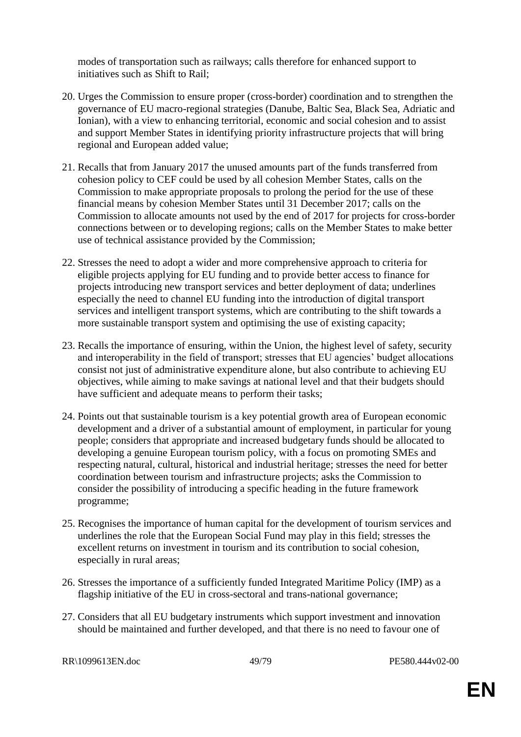modes of transportation such as railways; calls therefore for enhanced support to initiatives such as Shift to Rail;

20. Urges the Commission to ensure proper (cross-border) coordination and to strengthen the governance of EU macro-regional strategies (Danube, Baltic Sea, Black Sea, Adriatic and Ionian), with a view to enhancing territorial, economic and social cohesion and to assist and support Member States in identifying priority infrastructure projects that will bring regional and European added value;

21. Recalls that from January 2017 the unused amounts part of the funds transferred from cohesion policy to CEF could be used by all cohesion Member States, calls on the Commission to make appropriate proposals to prolong the period for the use of these financial means by cohesion Member States until 31 December 2017; calls on the Commission to allocate amounts not used by the end of 2017 for projects for cross-border connections between or to developing regions; calls on the Member States to make better use of technical assistance provided by the Commission;

22. Stresses the need to adopt a wider and more comprehensive approach to criteria for eligible projects applying for EU funding and to provide better access to finance for projects introducing new transport services and better deployment of data; underlines especially the need to channel EU funding into the introduction of digital transport services and intelligent transport systems, which are contributing to the shift towards a more sustainable transport system and optimising the use of existing capacity;

23. Recalls the importance of ensuring, within the Union, the highest level of safety, security and interoperability in the field of transport; stresses that EU agencies' budget allocations consist not just of administrative expenditure alone, but also contribute to achieving EU objectives, while aiming to make savings at national level and that their budgets should have sufficient and adequate means to perform their tasks;

24. Points out that sustainable tourism is a key potential growth area of European economic development and a driver of a substantial amount of employment, in particular for young people; considers that appropriate and increased budgetary funds should be allocated to developing a genuine European tourism policy, with a focus on promoting SMEs and respecting natural, cultural, historical and industrial heritage; stresses the need for better coordination between tourism and infrastructure projects; asks the Commission to consider the possibility of introducing a specific heading in the future framework programme;

25. Recognises the importance of human capital for the development of tourism services and underlines the role that the European Social Fund may play in this field; stresses the excellent returns on investment in tourism and its contribution to social cohesion, especially in rural areas;

26. Stresses the importance of a sufficiently funded Integrated Maritime Policy (IMP) as a flagship initiative of the EU in cross-sectoral and trans-national governance;

27. Considers that all EU budgetary instruments which support investment and innovation should be maintained and further developed, and that there is no need to favour one of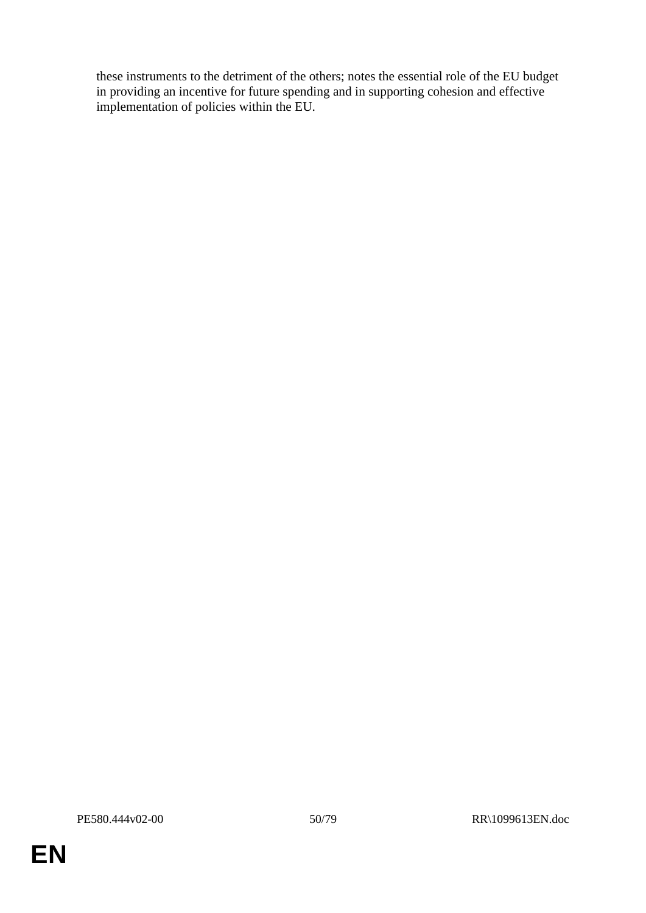these instruments to the detriment of the others; notes the essential role of the EU budget in providing an incentive for future spending and in supporting cohesion and effective implementation of policies within the EU.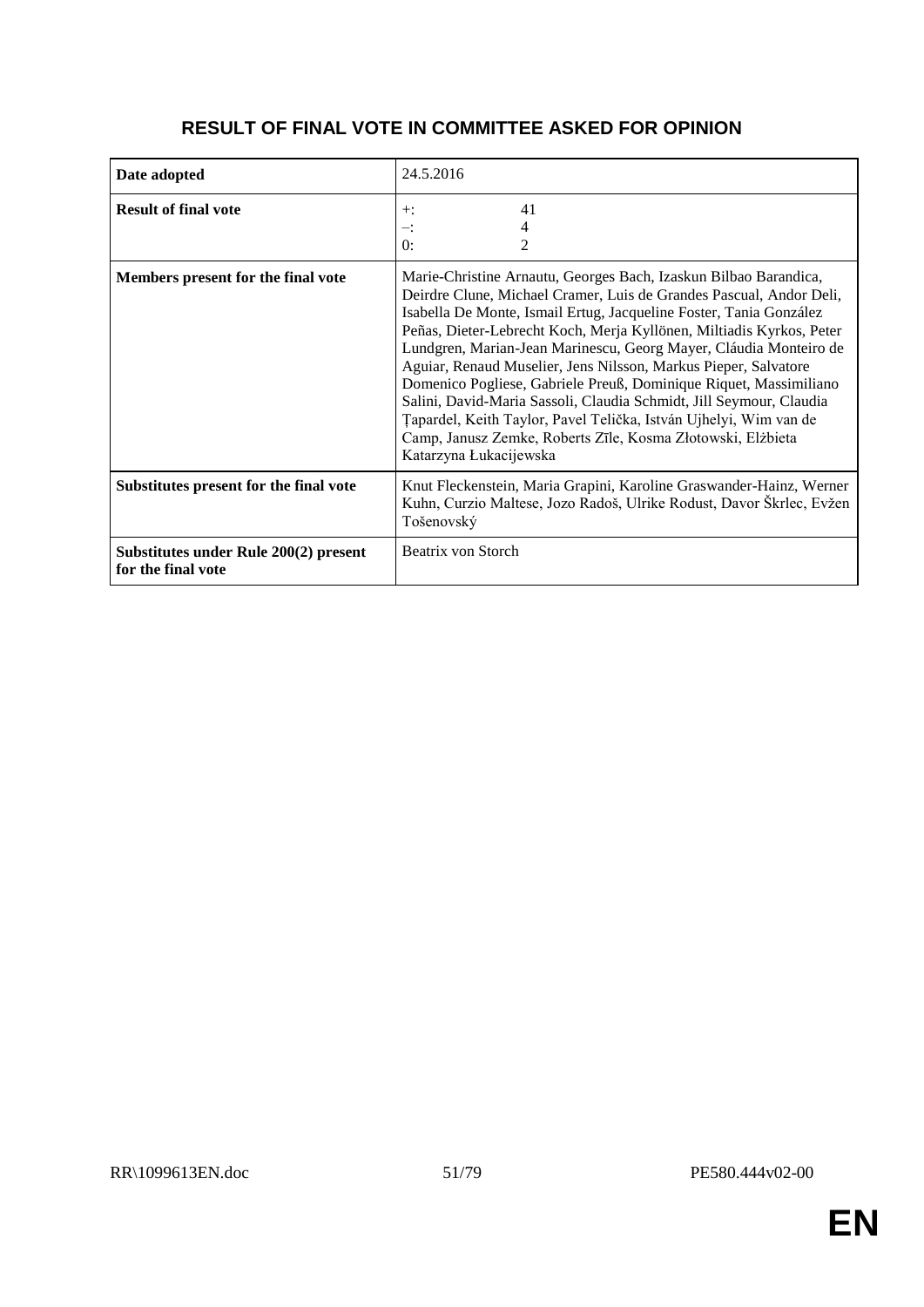## RESULT OF FINAL VOTE IN COMMITTEE ASKED FOR OPINION

| | |
|---|---|
| **Date adopted** | 24.5.2016 |
| **Result of final vote** | +: 41<br>–: 4<br>0: 2 |
| **Members present for the final vote** | Marie-Christine Arnautu, Georges Bach, Izaskun Bilbao Barandica, Deirdre Clune, Michael Cramer, Luis de Grandes Pascual, Andor Deli, Isabella De Monte, Ismail Ertug, Jacqueline Foster, Tania González Peñas, Dieter-Lebrecht Koch, Merja Kyllönen, Miltiadis Kyrkos, Peter Lundgren, Marian-Jean Marinescu, Georg Mayer, Cláudia Monteiro de Aguiar, Renaud Muselier, Jens Nilsson, Markus Pieper, Salvatore Domenico Pogliese, Gabriele Preuß, Dominique Riquet, Massimiliano Salini, David-Maria Sassoli, Claudia Schmidt, Jill Seymour, Claudia Țapardel, Keith Taylor, Pavel Telička, István Ujhelyi, Wim van de Camp, Janusz Zemke, Roberts Zīle, Kosma Złotowski, Elżbieta Katarzyna Łukacijewska |
| **Substitutes present for the final vote** | Knut Fleckenstein, Maria Grapini, Karoline Graswander-Hainz, Werner Kuhn, Curzio Maltese, Jozo Radoš, Ulrike Rodust, Davor Škrlec, Evžen Tošenovský |
| **Substitutes under Rule 200(2) present for the final vote** | Beatrix von Storch |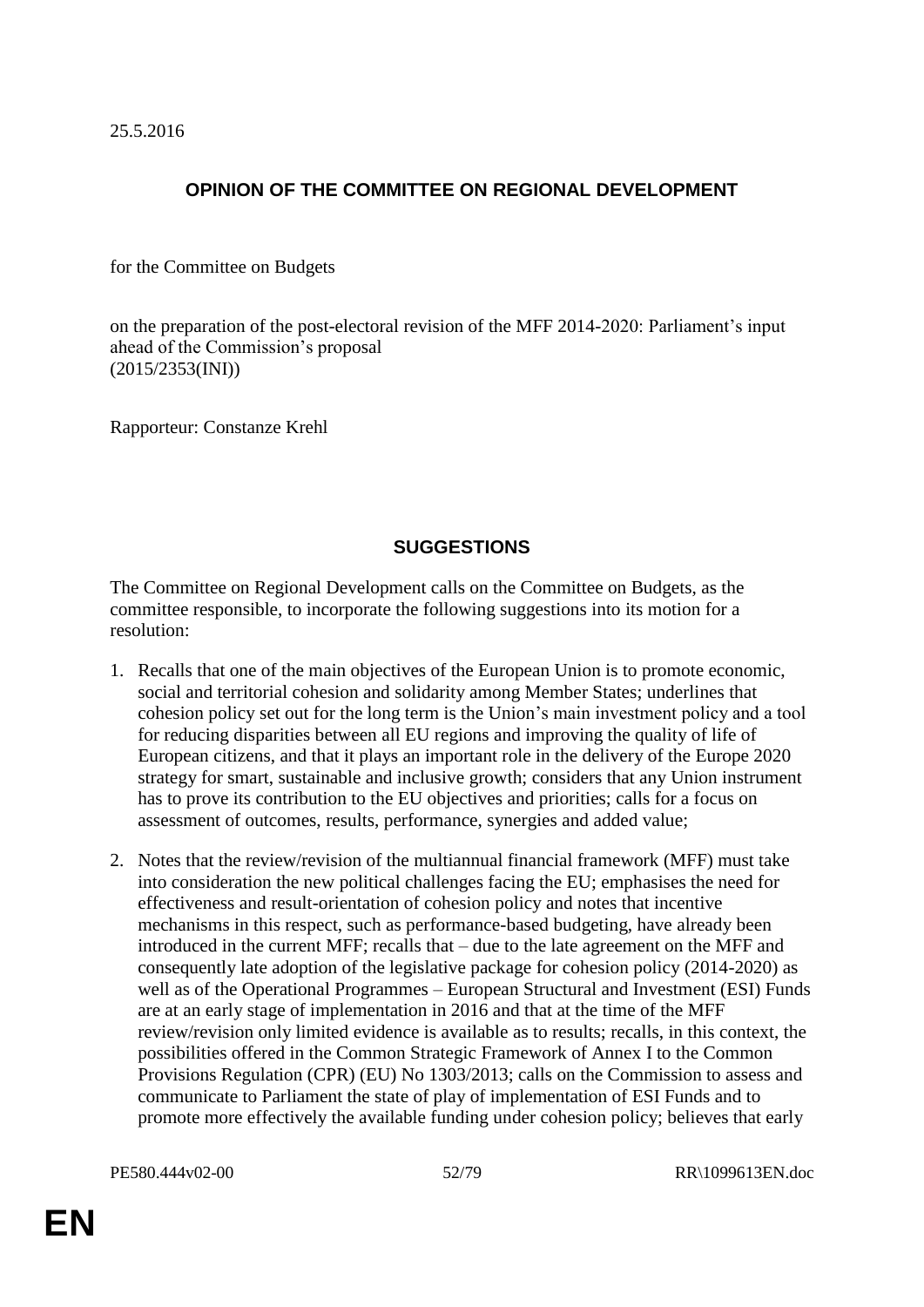25.5.2016

## OPINION OF THE COMMITTEE ON REGIONAL DEVELOPMENT

for the Committee on Budgets

on the preparation of the post-electoral revision of the MFF 2014-2020: Parliament's input ahead of the Commission's proposal
(2015/2353(INI))

Rapporteur: Constanze Krehl

## SUGGESTIONS

The Committee on Regional Development calls on the Committee on Budgets, as the committee responsible, to incorporate the following suggestions into its motion for a resolution:

1. Recalls that one of the main objectives of the European Union is to promote economic, social and territorial cohesion and solidarity among Member States; underlines that cohesion policy set out for the long term is the Union's main investment policy and a tool for reducing disparities between all EU regions and improving the quality of life of European citizens, and that it plays an important role in the delivery of the Europe 2020 strategy for smart, sustainable and inclusive growth; considers that any Union instrument has to prove its contribution to the EU objectives and priorities; calls for a focus on assessment of outcomes, results, performance, synergies and added value;

2. Notes that the review/revision of the multiannual financial framework (MFF) must take into consideration the new political challenges facing the EU; emphasises the need for effectiveness and result-orientation of cohesion policy and notes that incentive mechanisms in this respect, such as performance-based budgeting, have already been introduced in the current MFF; recalls that – due to the late agreement on the MFF and consequently late adoption of the legislative package for cohesion policy (2014-2020) as well as of the Operational Programmes – European Structural and Investment (ESI) Funds are at an early stage of implementation in 2016 and that at the time of the MFF review/revision only limited evidence is available as to results; recalls, in this context, the possibilities offered in the Common Strategic Framework of Annex I to the Common Provisions Regulation (CPR) (EU) No 1303/2013; calls on the Commission to assess and communicate to Parliament the state of play of implementation of ESI Funds and to promote more effectively the available funding under cohesion policy; believes that early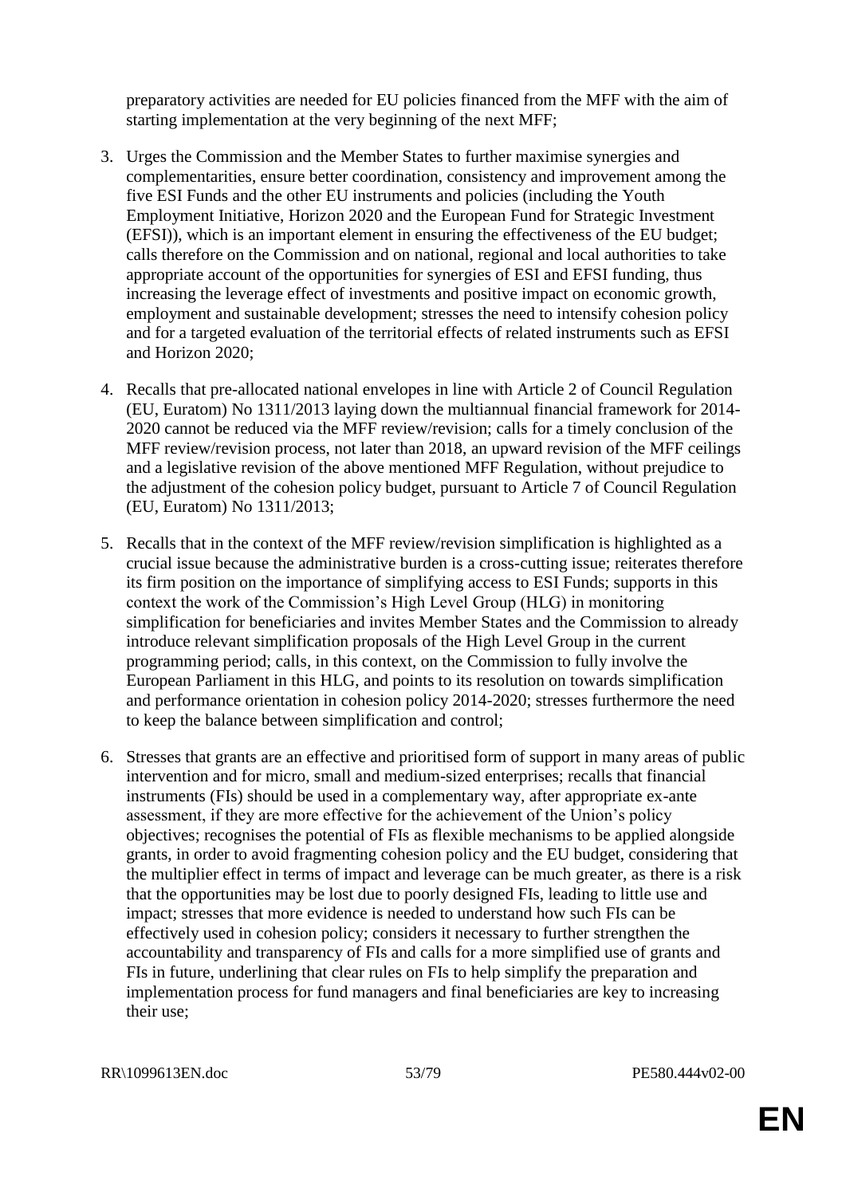preparatory activities are needed for EU policies financed from the MFF with the aim of starting implementation at the very beginning of the next MFF;

3. Urges the Commission and the Member States to further maximise synergies and complementarities, ensure better coordination, consistency and improvement among the five ESI Funds and the other EU instruments and policies (including the Youth Employment Initiative, Horizon 2020 and the European Fund for Strategic Investment (EFSI)), which is an important element in ensuring the effectiveness of the EU budget; calls therefore on the Commission and on national, regional and local authorities to take appropriate account of the opportunities for synergies of ESI and EFSI funding, thus increasing the leverage effect of investments and positive impact on economic growth, employment and sustainable development; stresses the need to intensify cohesion policy and for a targeted evaluation of the territorial effects of related instruments such as EFSI and Horizon 2020;

4. Recalls that pre-allocated national envelopes in line with Article 2 of Council Regulation (EU, Euratom) No 1311/2013 laying down the multiannual financial framework for 2014-2020 cannot be reduced via the MFF review/revision; calls for a timely conclusion of the MFF review/revision process, not later than 2018, an upward revision of the MFF ceilings and a legislative revision of the above mentioned MFF Regulation, without prejudice to the adjustment of the cohesion policy budget, pursuant to Article 7 of Council Regulation (EU, Euratom) No 1311/2013;

5. Recalls that in the context of the MFF review/revision simplification is highlighted as a crucial issue because the administrative burden is a cross-cutting issue; reiterates therefore its firm position on the importance of simplifying access to ESI Funds; supports in this context the work of the Commission's High Level Group (HLG) in monitoring simplification for beneficiaries and invites Member States and the Commission to already introduce relevant simplification proposals of the High Level Group in the current programming period; calls, in this context, on the Commission to fully involve the European Parliament in this HLG, and points to its resolution on towards simplification and performance orientation in cohesion policy 2014-2020; stresses furthermore the need to keep the balance between simplification and control;

6. Stresses that grants are an effective and prioritised form of support in many areas of public intervention and for micro, small and medium-sized enterprises; recalls that financial instruments (FIs) should be used in a complementary way, after appropriate ex-ante assessment, if they are more effective for the achievement of the Union's policy objectives; recognises the potential of FIs as flexible mechanisms to be applied alongside grants, in order to avoid fragmenting cohesion policy and the EU budget, considering that the multiplier effect in terms of impact and leverage can be much greater, as there is a risk that the opportunities may be lost due to poorly designed FIs, leading to little use and impact; stresses that more evidence is needed to understand how such FIs can be effectively used in cohesion policy; considers it necessary to further strengthen the accountability and transparency of FIs and calls for a more simplified use of grants and FIs in future, underlining that clear rules on FIs to help simplify the preparation and implementation process for fund managers and final beneficiaries are key to increasing their use;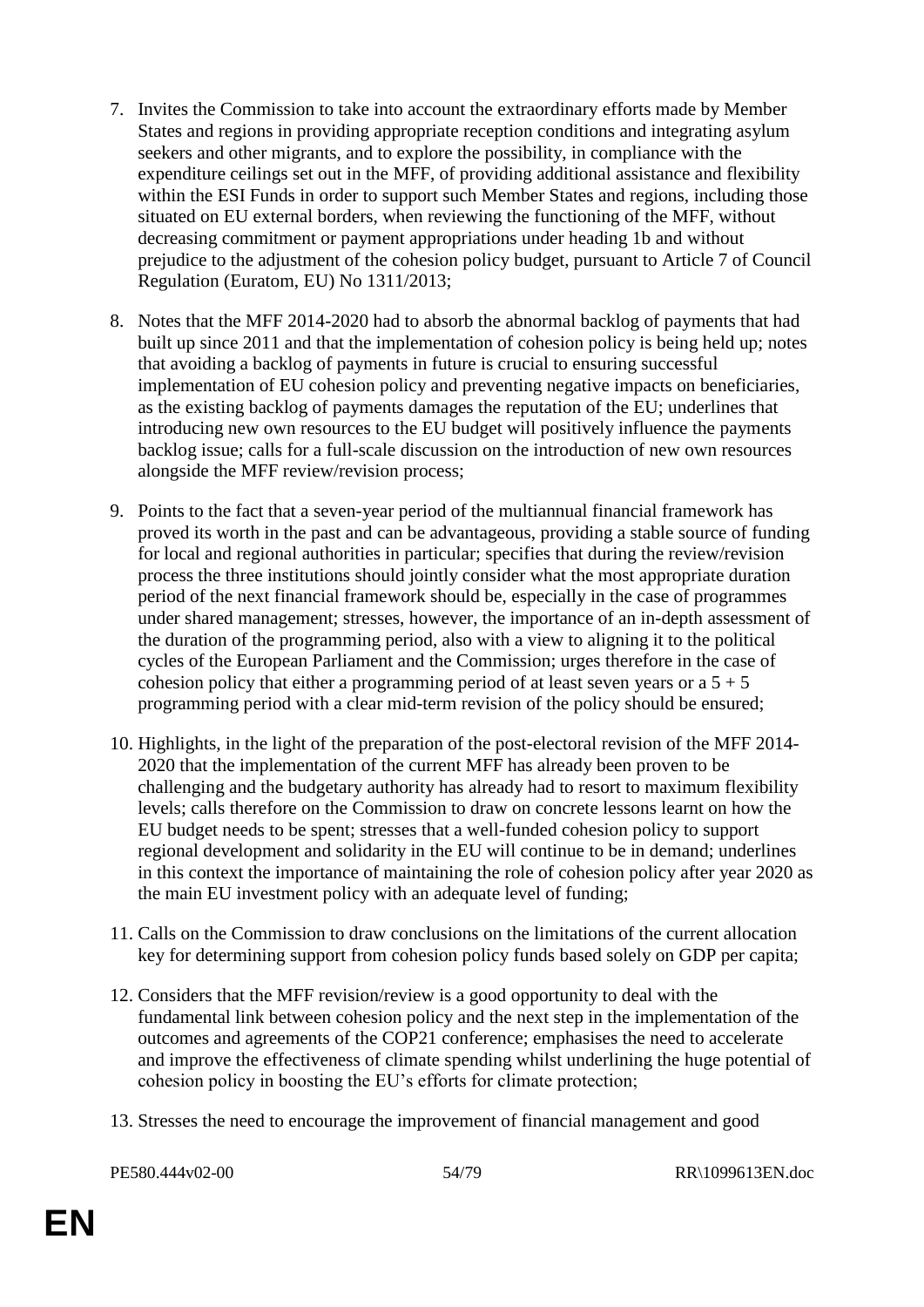7. Invites the Commission to take into account the extraordinary efforts made by Member States and regions in providing appropriate reception conditions and integrating asylum seekers and other migrants, and to explore the possibility, in compliance with the expenditure ceilings set out in the MFF, of providing additional assistance and flexibility within the ESI Funds in order to support such Member States and regions, including those situated on EU external borders, when reviewing the functioning of the MFF, without decreasing commitment or payment appropriations under heading 1b and without prejudice to the adjustment of the cohesion policy budget, pursuant to Article 7 of Council Regulation (Euratom, EU) No 1311/2013;

8. Notes that the MFF 2014-2020 had to absorb the abnormal backlog of payments that had built up since 2011 and that the implementation of cohesion policy is being held up; notes that avoiding a backlog of payments in future is crucial to ensuring successful implementation of EU cohesion policy and preventing negative impacts on beneficiaries, as the existing backlog of payments damages the reputation of the EU; underlines that introducing new own resources to the EU budget will positively influence the payments backlog issue; calls for a full-scale discussion on the introduction of new own resources alongside the MFF review/revision process;

9. Points to the fact that a seven-year period of the multiannual financial framework has proved its worth in the past and can be advantageous, providing a stable source of funding for local and regional authorities in particular; specifies that during the review/revision process the three institutions should jointly consider what the most appropriate duration period of the next financial framework should be, especially in the case of programmes under shared management; stresses, however, the importance of an in-depth assessment of the duration of the programming period, also with a view to aligning it to the political cycles of the European Parliament and the Commission; urges therefore in the case of cohesion policy that either a programming period of at least seven years or a 5 + 5 programming period with a clear mid-term revision of the policy should be ensured;

10. Highlights, in the light of the preparation of the post-electoral revision of the MFF 2014-2020 that the implementation of the current MFF has already been proven to be challenging and the budgetary authority has already had to resort to maximum flexibility levels; calls therefore on the Commission to draw on concrete lessons learnt on how the EU budget needs to be spent; stresses that a well-funded cohesion policy to support regional development and solidarity in the EU will continue to be in demand; underlines in this context the importance of maintaining the role of cohesion policy after year 2020 as the main EU investment policy with an adequate level of funding;

11. Calls on the Commission to draw conclusions on the limitations of the current allocation key for determining support from cohesion policy funds based solely on GDP per capita;

12. Considers that the MFF revision/review is a good opportunity to deal with the fundamental link between cohesion policy and the next step in the implementation of the outcomes and agreements of the COP21 conference; emphasises the need to accelerate and improve the effectiveness of climate spending whilst underlining the huge potential of cohesion policy in boosting the EU's efforts for climate protection;

13. Stresses the need to encourage the improvement of financial management and good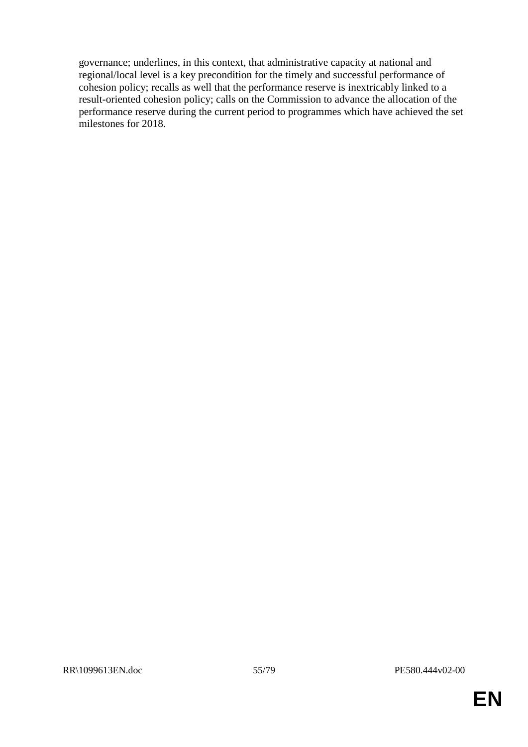governance; underlines, in this context, that administrative capacity at national and regional/local level is a key precondition for the timely and successful performance of cohesion policy; recalls as well that the performance reserve is inextricably linked to a result-oriented cohesion policy; calls on the Commission to advance the allocation of the performance reserve during the current period to programmes which have achieved the set milestones for 2018.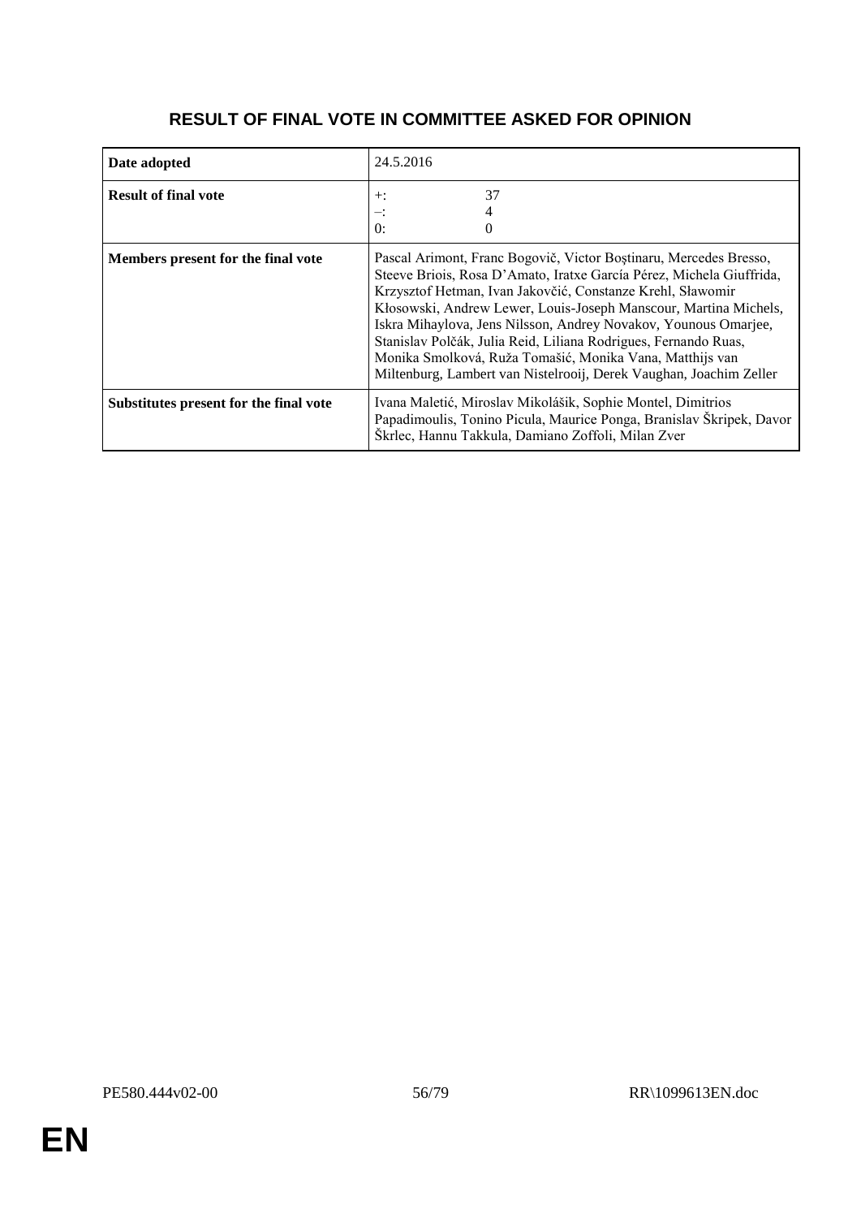# RESULT OF FINAL VOTE IN COMMITTEE ASKED FOR OPINION

| | |
|---|---|
| **Date adopted** | 24.5.2016 |
| **Result of final vote** | +: 37<br>–: 4<br>0: 0 |
| **Members present for the final vote** | Pascal Arimont, Franc Bogovič, Victor Boştinaru, Mercedes Bresso, Steeve Briois, Rosa D'Amato, Iratxe García Pérez, Michela Giuffrida, Krzysztof Hetman, Ivan Jakovčić, Constanze Krehl, Sławomir Kłosowski, Andrew Lewer, Louis-Joseph Manscour, Martina Michels, Iskra Mihaylova, Jens Nilsson, Andrey Novakov, Younous Omarjee, Stanislav Polčák, Julia Reid, Liliana Rodrigues, Fernando Ruas, Monika Smolková, Ruža Tomašić, Monika Vana, Matthijs van Miltenburg, Lambert van Nistelrooij, Derek Vaughan, Joachim Zeller |
| **Substitutes present for the final vote** | Ivana Maletić, Miroslav Mikolášik, Sophie Montel, Dimitrios Papadimoulis, Tonino Picula, Maurice Ponga, Branislav Škripek, Davor Škrlec, Hannu Takkula, Damiano Zoffoli, Milan Zver |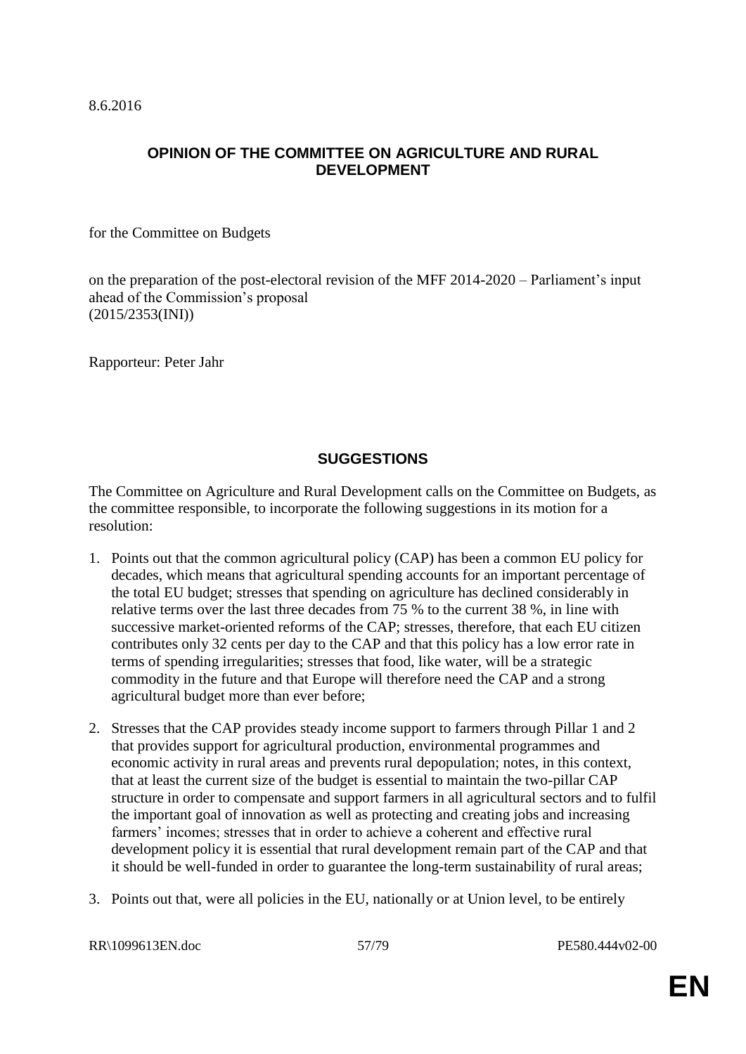8.6.2016

## OPINION OF THE COMMITTEE ON AGRICULTURE AND RURAL DEVELOPMENT

for the Committee on Budgets

on the preparation of the post-electoral revision of the MFF 2014-2020 – Parliament's input ahead of the Commission's proposal
(2015/2353(INI))

Rapporteur: Peter Jahr

## SUGGESTIONS

The Committee on Agriculture and Rural Development calls on the Committee on Budgets, as the committee responsible, to incorporate the following suggestions in its motion for a resolution:

1. Points out that the common agricultural policy (CAP) has been a common EU policy for decades, which means that agricultural spending accounts for an important percentage of the total EU budget; stresses that spending on agriculture has declined considerably in relative terms over the last three decades from 75 % to the current 38 %, in line with successive market-oriented reforms of the CAP; stresses, therefore, that each EU citizen contributes only 32 cents per day to the CAP and that this policy has a low error rate in terms of spending irregularities; stresses that food, like water, will be a strategic commodity in the future and that Europe will therefore need the CAP and a strong agricultural budget more than ever before;

2. Stresses that the CAP provides steady income support to farmers through Pillar 1 and 2 that provides support for agricultural production, environmental programmes and economic activity in rural areas and prevents rural depopulation; notes, in this context, that at least the current size of the budget is essential to maintain the two-pillar CAP structure in order to compensate and support farmers in all agricultural sectors and to fulfil the important goal of innovation as well as protecting and creating jobs and increasing farmers' incomes; stresses that in order to achieve a coherent and effective rural development policy it is essential that rural development remain part of the CAP and that it should be well-funded in order to guarantee the long-term sustainability of rural areas;

3. Points out that, were all policies in the EU, nationally or at Union level, to be entirely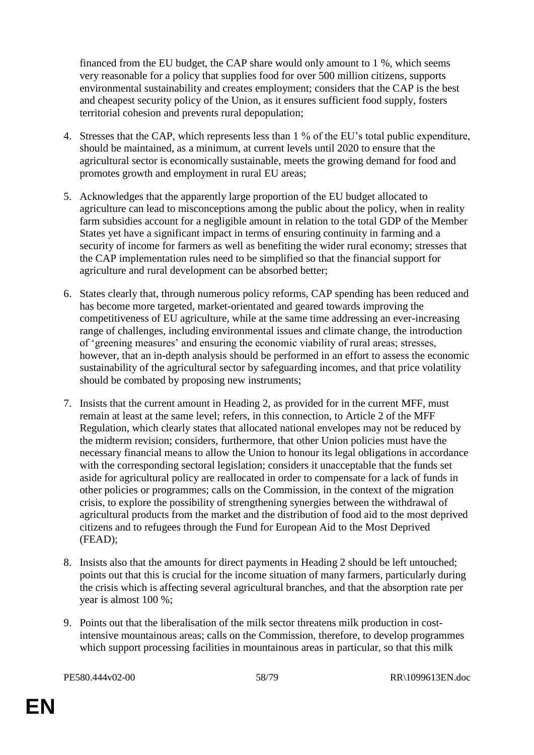financed from the EU budget, the CAP share would only amount to 1 %, which seems very reasonable for a policy that supplies food for over 500 million citizens, supports environmental sustainability and creates employment; considers that the CAP is the best and cheapest security policy of the Union, as it ensures sufficient food supply, fosters territorial cohesion and prevents rural depopulation;

4. Stresses that the CAP, which represents less than 1 % of the EU's total public expenditure, should be maintained, as a minimum, at current levels until 2020 to ensure that the agricultural sector is economically sustainable, meets the growing demand for food and promotes growth and employment in rural EU areas;

5. Acknowledges that the apparently large proportion of the EU budget allocated to agriculture can lead to misconceptions among the public about the policy, when in reality farm subsidies account for a negligible amount in relation to the total GDP of the Member States yet have a significant impact in terms of ensuring continuity in farming and a security of income for farmers as well as benefiting the wider rural economy; stresses that the CAP implementation rules need to be simplified so that the financial support for agriculture and rural development can be absorbed better;

6. States clearly that, through numerous policy reforms, CAP spending has been reduced and has become more targeted, market-orientated and geared towards improving the competitiveness of EU agriculture, while at the same time addressing an ever-increasing range of challenges, including environmental issues and climate change, the introduction of 'greening measures' and ensuring the economic viability of rural areas; stresses, however, that an in-depth analysis should be performed in an effort to assess the economic sustainability of the agricultural sector by safeguarding incomes, and that price volatility should be combated by proposing new instruments;

7. Insists that the current amount in Heading 2, as provided for in the current MFF, must remain at least at the same level; refers, in this connection, to Article 2 of the MFF Regulation, which clearly states that allocated national envelopes may not be reduced by the midterm revision; considers, furthermore, that other Union policies must have the necessary financial means to allow the Union to honour its legal obligations in accordance with the corresponding sectoral legislation; considers it unacceptable that the funds set aside for agricultural policy are reallocated in order to compensate for a lack of funds in other policies or programmes; calls on the Commission, in the context of the migration crisis, to explore the possibility of strengthening synergies between the withdrawal of agricultural products from the market and the distribution of food aid to the most deprived citizens and to refugees through the Fund for European Aid to the Most Deprived (FEAD);

8. Insists also that the amounts for direct payments in Heading 2 should be left untouched; points out that this is crucial for the income situation of many farmers, particularly during the crisis which is affecting several agricultural branches, and that the absorption rate per year is almost 100 %;

9. Points out that the liberalisation of the milk sector threatens milk production in cost-intensive mountainous areas; calls on the Commission, therefore, to develop programmes which support processing facilities in mountainous areas in particular, so that this milk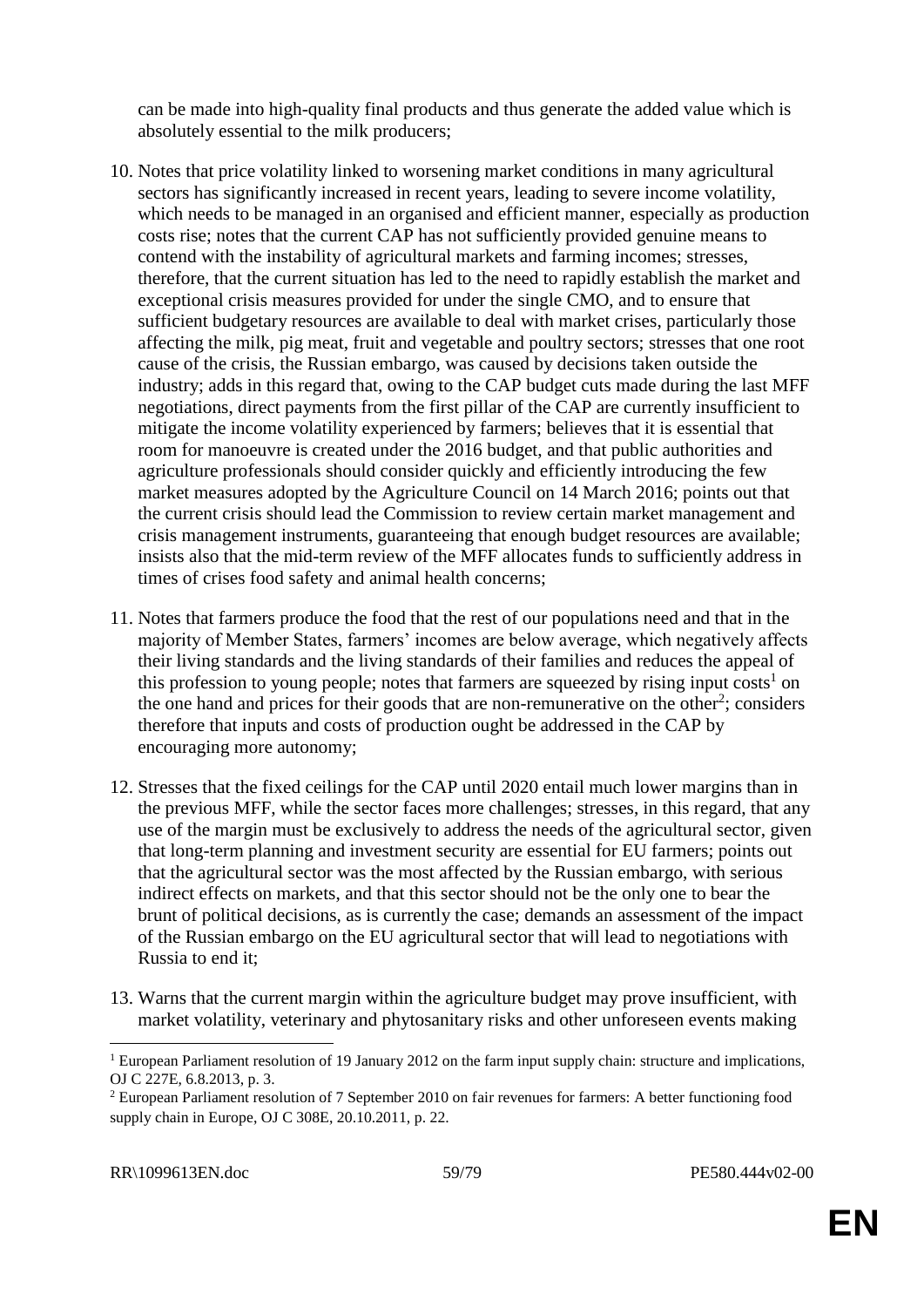can be made into high-quality final products and thus generate the added value which is absolutely essential to the milk producers;

10. Notes that price volatility linked to worsening market conditions in many agricultural sectors has significantly increased in recent years, leading to severe income volatility, which needs to be managed in an organised and efficient manner, especially as production costs rise; notes that the current CAP has not sufficiently provided genuine means to contend with the instability of agricultural markets and farming incomes; stresses, therefore, that the current situation has led to the need to rapidly establish the market and exceptional crisis measures provided for under the single CMO, and to ensure that sufficient budgetary resources are available to deal with market crises, particularly those affecting the milk, pig meat, fruit and vegetable and poultry sectors; stresses that one root cause of the crisis, the Russian embargo, was caused by decisions taken outside the industry; adds in this regard that, owing to the CAP budget cuts made during the last MFF negotiations, direct payments from the first pillar of the CAP are currently insufficient to mitigate the income volatility experienced by farmers; believes that it is essential that room for manoeuvre is created under the 2016 budget, and that public authorities and agriculture professionals should consider quickly and efficiently introducing the few market measures adopted by the Agriculture Council on 14 March 2016; points out that the current crisis should lead the Commission to review certain market management and crisis management instruments, guaranteeing that enough budget resources are available; insists also that the mid-term review of the MFF allocates funds to sufficiently address in times of crises food safety and animal health concerns;

11. Notes that farmers produce the food that the rest of our populations need and that in the majority of Member States, farmers' incomes are below average, which negatively affects their living standards and the living standards of their families and reduces the appeal of this profession to young people; notes that farmers are squeezed by rising input costs[1] on the one hand and prices for their goods that are non-remunerative on the other[2]; considers therefore that inputs and costs of production ought be addressed in the CAP by encouraging more autonomy;

12. Stresses that the fixed ceilings for the CAP until 2020 entail much lower margins than in the previous MFF, while the sector faces more challenges; stresses, in this regard, that any use of the margin must be exclusively to address the needs of the agricultural sector, given that long-term planning and investment security are essential for EU farmers; points out that the agricultural sector was the most affected by the Russian embargo, with serious indirect effects on markets, and that this sector should not be the only one to bear the brunt of political decisions, as is currently the case; demands an assessment of the impact of the Russian embargo on the EU agricultural sector that will lead to negotiations with Russia to end it;

13. Warns that the current margin within the agriculture budget may prove insufficient, with market volatility, veterinary and phytosanitary risks and other unforeseen events making

---

[1] European Parliament resolution of 19 January 2012 on the farm input supply chain: structure and implications, OJ C 227E, 6.8.2013, p. 3.

[2] European Parliament resolution of 7 September 2010 on fair revenues for farmers: A better functioning food supply chain in Europe, OJ C 308E, 20.10.2011, p. 22.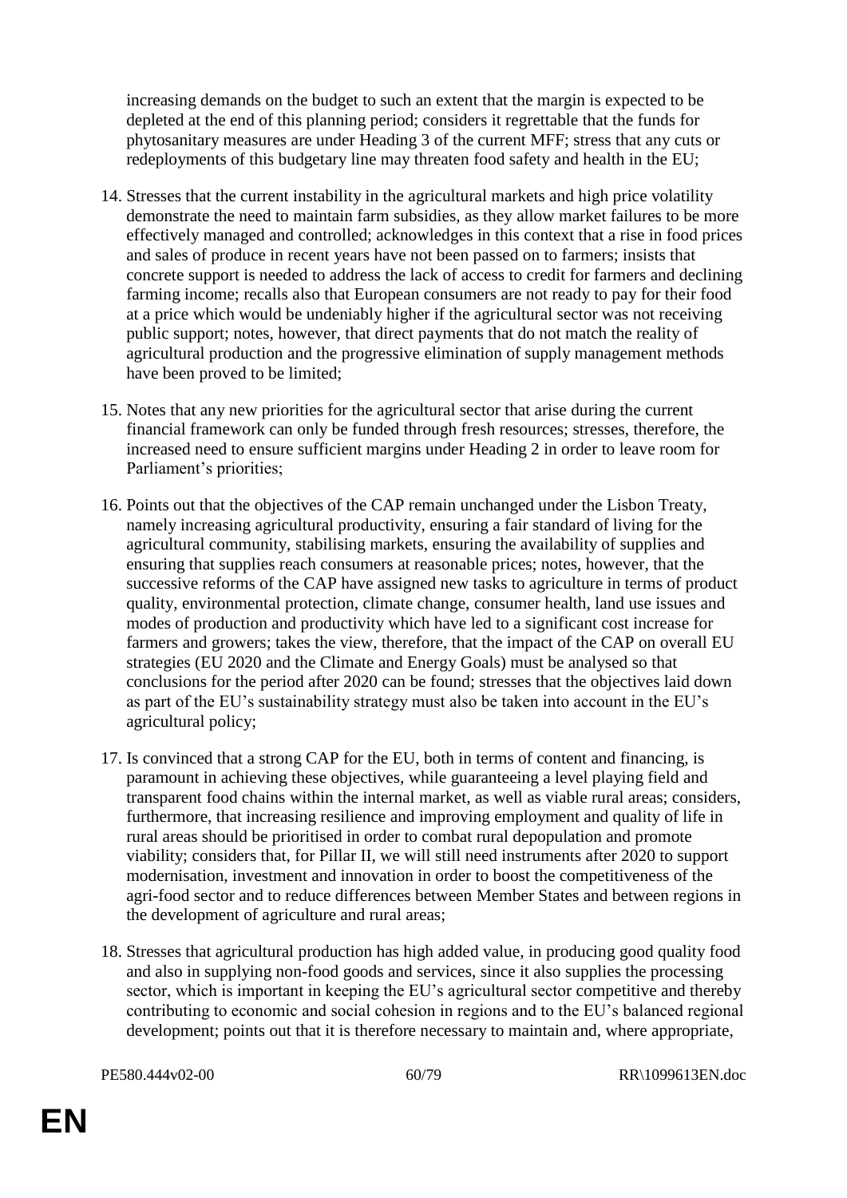increasing demands on the budget to such an extent that the margin is expected to be depleted at the end of this planning period; considers it regrettable that the funds for phytosanitary measures are under Heading 3 of the current MFF; stress that any cuts or redeployments of this budgetary line may threaten food safety and health in the EU;

14. Stresses that the current instability in the agricultural markets and high price volatility demonstrate the need to maintain farm subsidies, as they allow market failures to be more effectively managed and controlled; acknowledges in this context that a rise in food prices and sales of produce in recent years have not been passed on to farmers; insists that concrete support is needed to address the lack of access to credit for farmers and declining farming income; recalls also that European consumers are not ready to pay for their food at a price which would be undeniably higher if the agricultural sector was not receiving public support; notes, however, that direct payments that do not match the reality of agricultural production and the progressive elimination of supply management methods have been proved to be limited;

15. Notes that any new priorities for the agricultural sector that arise during the current financial framework can only be funded through fresh resources; stresses, therefore, the increased need to ensure sufficient margins under Heading 2 in order to leave room for Parliament's priorities;

16. Points out that the objectives of the CAP remain unchanged under the Lisbon Treaty, namely increasing agricultural productivity, ensuring a fair standard of living for the agricultural community, stabilising markets, ensuring the availability of supplies and ensuring that supplies reach consumers at reasonable prices; notes, however, that the successive reforms of the CAP have assigned new tasks to agriculture in terms of product quality, environmental protection, climate change, consumer health, land use issues and modes of production and productivity which have led to a significant cost increase for farmers and growers; takes the view, therefore, that the impact of the CAP on overall EU strategies (EU 2020 and the Climate and Energy Goals) must be analysed so that conclusions for the period after 2020 can be found; stresses that the objectives laid down as part of the EU's sustainability strategy must also be taken into account in the EU's agricultural policy;

17. Is convinced that a strong CAP for the EU, both in terms of content and financing, is paramount in achieving these objectives, while guaranteeing a level playing field and transparent food chains within the internal market, as well as viable rural areas; considers, furthermore, that increasing resilience and improving employment and quality of life in rural areas should be prioritised in order to combat rural depopulation and promote viability; considers that, for Pillar II, we will still need instruments after 2020 to support modernisation, investment and innovation in order to boost the competitiveness of the agri-food sector and to reduce differences between Member States and between regions in the development of agriculture and rural areas;

18. Stresses that agricultural production has high added value, in producing good quality food and also in supplying non-food goods and services, since it also supplies the processing sector, which is important in keeping the EU's agricultural sector competitive and thereby contributing to economic and social cohesion in regions and to the EU's balanced regional development; points out that it is therefore necessary to maintain and, where appropriate,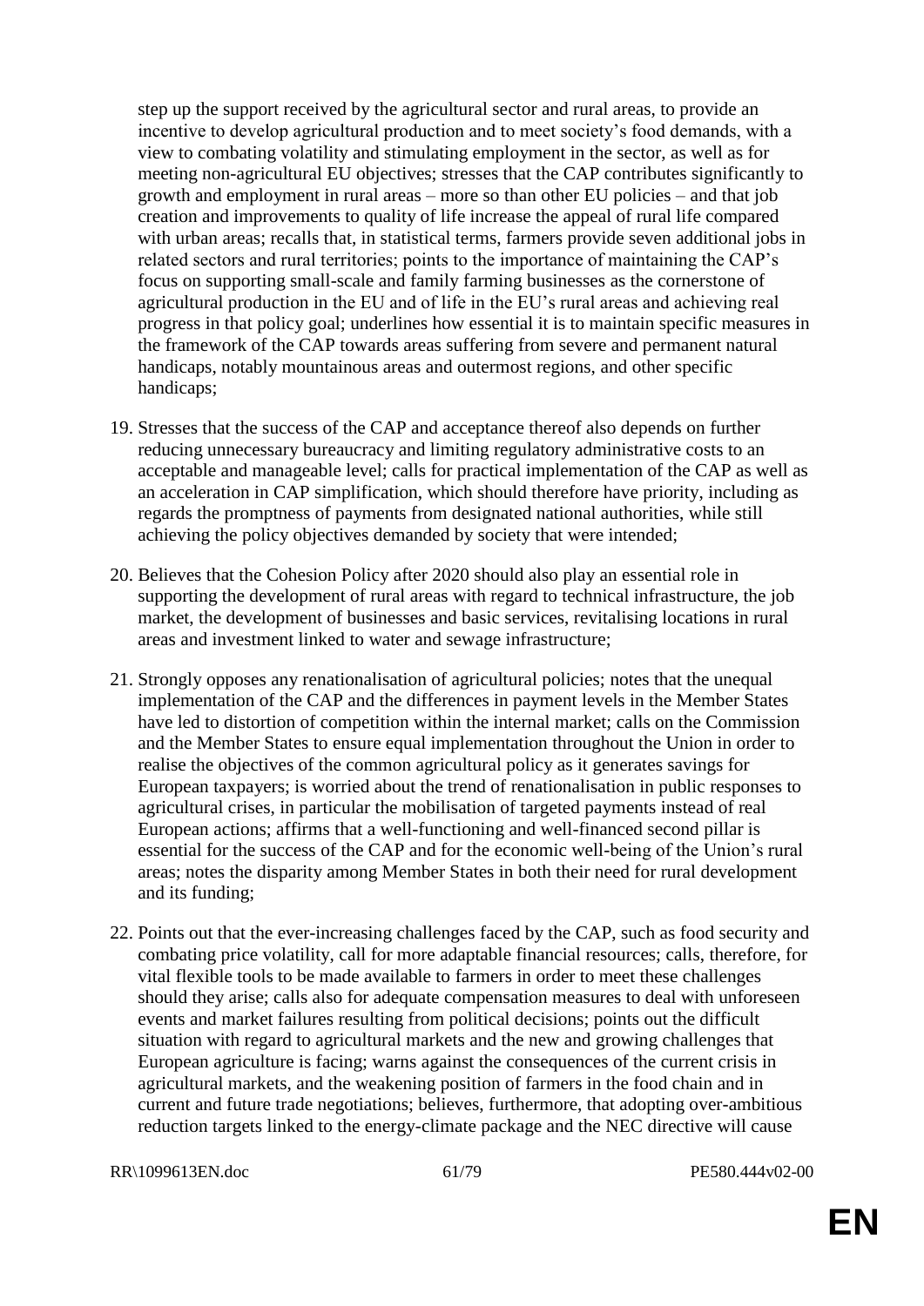step up the support received by the agricultural sector and rural areas, to provide an incentive to develop agricultural production and to meet society's food demands, with a view to combating volatility and stimulating employment in the sector, as well as for meeting non-agricultural EU objectives; stresses that the CAP contributes significantly to growth and employment in rural areas – more so than other EU policies – and that job creation and improvements to quality of life increase the appeal of rural life compared with urban areas; recalls that, in statistical terms, farmers provide seven additional jobs in related sectors and rural territories; points to the importance of maintaining the CAP's focus on supporting small-scale and family farming businesses as the cornerstone of agricultural production in the EU and of life in the EU's rural areas and achieving real progress in that policy goal; underlines how essential it is to maintain specific measures in the framework of the CAP towards areas suffering from severe and permanent natural handicaps, notably mountainous areas and outermost regions, and other specific handicaps;

19. Stresses that the success of the CAP and acceptance thereof also depends on further reducing unnecessary bureaucracy and limiting regulatory administrative costs to an acceptable and manageable level; calls for practical implementation of the CAP as well as an acceleration in CAP simplification, which should therefore have priority, including as regards the promptness of payments from designated national authorities, while still achieving the policy objectives demanded by society that were intended;

20. Believes that the Cohesion Policy after 2020 should also play an essential role in supporting the development of rural areas with regard to technical infrastructure, the job market, the development of businesses and basic services, revitalising locations in rural areas and investment linked to water and sewage infrastructure;

21. Strongly opposes any renationalisation of agricultural policies; notes that the unequal implementation of the CAP and the differences in payment levels in the Member States have led to distortion of competition within the internal market; calls on the Commission and the Member States to ensure equal implementation throughout the Union in order to realise the objectives of the common agricultural policy as it generates savings for European taxpayers; is worried about the trend of renationalisation in public responses to agricultural crises, in particular the mobilisation of targeted payments instead of real European actions; affirms that a well-functioning and well-financed second pillar is essential for the success of the CAP and for the economic well-being of the Union's rural areas; notes the disparity among Member States in both their need for rural development and its funding;

22. Points out that the ever-increasing challenges faced by the CAP, such as food security and combating price volatility, call for more adaptable financial resources; calls, therefore, for vital flexible tools to be made available to farmers in order to meet these challenges should they arise; calls also for adequate compensation measures to deal with unforeseen events and market failures resulting from political decisions; points out the difficult situation with regard to agricultural markets and the new and growing challenges that European agriculture is facing; warns against the consequences of the current crisis in agricultural markets, and the weakening position of farmers in the food chain and in current and future trade negotiations; believes, furthermore, that adopting over-ambitious reduction targets linked to the energy-climate package and the NEC directive will cause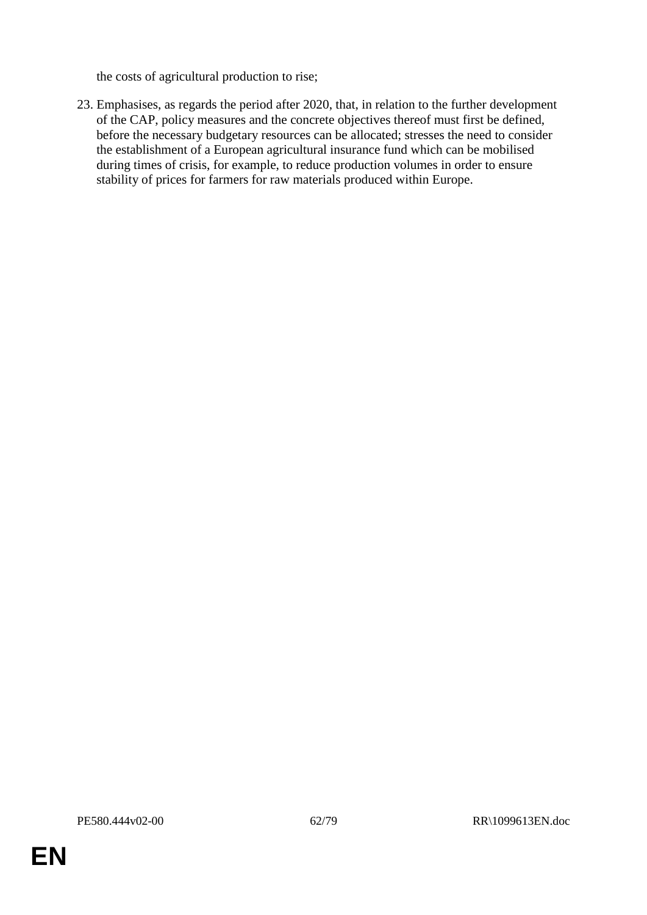the costs of agricultural production to rise;

23. Emphasises, as regards the period after 2020, that, in relation to the further development of the CAP, policy measures and the concrete objectives thereof must first be defined, before the necessary budgetary resources can be allocated; stresses the need to consider the establishment of a European agricultural insurance fund which can be mobilised during times of crisis, for example, to reduce production volumes in order to ensure stability of prices for farmers for raw materials produced within Europe.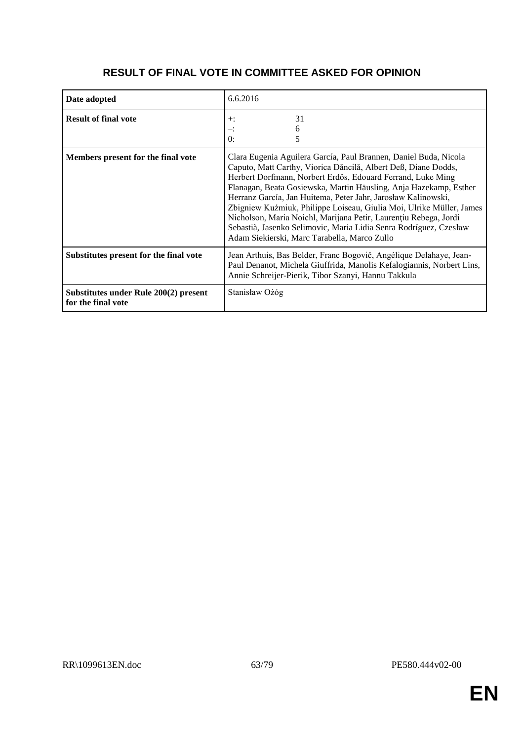## RESULT OF FINAL VOTE IN COMMITTEE ASKED FOR OPINION

| | |
|---|---|
| **Date adopted** | 6.6.2016 |
| **Result of final vote** | +: 31<br>–: 6<br>0: 5 |
| **Members present for the final vote** | Clara Eugenia Aguilera García, Paul Brannen, Daniel Buda, Nicola Caputo, Matt Carthy, Viorica Dăncilă, Albert Deß, Diane Dodds, Herbert Dorfmann, Norbert Erdős, Edouard Ferrand, Luke Ming Flanagan, Beata Gosiewska, Martin Häusling, Anja Hazekamp, Esther Herranz García, Jan Huitema, Peter Jahr, Jarosław Kalinowski, Zbigniew Kuźmiuk, Philippe Loiseau, Giulia Moi, Ulrike Müller, James Nicholson, Maria Noichl, Marijana Petir, Laurenţiu Rebega, Jordi Sebastià, Jasenko Selimovic, Maria Lidia Senra Rodríguez, Czesław Adam Siekierski, Marc Tarabella, Marco Zullo |
| **Substitutes present for the final vote** | Jean Arthuis, Bas Belder, Franc Bogovič, Angélique Delahaye, Jean-Paul Denanot, Michela Giuffrida, Manolis Kefalogiannis, Norbert Lins, Annie Schreijer-Pierik, Tibor Szanyi, Hannu Takkula |
| **Substitutes under Rule 200(2) present for the final vote** | Stanisław Ożóg |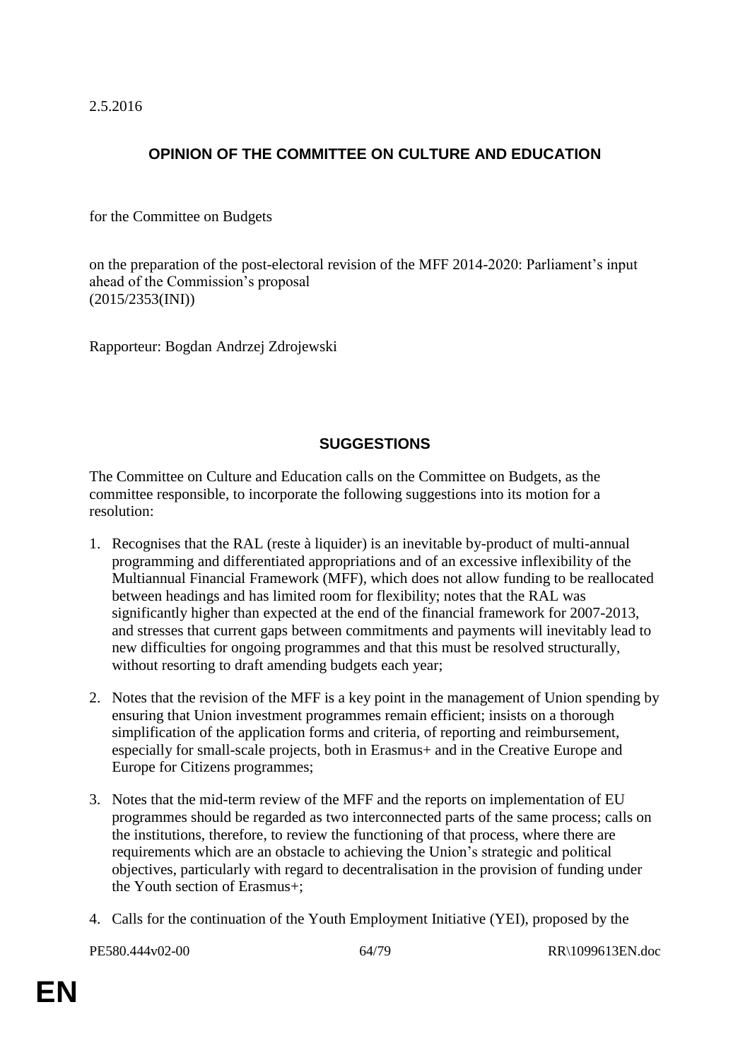2.5.2016

## OPINION OF THE COMMITTEE ON CULTURE AND EDUCATION

for the Committee on Budgets

on the preparation of the post-electoral revision of the MFF 2014-2020: Parliament's input ahead of the Commission's proposal
(2015/2353(INI))

Rapporteur: Bogdan Andrzej Zdrojewski

## SUGGESTIONS

The Committee on Culture and Education calls on the Committee on Budgets, as the committee responsible, to incorporate the following suggestions into its motion for a resolution:

1. Recognises that the RAL (reste à liquider) is an inevitable by-product of multi-annual programming and differentiated appropriations and of an excessive inflexibility of the Multiannual Financial Framework (MFF), which does not allow funding to be reallocated between headings and has limited room for flexibility; notes that the RAL was significantly higher than expected at the end of the financial framework for 2007-2013, and stresses that current gaps between commitments and payments will inevitably lead to new difficulties for ongoing programmes and that this must be resolved structurally, without resorting to draft amending budgets each year;

2. Notes that the revision of the MFF is a key point in the management of Union spending by ensuring that Union investment programmes remain efficient; insists on a thorough simplification of the application forms and criteria, of reporting and reimbursement, especially for small-scale projects, both in Erasmus+ and in the Creative Europe and Europe for Citizens programmes;

3. Notes that the mid-term review of the MFF and the reports on implementation of EU programmes should be regarded as two interconnected parts of the same process; calls on the institutions, therefore, to review the functioning of that process, where there are requirements which are an obstacle to achieving the Union's strategic and political objectives, particularly with regard to decentralisation in the provision of funding under the Youth section of Erasmus+;

4. Calls for the continuation of the Youth Employment Initiative (YEI), proposed by the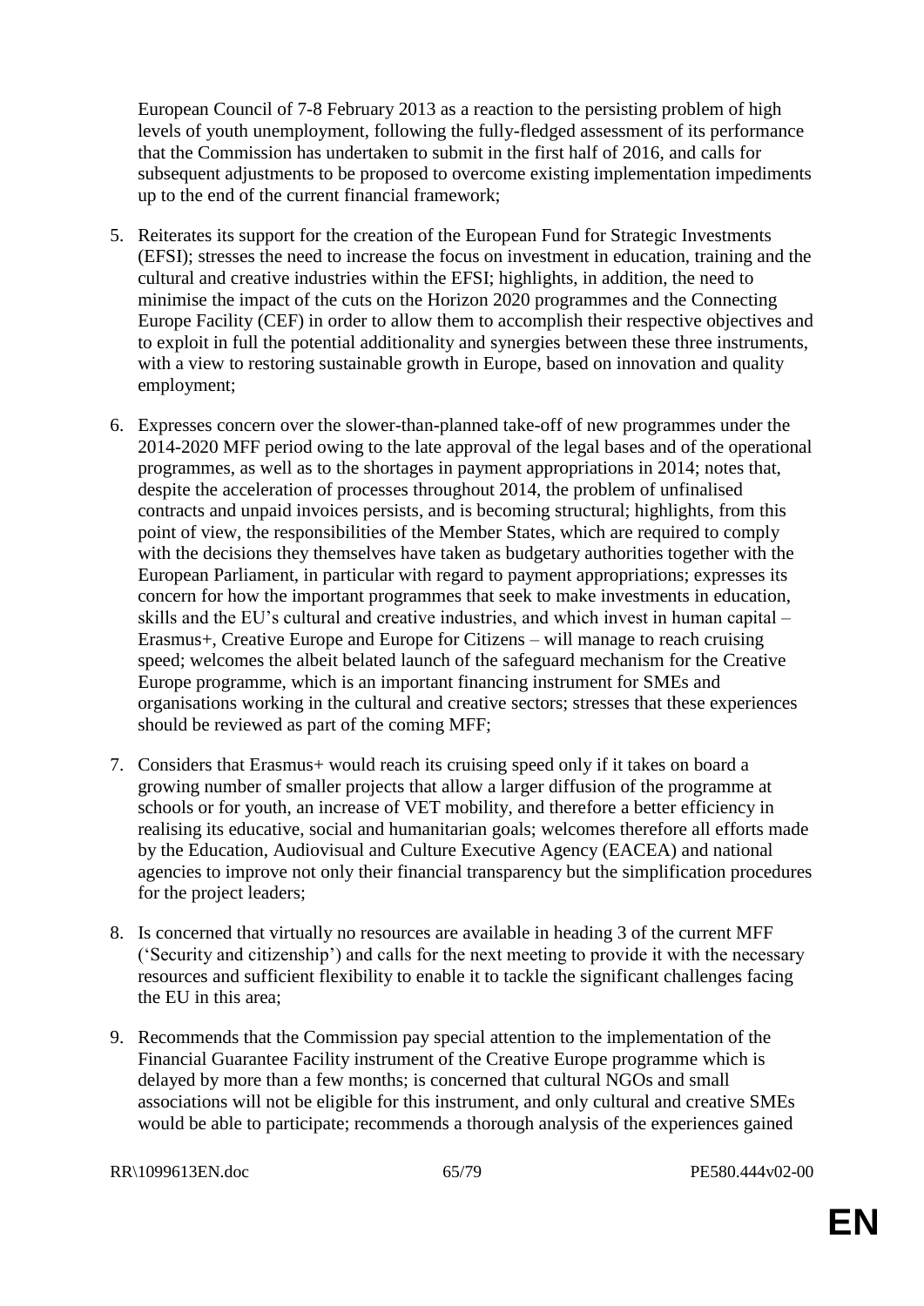European Council of 7-8 February 2013 as a reaction to the persisting problem of high levels of youth unemployment, following the fully-fledged assessment of its performance that the Commission has undertaken to submit in the first half of 2016, and calls for subsequent adjustments to be proposed to overcome existing implementation impediments up to the end of the current financial framework;

5. Reiterates its support for the creation of the European Fund for Strategic Investments (EFSI); stresses the need to increase the focus on investment in education, training and the cultural and creative industries within the EFSI; highlights, in addition, the need to minimise the impact of the cuts on the Horizon 2020 programmes and the Connecting Europe Facility (CEF) in order to allow them to accomplish their respective objectives and to exploit in full the potential additionality and synergies between these three instruments, with a view to restoring sustainable growth in Europe, based on innovation and quality employment;

6. Expresses concern over the slower-than-planned take-off of new programmes under the 2014-2020 MFF period owing to the late approval of the legal bases and of the operational programmes, as well as to the shortages in payment appropriations in 2014; notes that, despite the acceleration of processes throughout 2014, the problem of unfinalised contracts and unpaid invoices persists, and is becoming structural; highlights, from this point of view, the responsibilities of the Member States, which are required to comply with the decisions they themselves have taken as budgetary authorities together with the European Parliament, in particular with regard to payment appropriations; expresses its concern for how the important programmes that seek to make investments in education, skills and the EU's cultural and creative industries, and which invest in human capital – Erasmus+, Creative Europe and Europe for Citizens – will manage to reach cruising speed; welcomes the albeit belated launch of the safeguard mechanism for the Creative Europe programme, which is an important financing instrument for SMEs and organisations working in the cultural and creative sectors; stresses that these experiences should be reviewed as part of the coming MFF;

7. Considers that Erasmus+ would reach its cruising speed only if it takes on board a growing number of smaller projects that allow a larger diffusion of the programme at schools or for youth, an increase of VET mobility, and therefore a better efficiency in realising its educative, social and humanitarian goals; welcomes therefore all efforts made by the Education, Audiovisual and Culture Executive Agency (EACEA) and national agencies to improve not only their financial transparency but the simplification procedures for the project leaders;

8. Is concerned that virtually no resources are available in heading 3 of the current MFF ('Security and citizenship') and calls for the next meeting to provide it with the necessary resources and sufficient flexibility to enable it to tackle the significant challenges facing the EU in this area;

9. Recommends that the Commission pay special attention to the implementation of the Financial Guarantee Facility instrument of the Creative Europe programme which is delayed by more than a few months; is concerned that cultural NGOs and small associations will not be eligible for this instrument, and only cultural and creative SMEs would be able to participate; recommends a thorough analysis of the experiences gained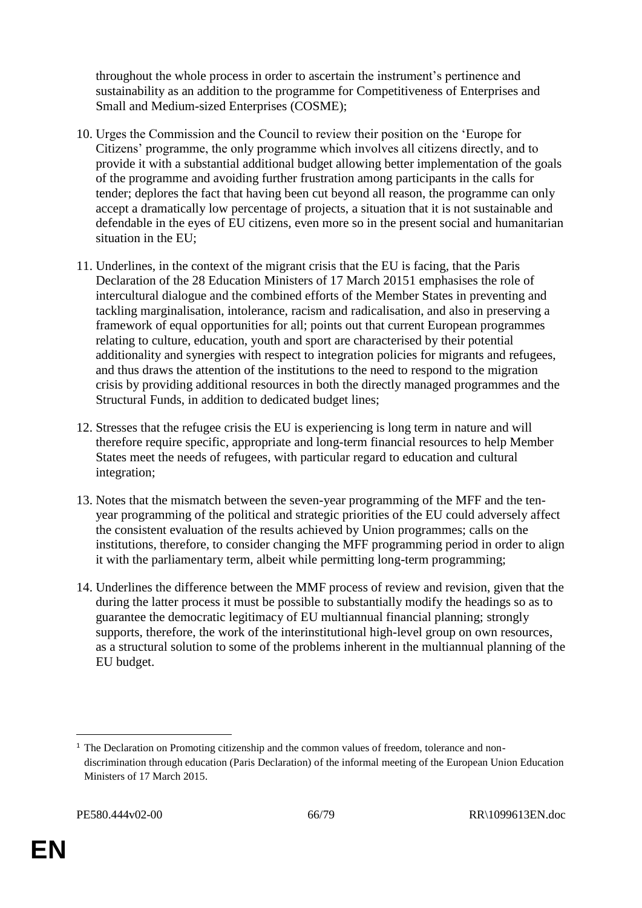throughout the whole process in order to ascertain the instrument's pertinence and sustainability as an addition to the programme for Competitiveness of Enterprises and Small and Medium-sized Enterprises (COSME);

10. Urges the Commission and the Council to review their position on the 'Europe for Citizens' programme, the only programme which involves all citizens directly, and to provide it with a substantial additional budget allowing better implementation of the goals of the programme and avoiding further frustration among participants in the calls for tender; deplores the fact that having been cut beyond all reason, the programme can only accept a dramatically low percentage of projects, a situation that it is not sustainable and defendable in the eyes of EU citizens, even more so in the present social and humanitarian situation in the EU;

11. Underlines, in the context of the migrant crisis that the EU is facing, that the Paris Declaration of the 28 Education Ministers of 17 March 2015[1] emphasises the role of intercultural dialogue and the combined efforts of the Member States in preventing and tackling marginalisation, intolerance, racism and radicalisation, and also in preserving a framework of equal opportunities for all; points out that current European programmes relating to culture, education, youth and sport are characterised by their potential additionality and synergies with respect to integration policies for migrants and refugees, and thus draws the attention of the institutions to the need to respond to the migration crisis by providing additional resources in both the directly managed programmes and the Structural Funds, in addition to dedicated budget lines;

12. Stresses that the refugee crisis the EU is experiencing is long term in nature and will therefore require specific, appropriate and long-term financial resources to help Member States meet the needs of refugees, with particular regard to education and cultural integration;

13. Notes that the mismatch between the seven-year programming of the MFF and the ten-year programming of the political and strategic priorities of the EU could adversely affect the consistent evaluation of the results achieved by Union programmes; calls on the institutions, therefore, to consider changing the MFF programming period in order to align it with the parliamentary term, albeit while permitting long-term programming;

14. Underlines the difference between the MMF process of review and revision, given that the during the latter process it must be possible to substantially modify the headings so as to guarantee the democratic legitimacy of EU multiannual financial planning; strongly supports, therefore, the work of the interinstitutional high-level group on own resources, as a structural solution to some of the problems inherent in the multiannual planning of the EU budget.

---

[1] The Declaration on Promoting citizenship and the common values of freedom, tolerance and non-discrimination through education (Paris Declaration) of the informal meeting of the European Union Education Ministers of 17 March 2015.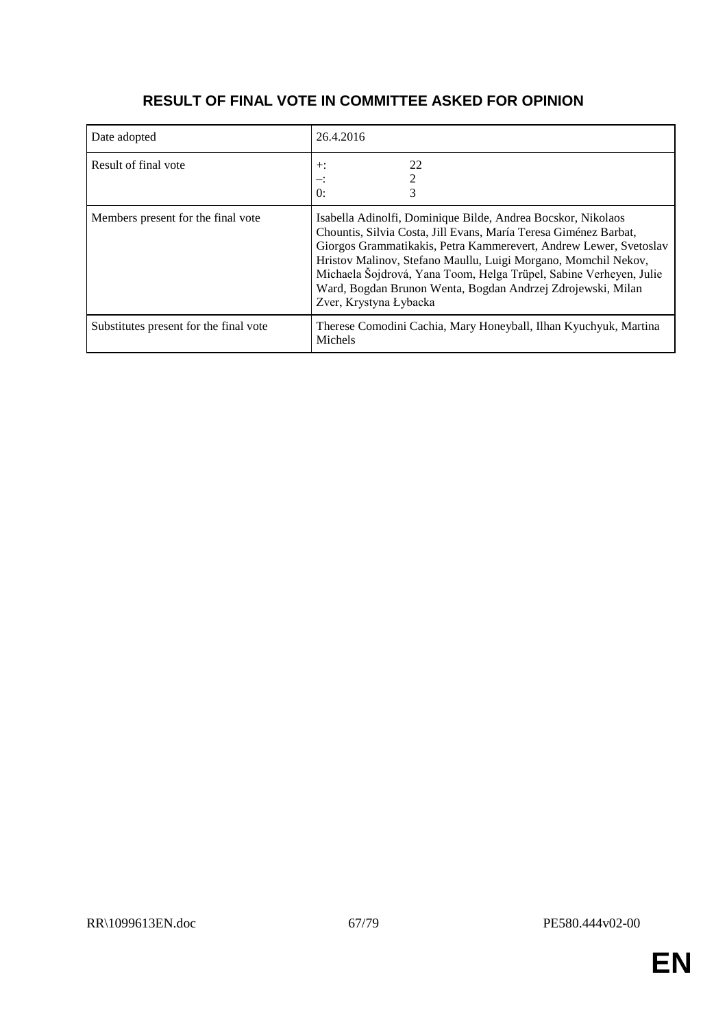## RESULT OF FINAL VOTE IN COMMITTEE ASKED FOR OPINION

| | |
|---|---|
| Date adopted | 26.4.2016 |
| Result of final vote | +: 22<br>–: 2<br>0: 3 |
| Members present for the final vote | Isabella Adinolfi, Dominique Bilde, Andrea Bocskor, Nikolaos Chountis, Silvia Costa, Jill Evans, María Teresa Giménez Barbat, Giorgos Grammatikakis, Petra Kammerevert, Andrew Lewer, Svetoslav Hristov Malinov, Stefano Maullu, Luigi Morgano, Momchil Nekov, Michaela Šojdrová, Yana Toom, Helga Trüpel, Sabine Verheyen, Julie Ward, Bogdan Brunon Wenta, Bogdan Andrzej Zdrojewski, Milan Zver, Krystyna Łybacka |
| Substitutes present for the final vote | Therese Comodini Cachia, Mary Honeyball, Ilhan Kyuchyuk, Martina Michels |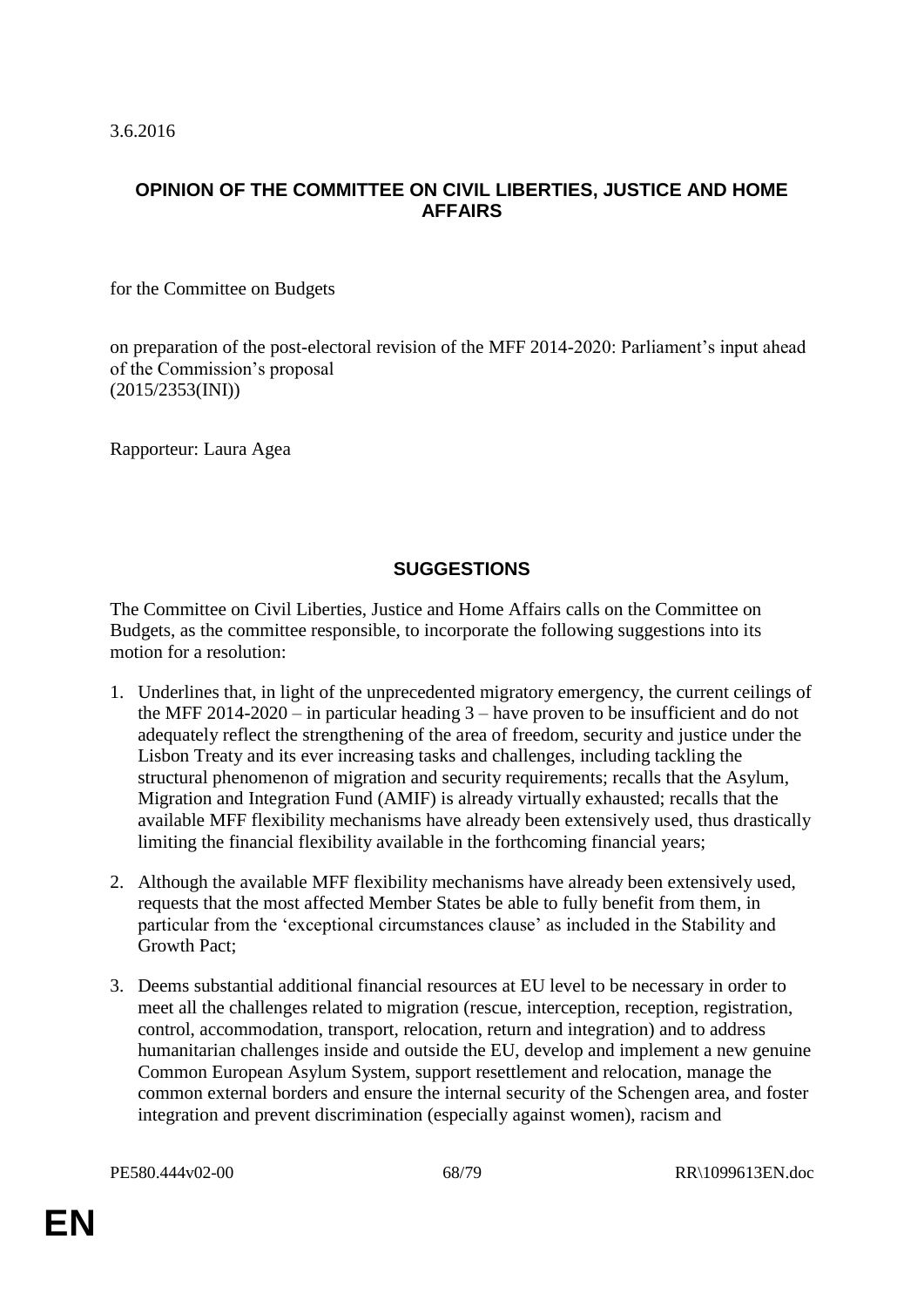3.6.2016

## OPINION OF THE COMMITTEE ON CIVIL LIBERTIES, JUSTICE AND HOME AFFAIRS

for the Committee on Budgets

on preparation of the post-electoral revision of the MFF 2014-2020: Parliament's input ahead of the Commission's proposal
(2015/2353(INI))

Rapporteur: Laura Agea

## SUGGESTIONS

The Committee on Civil Liberties, Justice and Home Affairs calls on the Committee on Budgets, as the committee responsible, to incorporate the following suggestions into its motion for a resolution:

1. Underlines that, in light of the unprecedented migratory emergency, the current ceilings of the MFF 2014-2020 – in particular heading 3 – have proven to be insufficient and do not adequately reflect the strengthening of the area of freedom, security and justice under the Lisbon Treaty and its ever increasing tasks and challenges, including tackling the structural phenomenon of migration and security requirements; recalls that the Asylum, Migration and Integration Fund (AMIF) is already virtually exhausted; recalls that the available MFF flexibility mechanisms have already been extensively used, thus drastically limiting the financial flexibility available in the forthcoming financial years;

2. Although the available MFF flexibility mechanisms have already been extensively used, requests that the most affected Member States be able to fully benefit from them, in particular from the 'exceptional circumstances clause' as included in the Stability and Growth Pact;

3. Deems substantial additional financial resources at EU level to be necessary in order to meet all the challenges related to migration (rescue, interception, reception, registration, control, accommodation, transport, relocation, return and integration) and to address humanitarian challenges inside and outside the EU, develop and implement a new genuine Common European Asylum System, support resettlement and relocation, manage the common external borders and ensure the internal security of the Schengen area, and foster integration and prevent discrimination (especially against women), racism and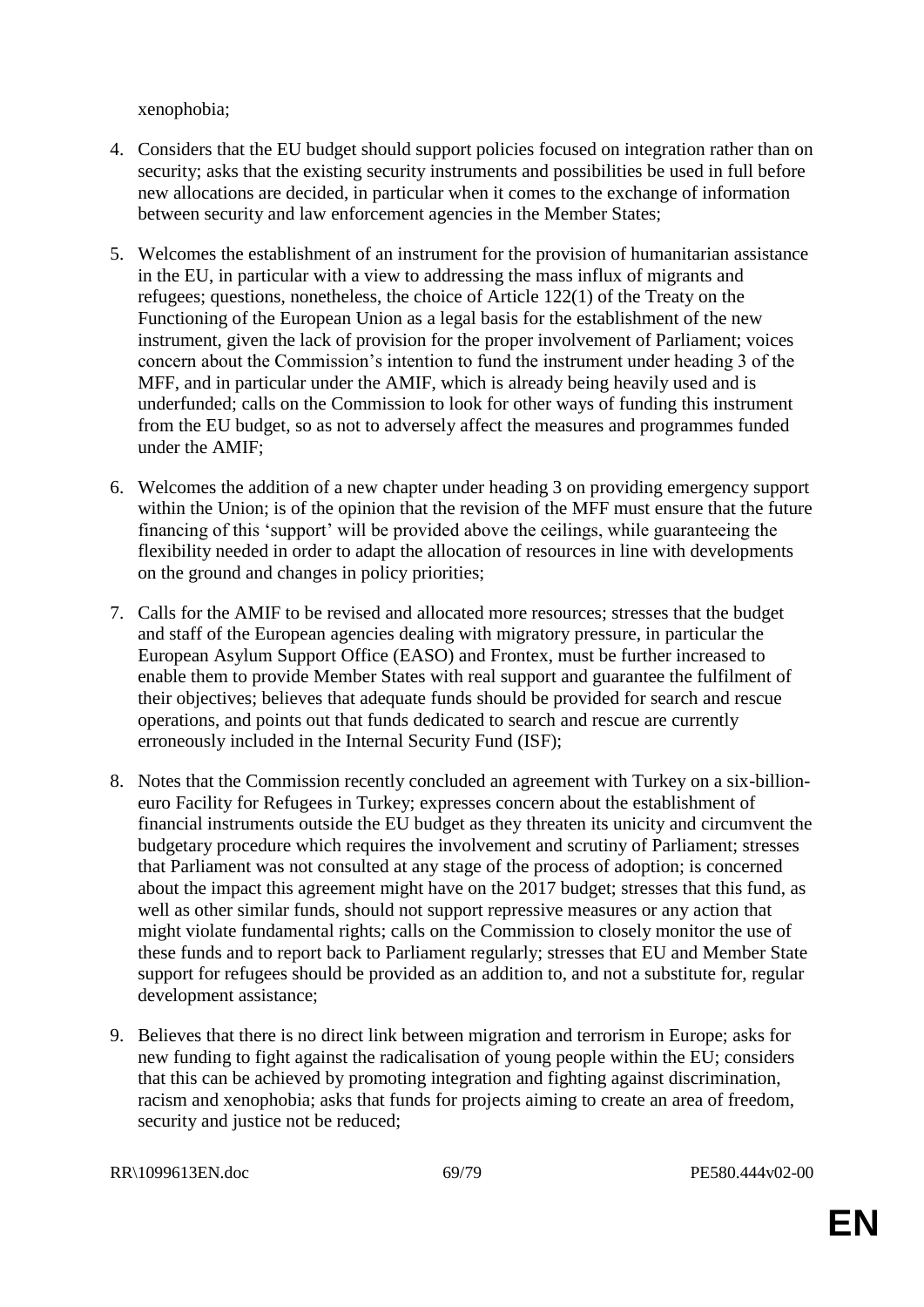xenophobia;

4. Considers that the EU budget should support policies focused on integration rather than on security; asks that the existing security instruments and possibilities be used in full before new allocations are decided, in particular when it comes to the exchange of information between security and law enforcement agencies in the Member States;

5. Welcomes the establishment of an instrument for the provision of humanitarian assistance in the EU, in particular with a view to addressing the mass influx of migrants and refugees; questions, nonetheless, the choice of Article 122(1) of the Treaty on the Functioning of the European Union as a legal basis for the establishment of the new instrument, given the lack of provision for the proper involvement of Parliament; voices concern about the Commission's intention to fund the instrument under heading 3 of the MFF, and in particular under the AMIF, which is already being heavily used and is underfunded; calls on the Commission to look for other ways of funding this instrument from the EU budget, so as not to adversely affect the measures and programmes funded under the AMIF;

6. Welcomes the addition of a new chapter under heading 3 on providing emergency support within the Union; is of the opinion that the revision of the MFF must ensure that the future financing of this 'support' will be provided above the ceilings, while guaranteeing the flexibility needed in order to adapt the allocation of resources in line with developments on the ground and changes in policy priorities;

7. Calls for the AMIF to be revised and allocated more resources; stresses that the budget and staff of the European agencies dealing with migratory pressure, in particular the European Asylum Support Office (EASO) and Frontex, must be further increased to enable them to provide Member States with real support and guarantee the fulfilment of their objectives; believes that adequate funds should be provided for search and rescue operations, and points out that funds dedicated to search and rescue are currently erroneously included in the Internal Security Fund (ISF);

8. Notes that the Commission recently concluded an agreement with Turkey on a six-billion-euro Facility for Refugees in Turkey; expresses concern about the establishment of financial instruments outside the EU budget as they threaten its unicity and circumvent the budgetary procedure which requires the involvement and scrutiny of Parliament; stresses that Parliament was not consulted at any stage of the process of adoption; is concerned about the impact this agreement might have on the 2017 budget; stresses that this fund, as well as other similar funds, should not support repressive measures or any action that might violate fundamental rights; calls on the Commission to closely monitor the use of these funds and to report back to Parliament regularly; stresses that EU and Member State support for refugees should be provided as an addition to, and not a substitute for, regular development assistance;

9. Believes that there is no direct link between migration and terrorism in Europe; asks for new funding to fight against the radicalisation of young people within the EU; considers that this can be achieved by promoting integration and fighting against discrimination, racism and xenophobia; asks that funds for projects aiming to create an area of freedom, security and justice not be reduced;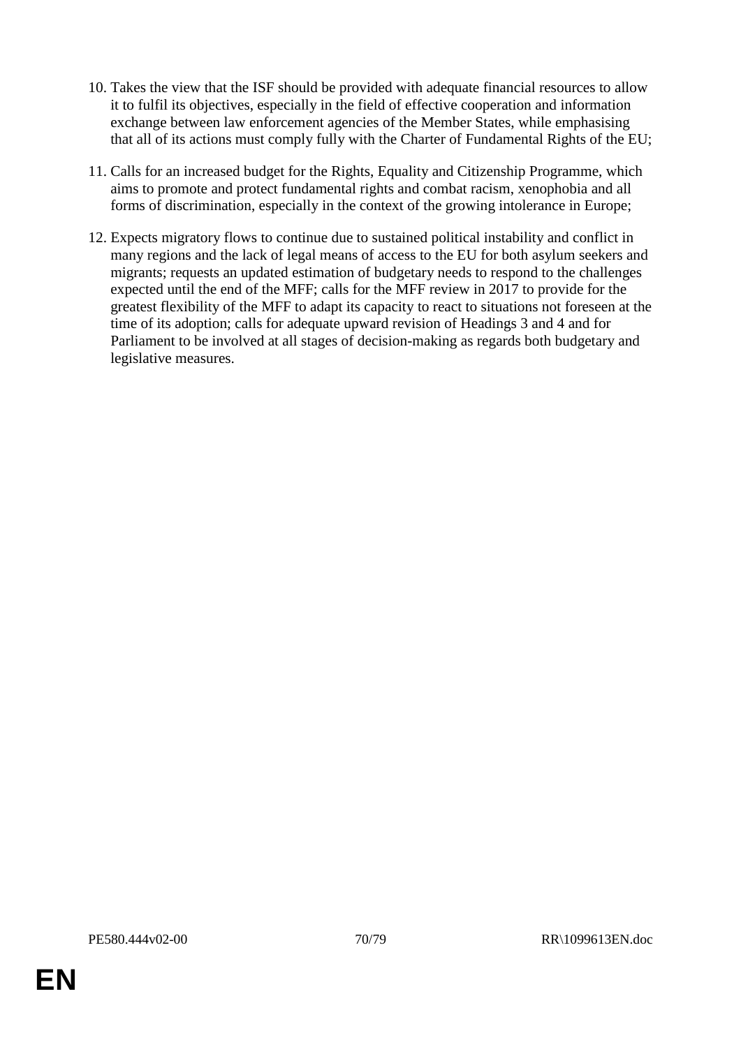10. Takes the view that the ISF should be provided with adequate financial resources to allow it to fulfil its objectives, especially in the field of effective cooperation and information exchange between law enforcement agencies of the Member States, while emphasising that all of its actions must comply fully with the Charter of Fundamental Rights of the EU;

11. Calls for an increased budget for the Rights, Equality and Citizenship Programme, which aims to promote and protect fundamental rights and combat racism, xenophobia and all forms of discrimination, especially in the context of the growing intolerance in Europe;

12. Expects migratory flows to continue due to sustained political instability and conflict in many regions and the lack of legal means of access to the EU for both asylum seekers and migrants; requests an updated estimation of budgetary needs to respond to the challenges expected until the end of the MFF; calls for the MFF review in 2017 to provide for the greatest flexibility of the MFF to adapt its capacity to react to situations not foreseen at the time of its adoption; calls for adequate upward revision of Headings 3 and 4 and for Parliament to be involved at all stages of decision-making as regards both budgetary and legislative measures.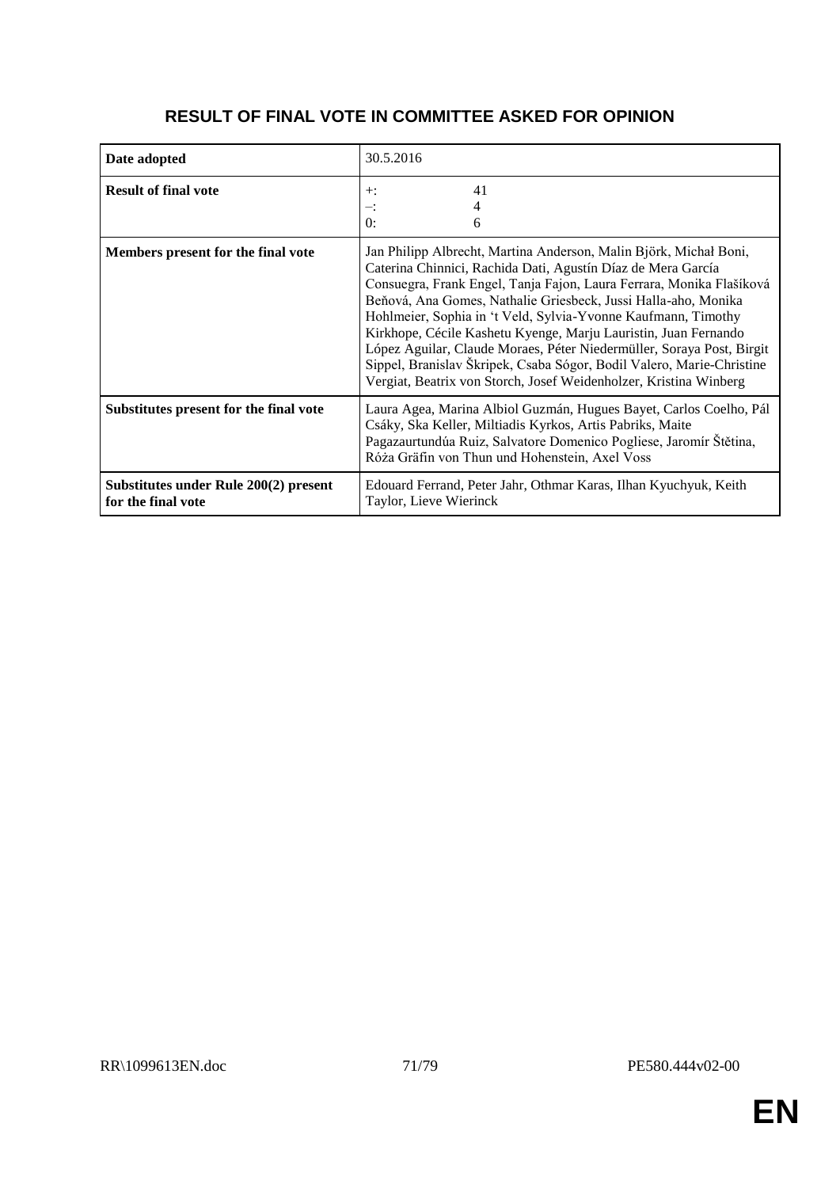# RESULT OF FINAL VOTE IN COMMITTEE ASKED FOR OPINION

| | |
|---|---|
| **Date adopted** | 30.5.2016 |
| **Result of final vote** | +: 41<br>–: 4<br>0: 6 |
| **Members present for the final vote** | Jan Philipp Albrecht, Martina Anderson, Malin Björk, Michał Boni, Caterina Chinnici, Rachida Dati, Agustín Díaz de Mera García Consuegra, Frank Engel, Tanja Fajon, Laura Ferrara, Monika Flašíková Beňová, Ana Gomes, Nathalie Griesbeck, Jussi Halla-aho, Monika Hohlmeier, Sophia in 't Veld, Sylvia-Yvonne Kaufmann, Timothy Kirkhope, Cécile Kashetu Kyenge, Marju Lauristin, Juan Fernando López Aguilar, Claude Moraes, Péter Niedermüller, Soraya Post, Birgit Sippel, Branislav Škripek, Csaba Sógor, Bodil Valero, Marie-Christine Vergiat, Beatrix von Storch, Josef Weidenholzer, Kristina Winberg |
| **Substitutes present for the final vote** | Laura Agea, Marina Albiol Guzmán, Hugues Bayet, Carlos Coelho, Pál Csáky, Ska Keller, Miltiadis Kyrkos, Artis Pabriks, Maite Pagazaurtundúa Ruiz, Salvatore Domenico Pogliese, Jaromír Štětina, Róża Gräfin von Thun und Hohenstein, Axel Voss |
| **Substitutes under Rule 200(2) present for the final vote** | Edouard Ferrand, Peter Jahr, Othmar Karas, Ilhan Kyuchyuk, Keith Taylor, Lieve Wierinck |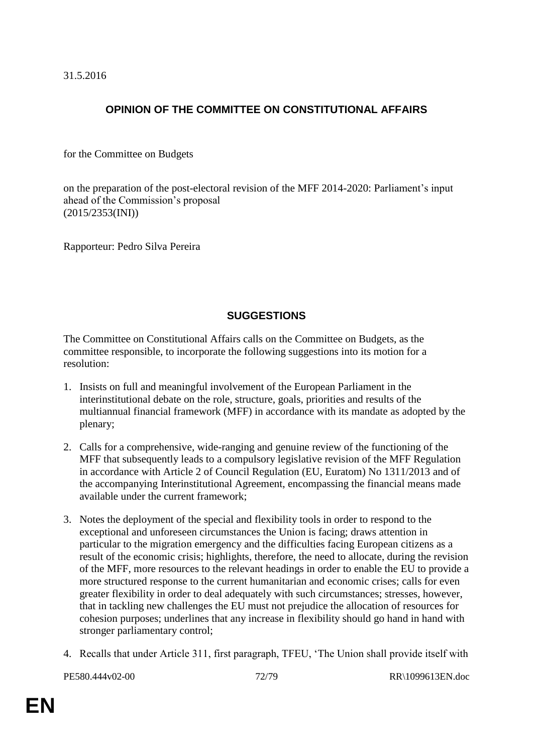31.5.2016

## OPINION OF THE COMMITTEE ON CONSTITUTIONAL AFFAIRS

for the Committee on Budgets

on the preparation of the post-electoral revision of the MFF 2014-2020: Parliament's input ahead of the Commission's proposal
(2015/2353(INI))

Rapporteur: Pedro Silva Pereira

## SUGGESTIONS

The Committee on Constitutional Affairs calls on the Committee on Budgets, as the committee responsible, to incorporate the following suggestions into its motion for a resolution:

1. Insists on full and meaningful involvement of the European Parliament in the interinstitutional debate on the role, structure, goals, priorities and results of the multiannual financial framework (MFF) in accordance with its mandate as adopted by the plenary;

2. Calls for a comprehensive, wide-ranging and genuine review of the functioning of the MFF that subsequently leads to a compulsory legislative revision of the MFF Regulation in accordance with Article 2 of Council Regulation (EU, Euratom) No 1311/2013 and of the accompanying Interinstitutional Agreement, encompassing the financial means made available under the current framework;

3. Notes the deployment of the special and flexibility tools in order to respond to the exceptional and unforeseen circumstances the Union is facing; draws attention in particular to the migration emergency and the difficulties facing European citizens as a result of the economic crisis; highlights, therefore, the need to allocate, during the revision of the MFF, more resources to the relevant headings in order to enable the EU to provide a more structured response to the current humanitarian and economic crises; calls for even greater flexibility in order to deal adequately with such circumstances; stresses, however, that in tackling new challenges the EU must not prejudice the allocation of resources for cohesion purposes; underlines that any increase in flexibility should go hand in hand with stronger parliamentary control;

4. Recalls that under Article 311, first paragraph, TFEU, 'The Union shall provide itself with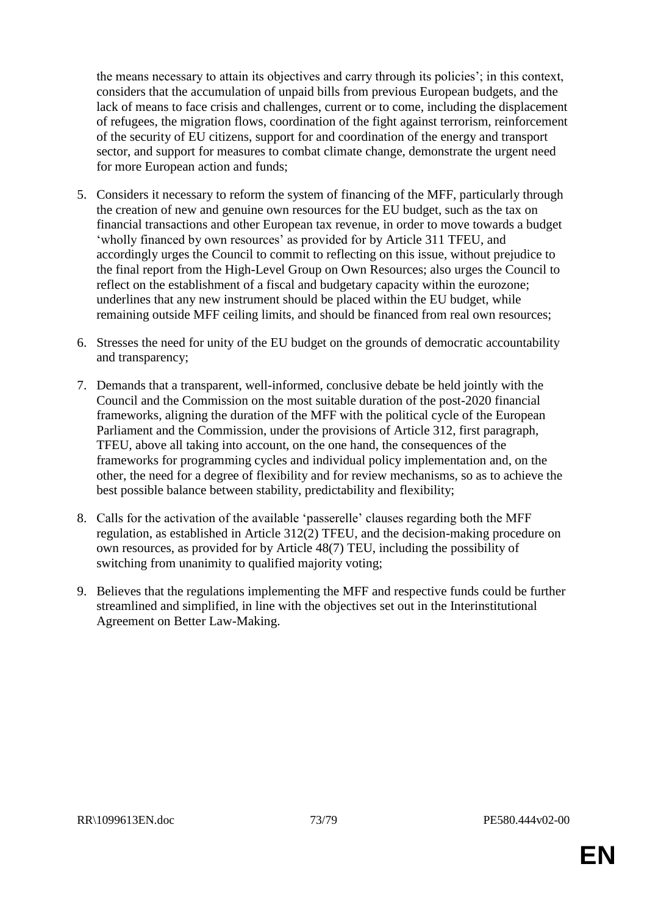the means necessary to attain its objectives and carry through its policies'; in this context, considers that the accumulation of unpaid bills from previous European budgets, and the lack of means to face crisis and challenges, current or to come, including the displacement of refugees, the migration flows, coordination of the fight against terrorism, reinforcement of the security of EU citizens, support for and coordination of the energy and transport sector, and support for measures to combat climate change, demonstrate the urgent need for more European action and funds;

5. Considers it necessary to reform the system of financing of the MFF, particularly through the creation of new and genuine own resources for the EU budget, such as the tax on financial transactions and other European tax revenue, in order to move towards a budget 'wholly financed by own resources' as provided for by Article 311 TFEU, and accordingly urges the Council to commit to reflecting on this issue, without prejudice to the final report from the High-Level Group on Own Resources; also urges the Council to reflect on the establishment of a fiscal and budgetary capacity within the eurozone; underlines that any new instrument should be placed within the EU budget, while remaining outside MFF ceiling limits, and should be financed from real own resources;

6. Stresses the need for unity of the EU budget on the grounds of democratic accountability and transparency;

7. Demands that a transparent, well-informed, conclusive debate be held jointly with the Council and the Commission on the most suitable duration of the post-2020 financial frameworks, aligning the duration of the MFF with the political cycle of the European Parliament and the Commission, under the provisions of Article 312, first paragraph, TFEU, above all taking into account, on the one hand, the consequences of the frameworks for programming cycles and individual policy implementation and, on the other, the need for a degree of flexibility and for review mechanisms, so as to achieve the best possible balance between stability, predictability and flexibility;

8. Calls for the activation of the available 'passerelle' clauses regarding both the MFF regulation, as established in Article 312(2) TFEU, and the decision-making procedure on own resources, as provided for by Article 48(7) TEU, including the possibility of switching from unanimity to qualified majority voting;

9. Believes that the regulations implementing the MFF and respective funds could be further streamlined and simplified, in line with the objectives set out in the Interinstitutional Agreement on Better Law-Making.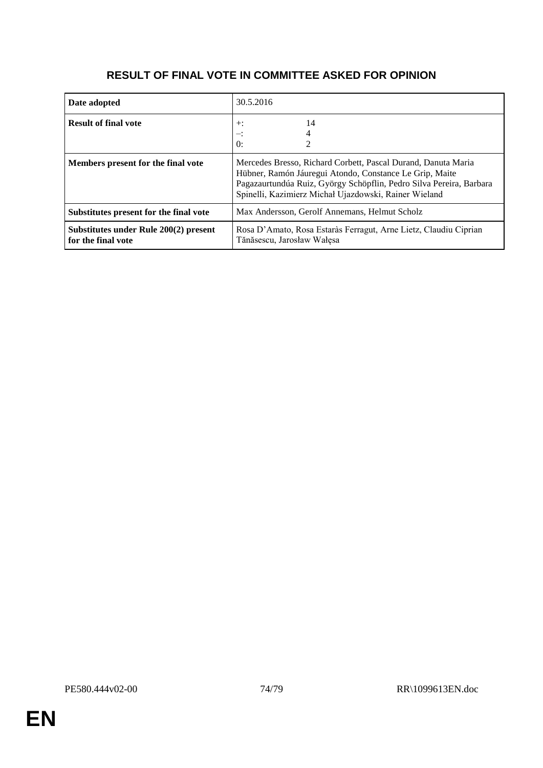## RESULT OF FINAL VOTE IN COMMITTEE ASKED FOR OPINION

| | |
|---|---|
| **Date adopted** | 30.5.2016 |
| **Result of final vote** | +: 14<br>–: 4<br>0: 2 |
| **Members present for the final vote** | Mercedes Bresso, Richard Corbett, Pascal Durand, Danuta Maria Hübner, Ramón Jáuregui Atondo, Constance Le Grip, Maite Pagazaurtundúa Ruiz, György Schöpflin, Pedro Silva Pereira, Barbara Spinelli, Kazimierz Michał Ujazdowski, Rainer Wieland |
| **Substitutes present for the final vote** | Max Andersson, Gerolf Annemans, Helmut Scholz |
| **Substitutes under Rule 200(2) present for the final vote** | Rosa D'Amato, Rosa Estaràs Ferragut, Arne Lietz, Claudiu Ciprian Tănăsescu, Jarosław Wałęsa |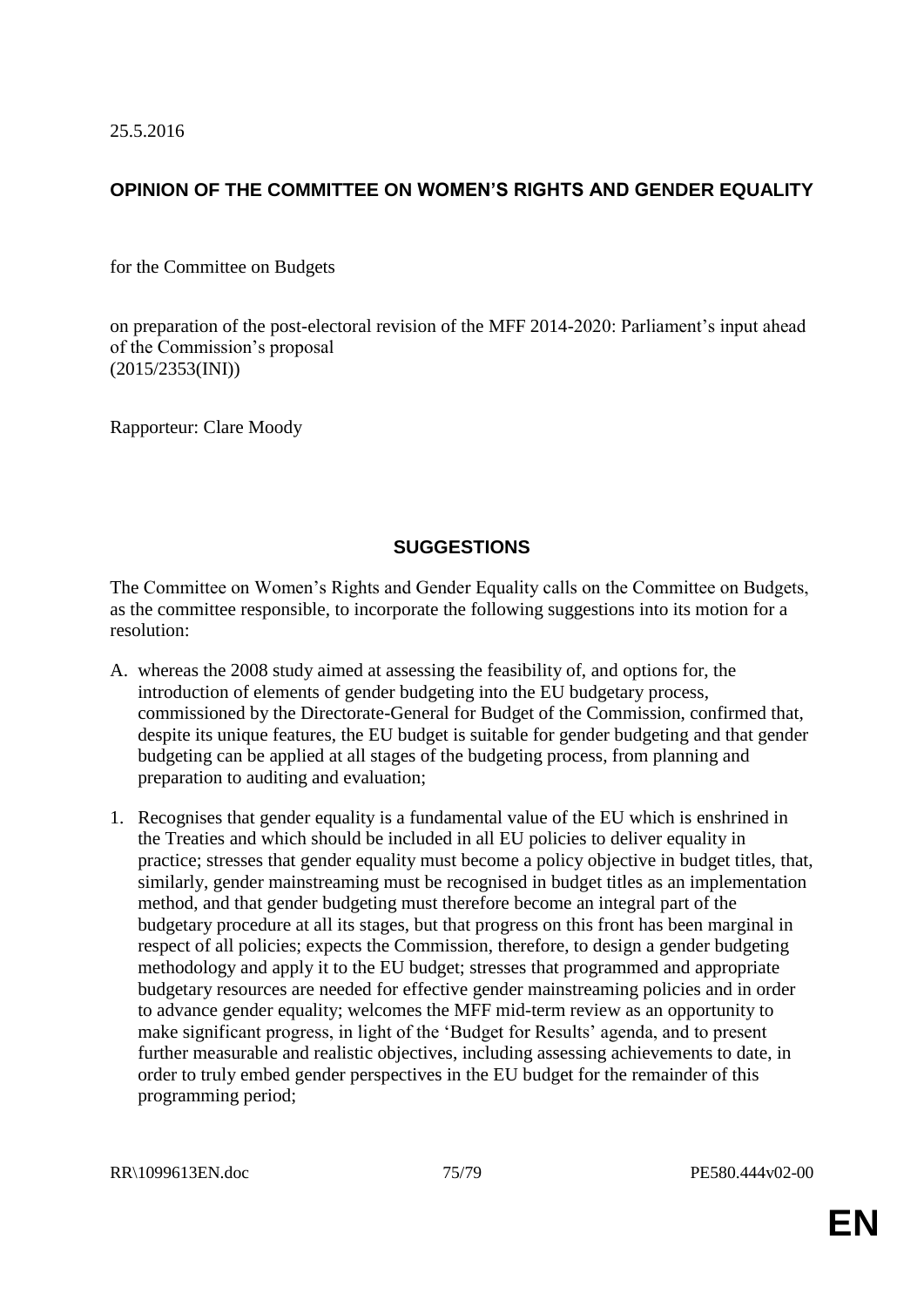25.5.2016

## OPINION OF THE COMMITTEE ON WOMEN'S RIGHTS AND GENDER EQUALITY

for the Committee on Budgets

on preparation of the post-electoral revision of the MFF 2014-2020: Parliament's input ahead of the Commission's proposal
(2015/2353(INI))

Rapporteur: Clare Moody

## SUGGESTIONS

The Committee on Women's Rights and Gender Equality calls on the Committee on Budgets, as the committee responsible, to incorporate the following suggestions into its motion for a resolution:

A. whereas the 2008 study aimed at assessing the feasibility of, and options for, the introduction of elements of gender budgeting into the EU budgetary process, commissioned by the Directorate-General for Budget of the Commission, confirmed that, despite its unique features, the EU budget is suitable for gender budgeting and that gender budgeting can be applied at all stages of the budgeting process, from planning and preparation to auditing and evaluation;

1. Recognises that gender equality is a fundamental value of the EU which is enshrined in the Treaties and which should be included in all EU policies to deliver equality in practice; stresses that gender equality must become a policy objective in budget titles, that, similarly, gender mainstreaming must be recognised in budget titles as an implementation method, and that gender budgeting must therefore become an integral part of the budgetary procedure at all its stages, but that progress on this front has been marginal in respect of all policies; expects the Commission, therefore, to design a gender budgeting methodology and apply it to the EU budget; stresses that programmed and appropriate budgetary resources are needed for effective gender mainstreaming policies and in order to advance gender equality; welcomes the MFF mid-term review as an opportunity to make significant progress, in light of the 'Budget for Results' agenda, and to present further measurable and realistic objectives, including assessing achievements to date, in order to truly embed gender perspectives in the EU budget for the remainder of this programming period;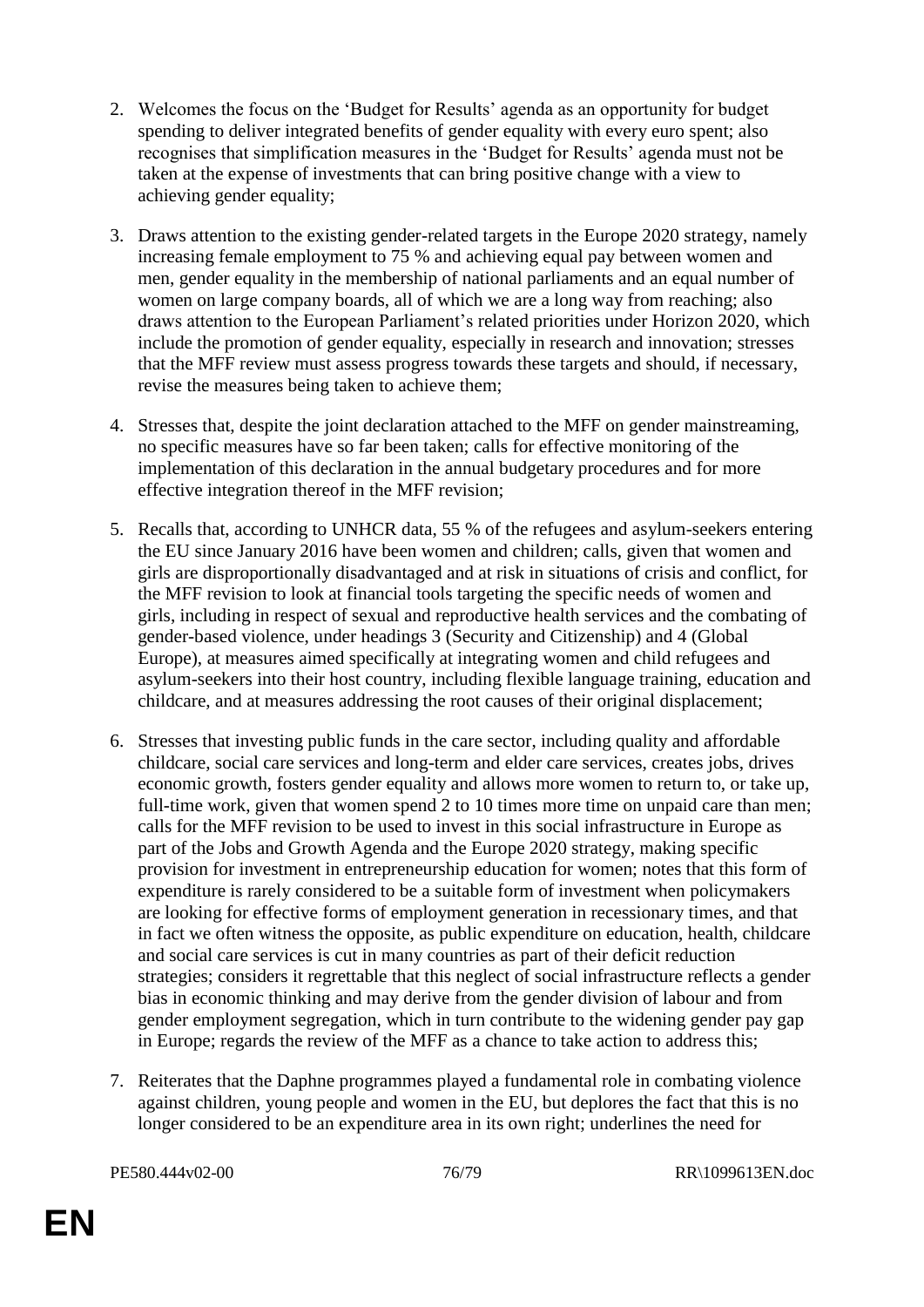2. Welcomes the focus on the 'Budget for Results' agenda as an opportunity for budget spending to deliver integrated benefits of gender equality with every euro spent; also recognises that simplification measures in the 'Budget for Results' agenda must not be taken at the expense of investments that can bring positive change with a view to achieving gender equality;

3. Draws attention to the existing gender-related targets in the Europe 2020 strategy, namely increasing female employment to 75 % and achieving equal pay between women and men, gender equality in the membership of national parliaments and an equal number of women on large company boards, all of which we are a long way from reaching; also draws attention to the European Parliament's related priorities under Horizon 2020, which include the promotion of gender equality, especially in research and innovation; stresses that the MFF review must assess progress towards these targets and should, if necessary, revise the measures being taken to achieve them;

4. Stresses that, despite the joint declaration attached to the MFF on gender mainstreaming, no specific measures have so far been taken; calls for effective monitoring of the implementation of this declaration in the annual budgetary procedures and for more effective integration thereof in the MFF revision;

5. Recalls that, according to UNHCR data, 55 % of the refugees and asylum-seekers entering the EU since January 2016 have been women and children; calls, given that women and girls are disproportionally disadvantaged and at risk in situations of crisis and conflict, for the MFF revision to look at financial tools targeting the specific needs of women and girls, including in respect of sexual and reproductive health services and the combating of gender-based violence, under headings 3 (Security and Citizenship) and 4 (Global Europe), at measures aimed specifically at integrating women and child refugees and asylum-seekers into their host country, including flexible language training, education and childcare, and at measures addressing the root causes of their original displacement;

6. Stresses that investing public funds in the care sector, including quality and affordable childcare, social care services and long-term and elder care services, creates jobs, drives economic growth, fosters gender equality and allows more women to return to, or take up, full-time work, given that women spend 2 to 10 times more time on unpaid care than men; calls for the MFF revision to be used to invest in this social infrastructure in Europe as part of the Jobs and Growth Agenda and the Europe 2020 strategy, making specific provision for investment in entrepreneurship education for women; notes that this form of expenditure is rarely considered to be a suitable form of investment when policymakers are looking for effective forms of employment generation in recessionary times, and that in fact we often witness the opposite, as public expenditure on education, health, childcare and social care services is cut in many countries as part of their deficit reduction strategies; considers it regrettable that this neglect of social infrastructure reflects a gender bias in economic thinking and may derive from the gender division of labour and from gender employment segregation, which in turn contribute to the widening gender pay gap in Europe; regards the review of the MFF as a chance to take action to address this;

7. Reiterates that the Daphne programmes played a fundamental role in combating violence against children, young people and women in the EU, but deplores the fact that this is no longer considered to be an expenditure area in its own right; underlines the need for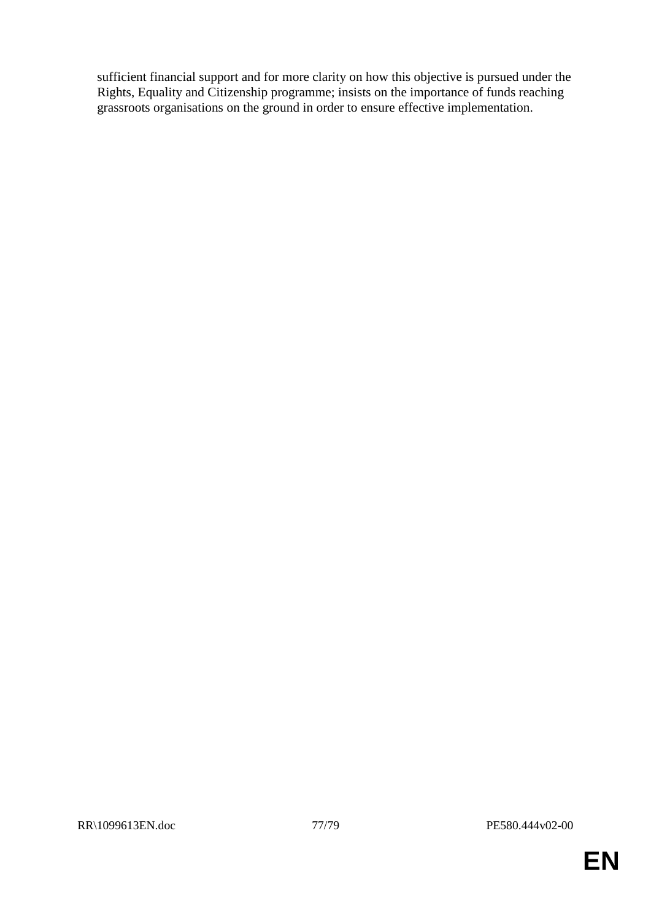sufficient financial support and for more clarity on how this objective is pursued under the Rights, Equality and Citizenship programme; insists on the importance of funds reaching grassroots organisations on the ground in order to ensure effective implementation.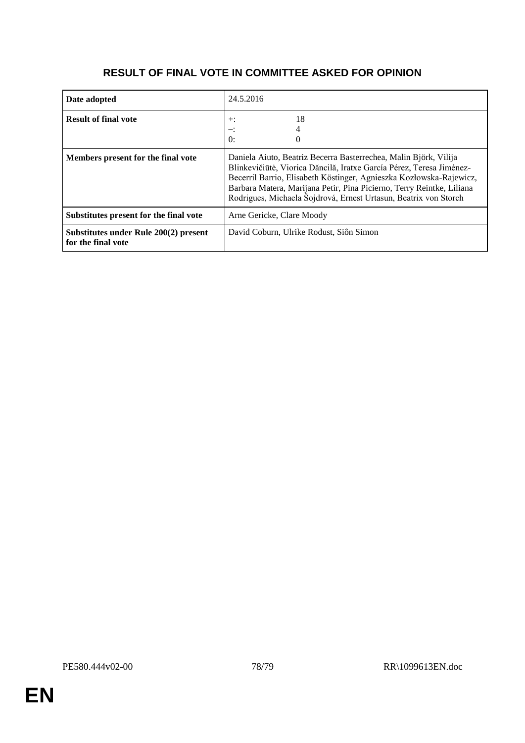# RESULT OF FINAL VOTE IN COMMITTEE ASKED FOR OPINION

| | |
|---|---|
| **Date adopted** | 24.5.2016 |
| **Result of final vote** | +: 18<br>–: 4<br>0: 0 |
| **Members present for the final vote** | Daniela Aiuto, Beatriz Becerra Basterrechea, Malin Björk, Vilija Blinkevičiūtė, Viorica Dăncilă, Iratxe García Pérez, Teresa Jiménez-Becerril Barrio, Elisabeth Köstinger, Agnieszka Kozłowska-Rajewicz, Barbara Matera, Marijana Petir, Pina Picierno, Terry Reintke, Liliana Rodrigues, Michaela Šojdrová, Ernest Urtasun, Beatrix von Storch |
| **Substitutes present for the final vote** | Arne Gericke, Clare Moody |
| **Substitutes under Rule 200(2) present for the final vote** | David Coburn, Ulrike Rodust, Siôn Simon |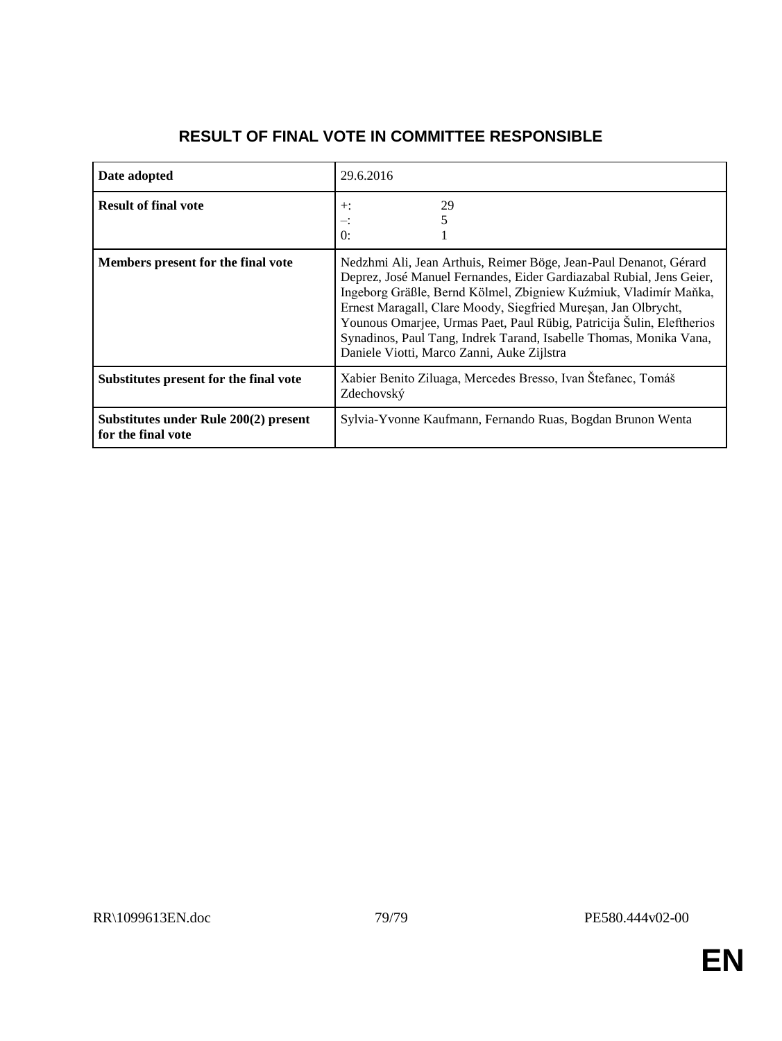## RESULT OF FINAL VOTE IN COMMITTEE RESPONSIBLE

| | |
|---|---|
| **Date adopted** | 29.6.2016 |
| **Result of final vote** | +: 29<br>–: 5<br>0: 1 |
| **Members present for the final vote** | Nedzhmi Ali, Jean Arthuis, Reimer Böge, Jean-Paul Denanot, Gérard Deprez, José Manuel Fernandes, Eider Gardiazabal Rubial, Jens Geier, Ingeborg Gräßle, Bernd Kölmel, Zbigniew Kuźmiuk, Vladimír Maňka, Ernest Maragall, Clare Moody, Siegfried Mureşan, Jan Olbrycht, Younous Omarjee, Urmas Paet, Paul Rübig, Patricija Šulin, Eleftherios Synadinos, Paul Tang, Indrek Tarand, Isabelle Thomas, Monika Vana, Daniele Viotti, Marco Zanni, Auke Zijlstra |
| **Substitutes present for the final vote** | Xabier Benito Ziluaga, Mercedes Bresso, Ivan Štefanec, Tomáš Zdechovský |
| **Substitutes under Rule 200(2) present for the final vote** | Sylvia-Yvonne Kaufmann, Fernando Ruas, Bogdan Brunon Wenta |